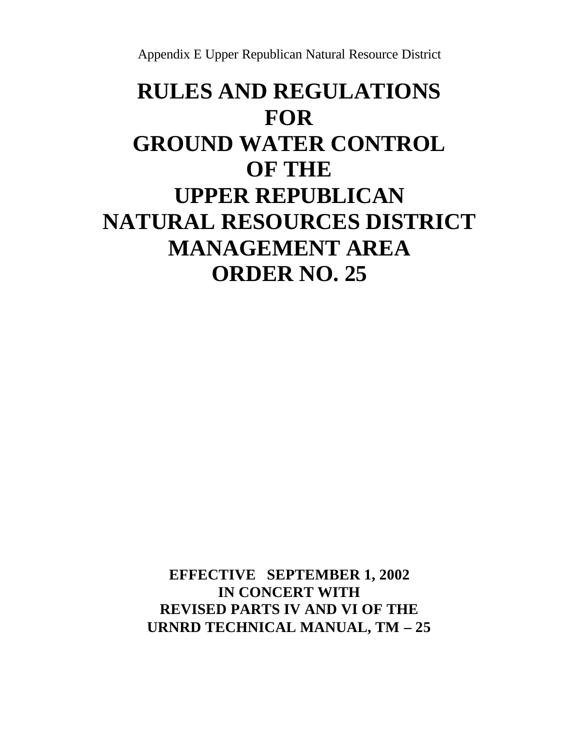Appendix E Upper Republican Natural Resource District

# RULES AND REGULATIONS FOR GROUND WATER CONTROL OF THE UPPER REPUBLICAN NATURAL RESOURCES DISTRICT MANAGEMENT AREA ORDER NO. 25

**EFFECTIVE SEPTEMBER 1, 2002**
**IN CONCERT WITH**
**REVISED PARTS IV AND VI OF THE**
**URNRD TECHNICAL MANUAL, TM – 25**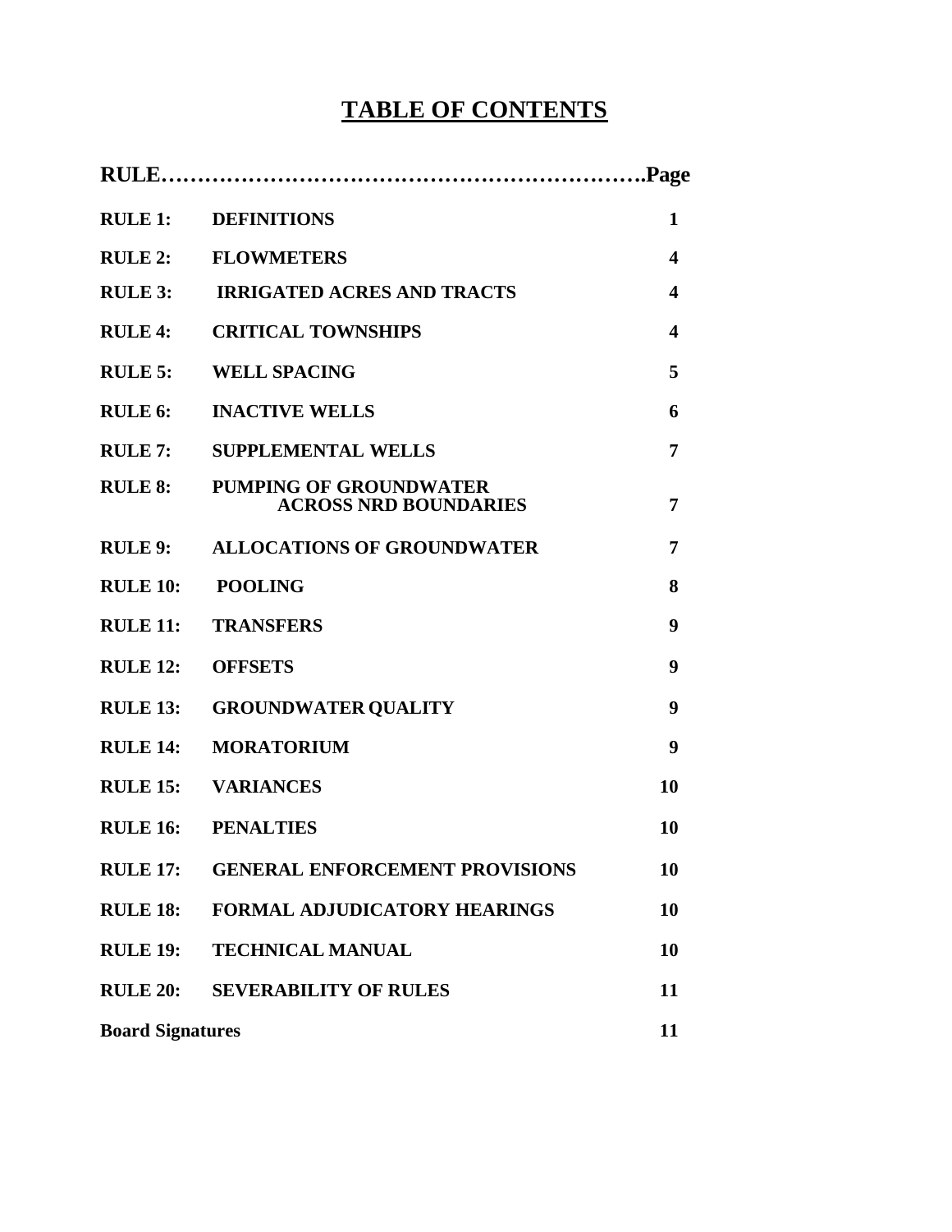# TABLE OF CONTENTS

| RULE | | Page |
|---|---|---|
| **RULE 1:** | **DEFINITIONS** | **1** |
| **RULE 2:** | **FLOWMETERS** | **4** |
| **RULE 3:** | **IRRIGATED ACRES AND TRACTS** | **4** |
| **RULE 4:** | **CRITICAL TOWNSHIPS** | **4** |
| **RULE 5:** | **WELL SPACING** | **5** |
| **RULE 6:** | **INACTIVE WELLS** | **6** |
| **RULE 7:** | **SUPPLEMENTAL WELLS** | **7** |
| **RULE 8:** | **PUMPING OF GROUNDWATER ACROSS NRD BOUNDARIES** | **7** |
| **RULE 9:** | **ALLOCATIONS OF GROUNDWATER** | **7** |
| **RULE 10:** | **POOLING** | **8** |
| **RULE 11:** | **TRANSFERS** | **9** |
| **RULE 12:** | **OFFSETS** | **9** |
| **RULE 13:** | **GROUNDWATER QUALITY** | **9** |
| **RULE 14:** | **MORATORIUM** | **9** |
| **RULE 15:** | **VARIANCES** | **10** |
| **RULE 16:** | **PENALTIES** | **10** |
| **RULE 17:** | **GENERAL ENFORCEMENT PROVISIONS** | **10** |
| **RULE 18:** | **FORMAL ADJUDICATORY HEARINGS** | **10** |
| **RULE 19:** | **TECHNICAL MANUAL** | **10** |
| **RULE 20:** | **SEVERABILITY OF RULES** | **11** |
| **Board Signatures** | | **11** |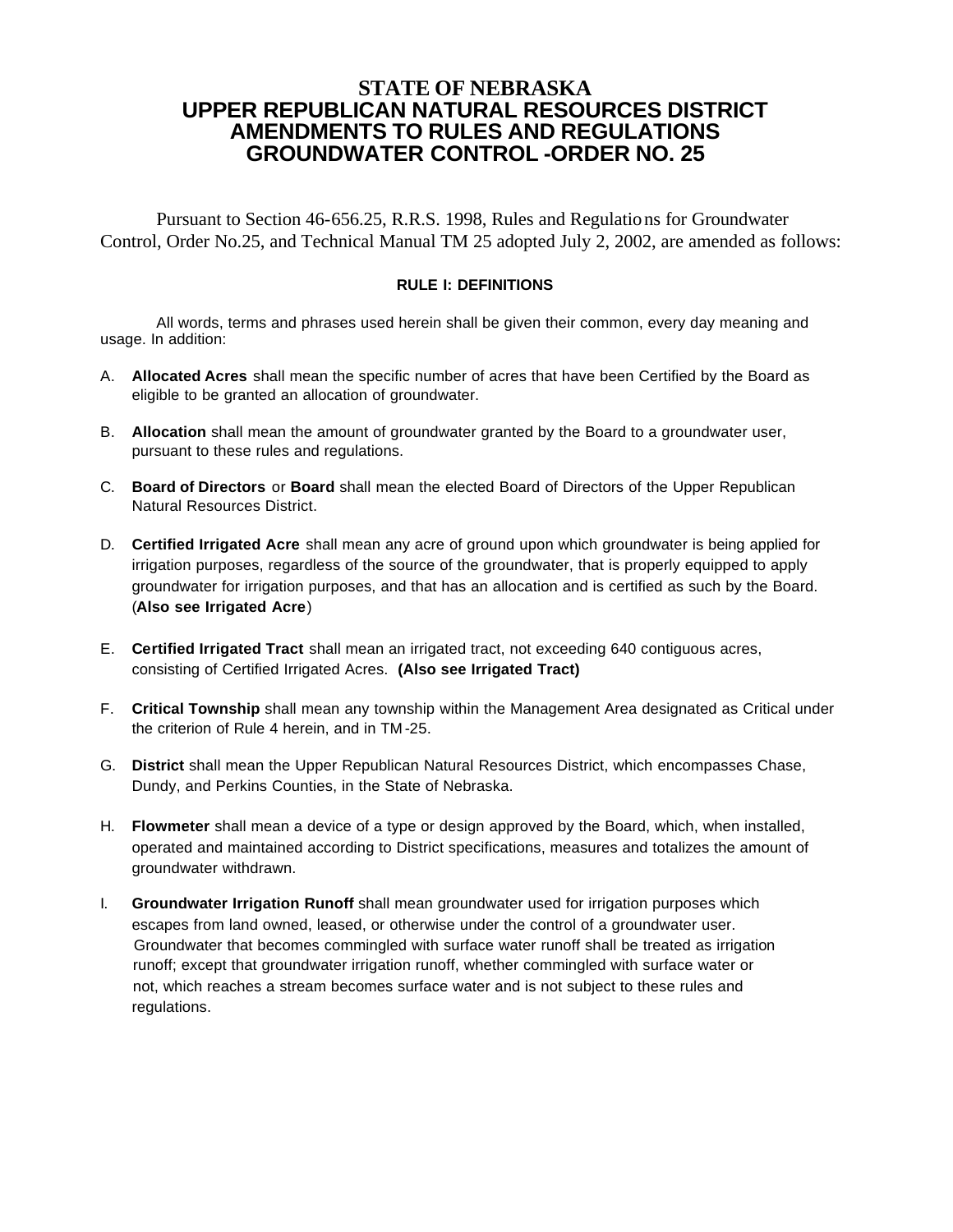# STATE OF NEBRASKA
# UPPER REPUBLICAN NATURAL RESOURCES DISTRICT
# AMENDMENTS TO RULES AND REGULATIONS
# GROUNDWATER CONTROL -ORDER NO. 25

Pursuant to Section 46-656.25, R.R.S. 1998, Rules and Regulations for Groundwater Control, Order No.25, and Technical Manual TM 25 adopted July 2, 2002, are amended as follows:

### RULE I: DEFINITIONS

All words, terms and phrases used herein shall be given their common, every day meaning and usage. In addition:

A. **Allocated Acres** shall mean the specific number of acres that have been Certified by the Board as eligible to be granted an allocation of groundwater.

B. **Allocation** shall mean the amount of groundwater granted by the Board to a groundwater user, pursuant to these rules and regulations.

C. **Board of Directors** or **Board** shall mean the elected Board of Directors of the Upper Republican Natural Resources District.

D. **Certified Irrigated Acre** shall mean any acre of ground upon which groundwater is being applied for irrigation purposes, regardless of the source of the groundwater, that is properly equipped to apply groundwater for irrigation purposes, and that has an allocation and is certified as such by the Board. (**Also see Irrigated Acre**)

E. **Certified Irrigated Tract** shall mean an irrigated tract, not exceeding 640 contiguous acres, consisting of Certified Irrigated Acres. **(Also see Irrigated Tract)**

F. **Critical Township** shall mean any township within the Management Area designated as Critical under the criterion of Rule 4 herein, and in TM-25.

G. **District** shall mean the Upper Republican Natural Resources District, which encompasses Chase, Dundy, and Perkins Counties, in the State of Nebraska.

H. **Flowmeter** shall mean a device of a type or design approved by the Board, which, when installed, operated and maintained according to District specifications, measures and totalizes the amount of groundwater withdrawn.

I. **Groundwater Irrigation Runoff** shall mean groundwater used for irrigation purposes which escapes from land owned, leased, or otherwise under the control of a groundwater user. Groundwater that becomes commingled with surface water runoff shall be treated as irrigation runoff; except that groundwater irrigation runoff, whether commingled with surface water or not, which reaches a stream becomes surface water and is not subject to these rules and regulations.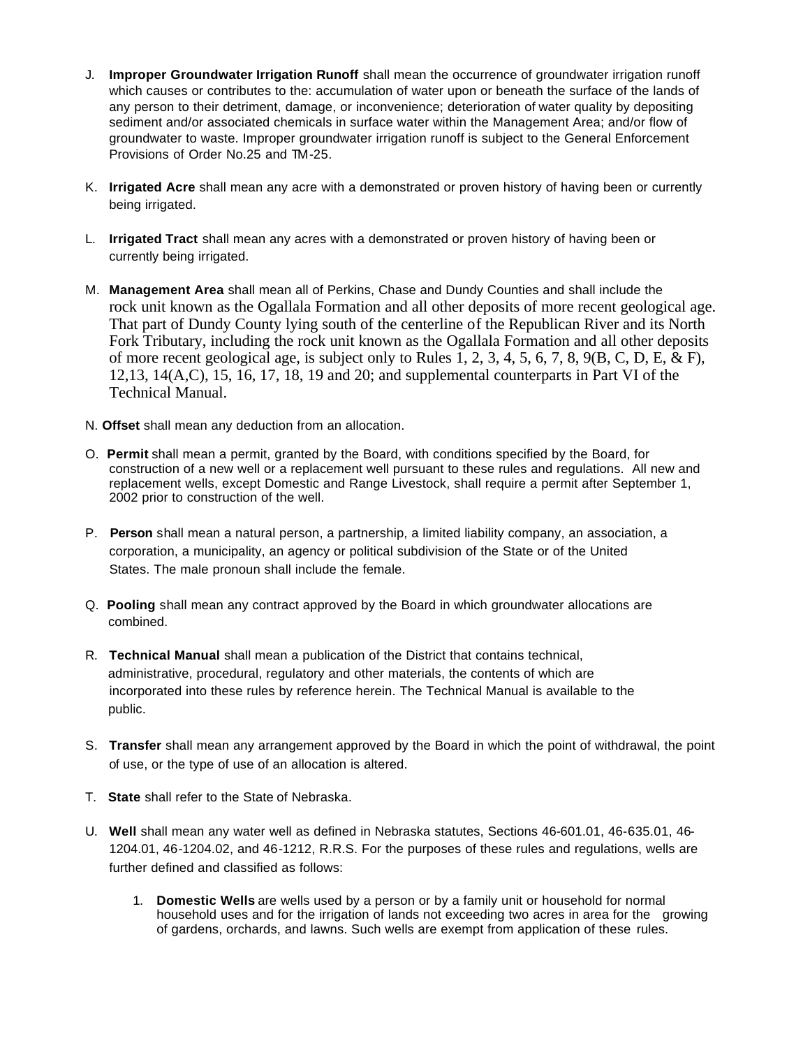J. **Improper Groundwater Irrigation Runoff** shall mean the occurrence of groundwater irrigation runoff which causes or contributes to the: accumulation of water upon or beneath the surface of the lands of any person to their detriment, damage, or inconvenience; deterioration of water quality by depositing sediment and/or associated chemicals in surface water within the Management Area; and/or flow of groundwater to waste. Improper groundwater irrigation runoff is subject to the General Enforcement Provisions of Order No.25 and TM-25.

K. **Irrigated Acre** shall mean any acre with a demonstrated or proven history of having been or currently being irrigated.

L. **Irrigated Tract** shall mean any acres with a demonstrated or proven history of having been or currently being irrigated.

M. **Management Area** shall mean all of Perkins, Chase and Dundy Counties and shall include the rock unit known as the Ogallala Formation and all other deposits of more recent geological age. That part of Dundy County lying south of the centerline of the Republican River and its North Fork Tributary, including the rock unit known as the Ogallala Formation and all other deposits of more recent geological age, is subject only to Rules 1, 2, 3, 4, 5, 6, 7, 8, 9(B, C, D, E, & F), 12,13, 14(A,C), 15, 16, 17, 18, 19 and 20; and supplemental counterparts in Part VI of the Technical Manual.

N. **Offset** shall mean any deduction from an allocation.

O. **Permit** shall mean a permit, granted by the Board, with conditions specified by the Board, for construction of a new well or a replacement well pursuant to these rules and regulations. All new and replacement wells, except Domestic and Range Livestock, shall require a permit after September 1, 2002 prior to construction of the well.

P. **Person** shall mean a natural person, a partnership, a limited liability company, an association, a corporation, a municipality, an agency or political subdivision of the State or of the United States. The male pronoun shall include the female.

Q. **Pooling** shall mean any contract approved by the Board in which groundwater allocations are combined.

R. **Technical Manual** shall mean a publication of the District that contains technical, administrative, procedural, regulatory and other materials, the contents of which are incorporated into these rules by reference herein. The Technical Manual is available to the public.

S. **Transfer** shall mean any arrangement approved by the Board in which the point of withdrawal, the point of use, or the type of use of an allocation is altered.

T. **State** shall refer to the State of Nebraska.

U. **Well** shall mean any water well as defined in Nebraska statutes, Sections 46-601.01, 46-635.01, 46-1204.01, 46-1204.02, and 46-1212, R.R.S. For the purposes of these rules and regulations, wells are further defined and classified as follows:

   1. **Domestic Wells** are wells used by a person or by a family unit or household for normal household uses and for the irrigation of lands not exceeding two acres in area for the growing of gardens, orchards, and lawns. Such wells are exempt from application of these rules.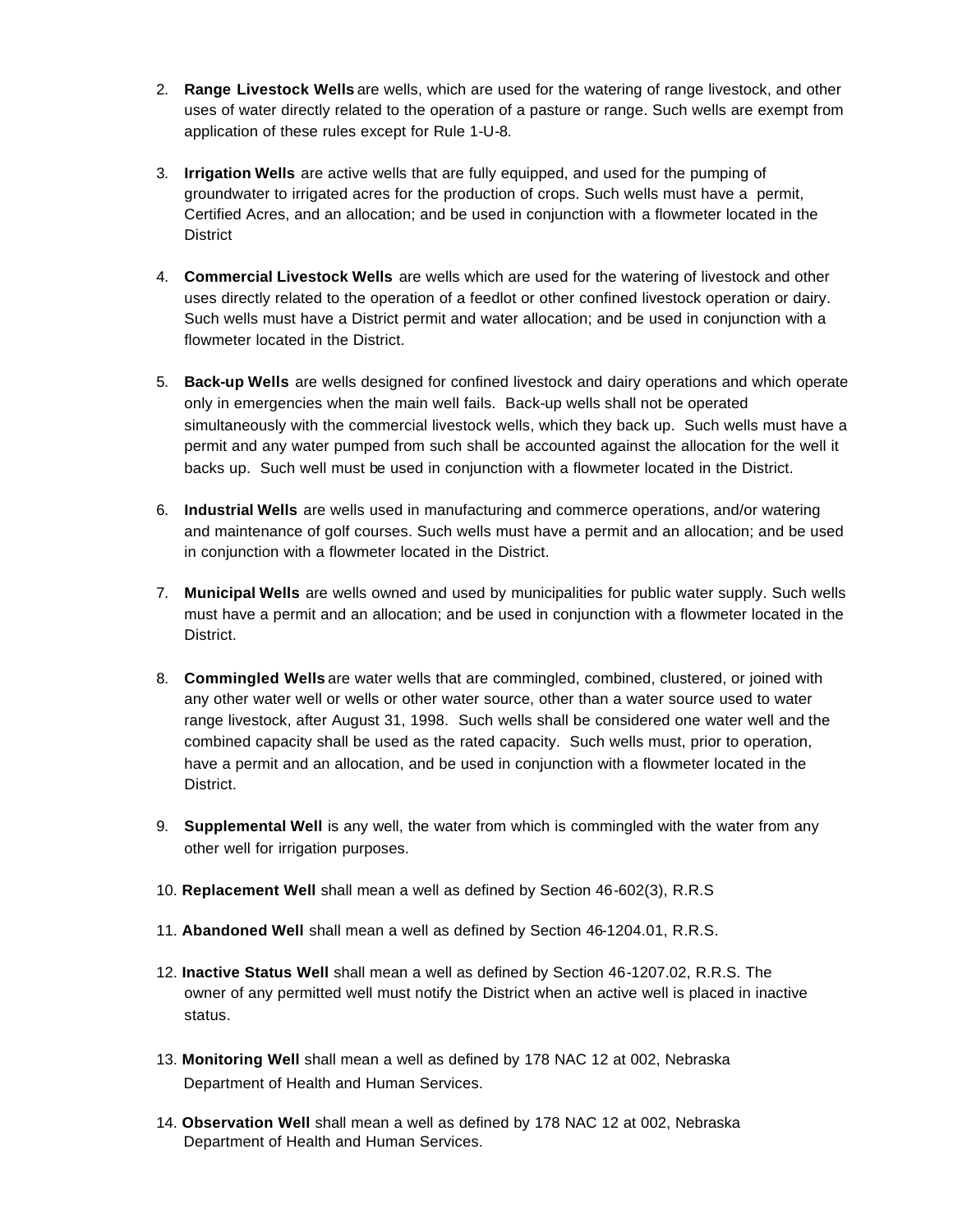2. **Range Livestock Wells** are wells, which are used for the watering of range livestock, and other uses of water directly related to the operation of a pasture or range. Such wells are exempt from application of these rules except for Rule 1-U-8.

3. **Irrigation Wells** are active wells that are fully equipped, and used for the pumping of groundwater to irrigated acres for the production of crops. Such wells must have a permit, Certified Acres, and an allocation; and be used in conjunction with a flowmeter located in the District

4. **Commercial Livestock Wells** are wells which are used for the watering of livestock and other uses directly related to the operation of a feedlot or other confined livestock operation or dairy. Such wells must have a District permit and water allocation; and be used in conjunction with a flowmeter located in the District.

5. **Back-up Wells** are wells designed for confined livestock and dairy operations and which operate only in emergencies when the main well fails. Back-up wells shall not be operated simultaneously with the commercial livestock wells, which they back up. Such wells must have a permit and any water pumped from such shall be accounted against the allocation for the well it backs up. Such well must be used in conjunction with a flowmeter located in the District.

6. **Industrial Wells** are wells used in manufacturing and commerce operations, and/or watering and maintenance of golf courses. Such wells must have a permit and an allocation; and be used in conjunction with a flowmeter located in the District.

7. **Municipal Wells** are wells owned and used by municipalities for public water supply. Such wells must have a permit and an allocation; and be used in conjunction with a flowmeter located in the District.

8. **Commingled Wells** are water wells that are commingled, combined, clustered, or joined with any other water well or wells or other water source, other than a water source used to water range livestock, after August 31, 1998. Such wells shall be considered one water well and the combined capacity shall be used as the rated capacity. Such wells must, prior to operation, have a permit and an allocation, and be used in conjunction with a flowmeter located in the District.

9. **Supplemental Well** is any well, the water from which is commingled with the water from any other well for irrigation purposes.

10. **Replacement Well** shall mean a well as defined by Section 46-602(3), R.R.S

11. **Abandoned Well** shall mean a well as defined by Section 46-1204.01, R.R.S.

12. **Inactive Status Well** shall mean a well as defined by Section 46-1207.02, R.R.S. The owner of any permitted well must notify the District when an active well is placed in inactive status.

13. **Monitoring Well** shall mean a well as defined by 178 NAC 12 at 002, Nebraska Department of Health and Human Services.

14. **Observation Well** shall mean a well as defined by 178 NAC 12 at 002, Nebraska Department of Health and Human Services.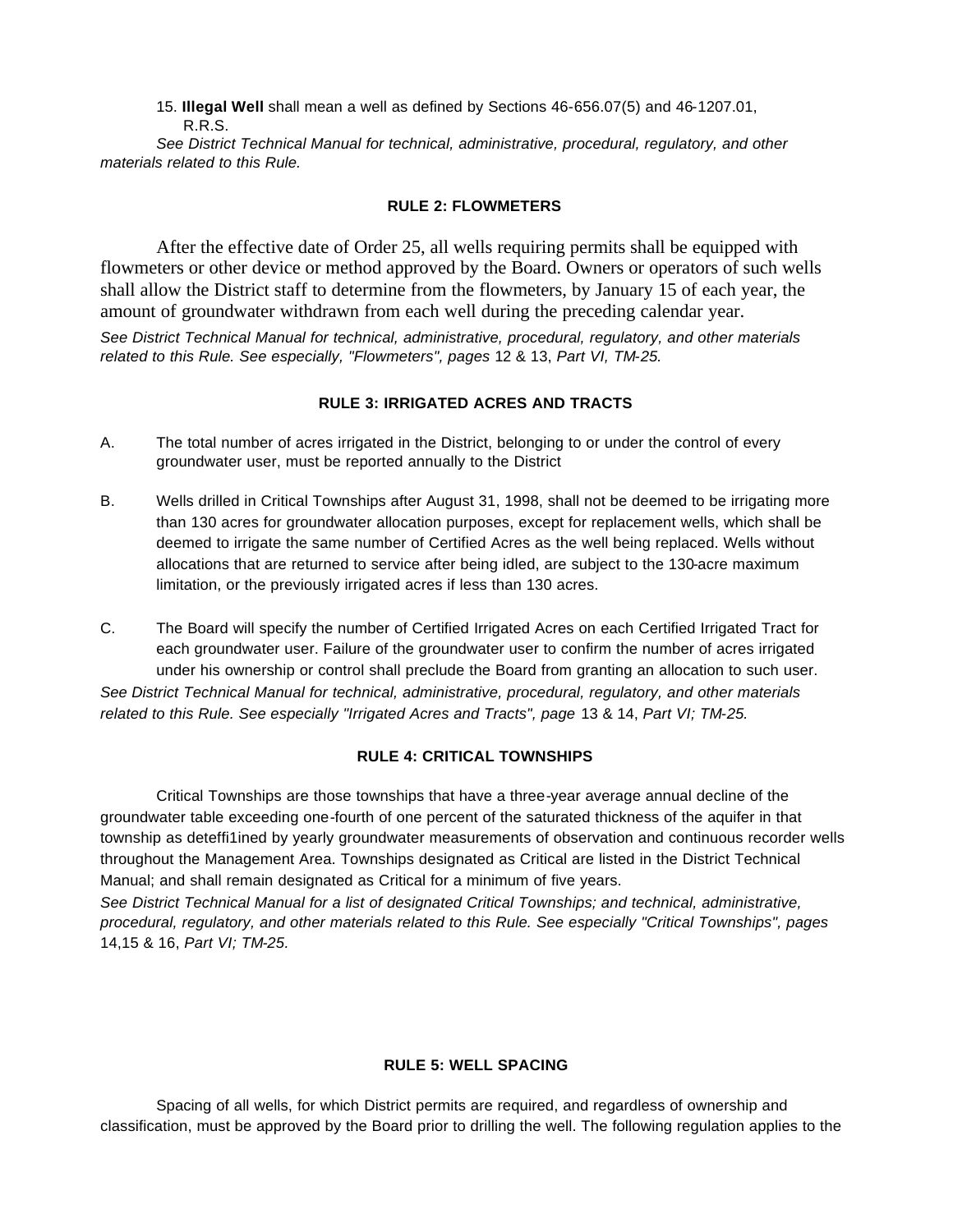15. **Illegal Well** shall mean a well as defined by Sections 46-656.07(5) and 46-1207.01, R.R.S.

*See District Technical Manual for technical, administrative, procedural, regulatory, and other materials related to this Rule.*

**RULE 2: FLOWMETERS**

After the effective date of Order 25, all wells requiring permits shall be equipped with flowmeters or other device or method approved by the Board. Owners or operators of such wells shall allow the District staff to determine from the flowmeters, by January 15 of each year, the amount of groundwater withdrawn from each well during the preceding calendar year.

*See District Technical Manual for technical, administrative, procedural, regulatory, and other materials related to this Rule. See especially, "Flowmeters", pages* 12 & 13, *Part VI, TM-25.*

**RULE 3: IRRIGATED ACRES AND TRACTS**

A. The total number of acres irrigated in the District, belonging to or under the control of every groundwater user, must be reported annually to the District

B. Wells drilled in Critical Townships after August 31, 1998, shall not be deemed to be irrigating more than 130 acres for groundwater allocation purposes, except for replacement wells, which shall be deemed to irrigate the same number of Certified Acres as the well being replaced. Wells without allocations that are returned to service after being idled, are subject to the 130-acre maximum limitation, or the previously irrigated acres if less than 130 acres.

C. The Board will specify the number of Certified Irrigated Acres on each Certified Irrigated Tract for each groundwater user. Failure of the groundwater user to confirm the number of acres irrigated under his ownership or control shall preclude the Board from granting an allocation to such user.

*See District Technical Manual for technical, administrative, procedural, regulatory, and other materials related to this Rule. See especially "Irrigated Acres and Tracts", page* 13 & 14, *Part VI; TM-25.*

**RULE 4: CRITICAL TOWNSHIPS**

Critical Townships are those townships that have a three-year average annual decline of the groundwater table exceeding one-fourth of one percent of the saturated thickness of the aquifer in that township as deteffi1ined by yearly groundwater measurements of observation and continuous recorder wells throughout the Management Area. Townships designated as Critical are listed in the District Technical Manual; and shall remain designated as Critical for a minimum of five years.

*See District Technical Manual for a list of designated Critical Townships; and technical, administrative, procedural, regulatory, and other materials related to this Rule. See especially "Critical Townships", pages* 14,15 & 16, *Part VI; TM-25.*

**RULE 5: WELL SPACING**

Spacing of all wells, for which District permits are required, and regardless of ownership and classification, must be approved by the Board prior to drilling the well. The following regulation applies to the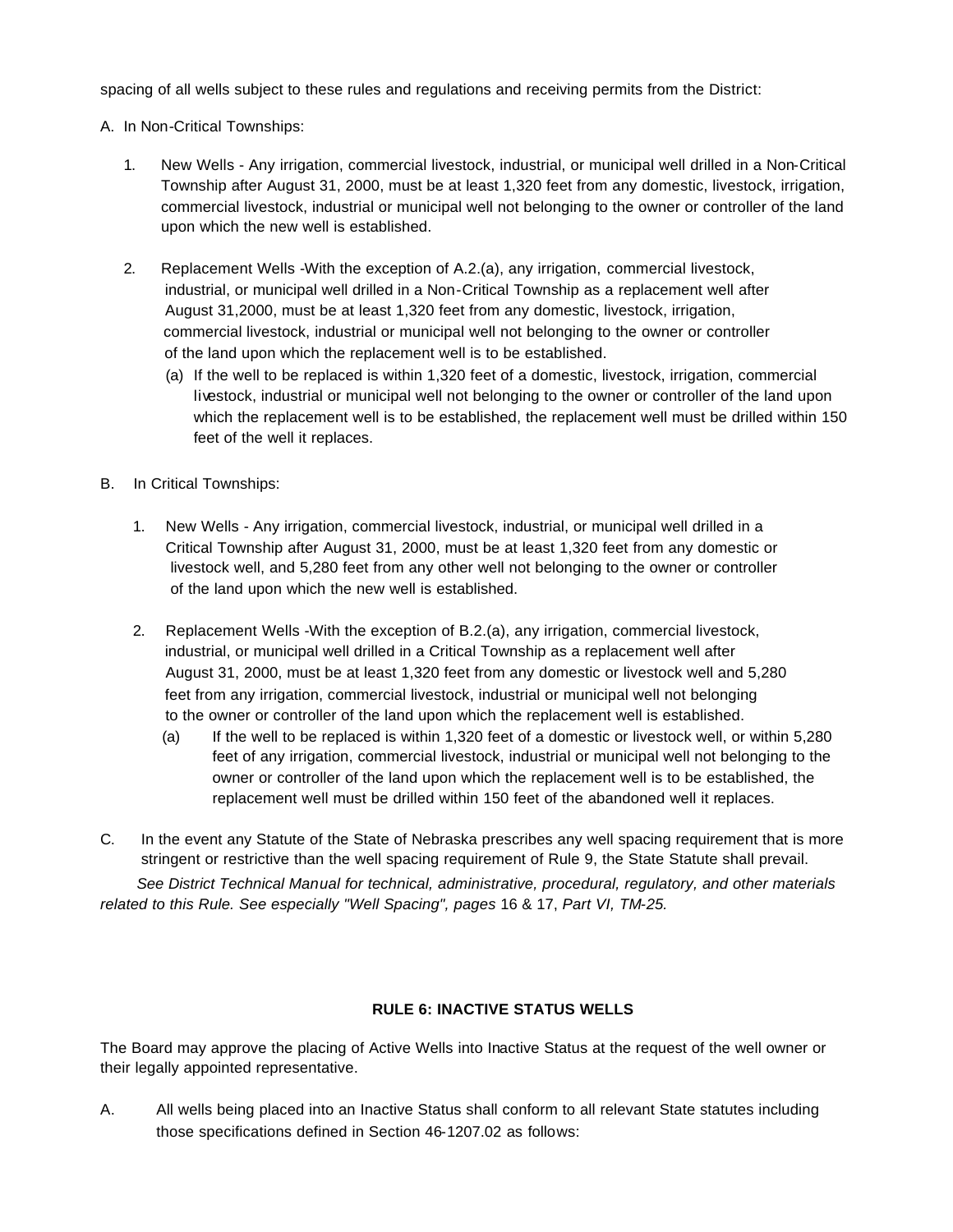spacing of all wells subject to these rules and regulations and receiving permits from the District:

A. In Non-Critical Townships:

1. New Wells - Any irrigation, commercial livestock, industrial, or municipal well drilled in a Non-Critical Township after August 31, 2000, must be at least 1,320 feet from any domestic, livestock, irrigation, commercial livestock, industrial or municipal well not belonging to the owner or controller of the land upon which the new well is established.

2. Replacement Wells -With the exception of A.2.(a), any irrigation, commercial livestock, industrial, or municipal well drilled in a Non-Critical Township as a replacement well after August 31,2000, must be at least 1,320 feet from any domestic, livestock, irrigation, commercial livestock, industrial or municipal well not belonging to the owner or controller of the land upon which the replacement well is to be established.
   - (a) If the well to be replaced is within 1,320 feet of a domestic, livestock, irrigation, commercial livestock, industrial or municipal well not belonging to the owner or controller of the land upon which the replacement well is to be established, the replacement well must be drilled within 150 feet of the well it replaces.

B. In Critical Townships:

1. New Wells - Any irrigation, commercial livestock, industrial, or municipal well drilled in a Critical Township after August 31, 2000, must be at least 1,320 feet from any domestic or livestock well, and 5,280 feet from any other well not belonging to the owner or controller of the land upon which the new well is established.

2. Replacement Wells -With the exception of B.2.(a), any irrigation, commercial livestock, industrial, or municipal well drilled in a Critical Township as a replacement well after August 31, 2000, must be at least 1,320 feet from any domestic or livestock well and 5,280 feet from any irrigation, commercial livestock, industrial or municipal well not belonging to the owner or controller of the land upon which the replacement well is established.
   - (a) If the well to be replaced is within 1,320 feet of a domestic or livestock well, or within 5,280 feet of any irrigation, commercial livestock, industrial or municipal well not belonging to the owner or controller of the land upon which the replacement well is to be established, the replacement well must be drilled within 150 feet of the abandoned well it replaces.

C. In the event any Statute of the State of Nebraska prescribes any well spacing requirement that is more stringent or restrictive than the well spacing requirement of Rule 9, the State Statute shall prevail.

*See District Technical Manual for technical, administrative, procedural, regulatory, and other materials related to this Rule. See especially "Well Spacing", pages* 16 & 17, *Part VI, TM-25.*

## RULE 6: INACTIVE STATUS WELLS

The Board may approve the placing of Active Wells into Inactive Status at the request of the well owner or their legally appointed representative.

A. All wells being placed into an Inactive Status shall conform to all relevant State statutes including those specifications defined in Section 46-1207.02 as follows: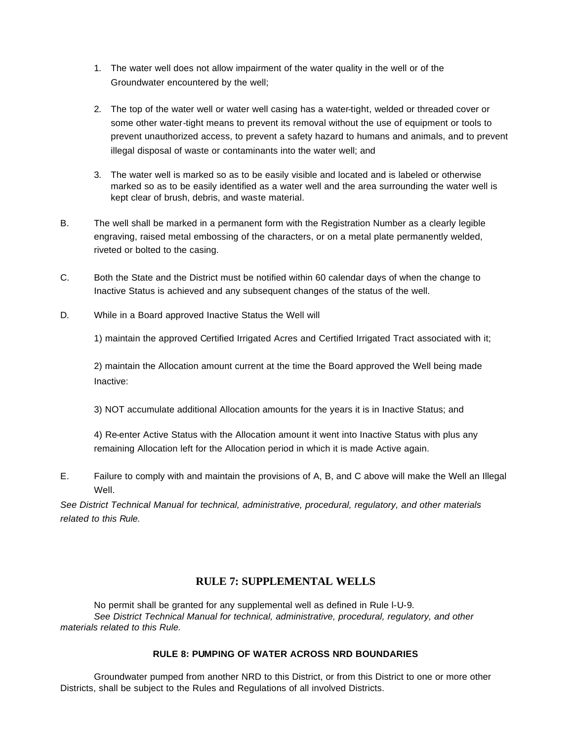1. The water well does not allow impairment of the water quality in the well or of the Groundwater encountered by the well;

2. The top of the water well or water well casing has a water-tight, welded or threaded cover or some other water-tight means to prevent its removal without the use of equipment or tools to prevent unauthorized access, to prevent a safety hazard to humans and animals, and to prevent illegal disposal of waste or contaminants into the water well; and

3. The water well is marked so as to be easily visible and located and is labeled or otherwise marked so as to be easily identified as a water well and the area surrounding the water well is kept clear of brush, debris, and waste material.

B. The well shall be marked in a permanent form with the Registration Number as a clearly legible engraving, raised metal embossing of the characters, or on a metal plate permanently welded, riveted or bolted to the casing.

C. Both the State and the District must be notified within 60 calendar days of when the change to Inactive Status is achieved and any subsequent changes of the status of the well.

D. While in a Board approved Inactive Status the Well will

1) maintain the approved Certified Irrigated Acres and Certified Irrigated Tract associated with it;

2) maintain the Allocation amount current at the time the Board approved the Well being made Inactive:

3) NOT accumulate additional Allocation amounts for the years it is in Inactive Status; and

4) Re-enter Active Status with the Allocation amount it went into Inactive Status with plus any remaining Allocation left for the Allocation period in which it is made Active again.

E. Failure to comply with and maintain the provisions of A, B, and C above will make the Well an Illegal Well.

*See District Technical Manual for technical, administrative, procedural, regulatory, and other materials related to this Rule.*

## RULE 7: SUPPLEMENTAL WELLS

No permit shall be granted for any supplemental well as defined in Rule l-U-9.

*See District Technical Manual for technical, administrative, procedural, regulatory, and other materials related to this Rule.*

### RULE 8: PUMPING OF WATER ACROSS NRD BOUNDARIES

Groundwater pumped from another NRD to this District, or from this District to one or more other Districts, shall be subject to the Rules and Regulations of all involved Districts.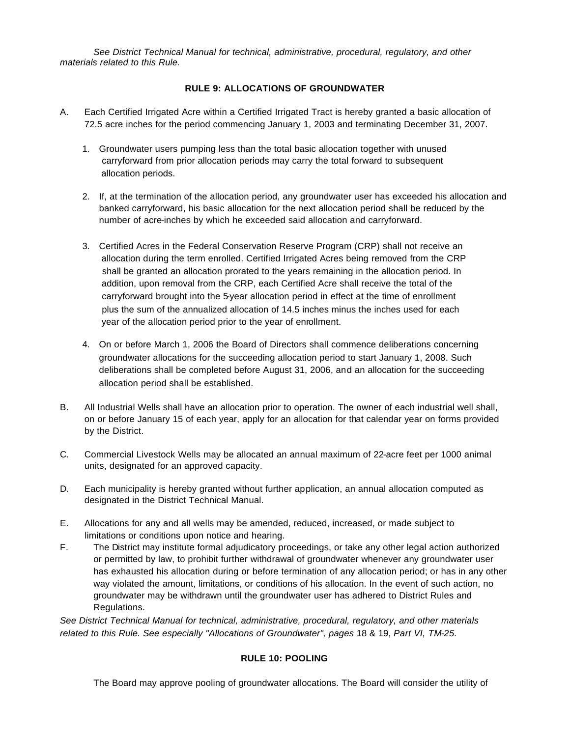*See District Technical Manual for technical, administrative, procedural, regulatory, and other materials related to this Rule.*

### RULE 9: ALLOCATIONS OF GROUNDWATER

A. Each Certified Irrigated Acre within a Certified Irrigated Tract is hereby granted a basic allocation of 72.5 acre inches for the period commencing January 1, 2003 and terminating December 31, 2007.

   1. Groundwater users pumping less than the total basic allocation together with unused carryforward from prior allocation periods may carry the total forward to subsequent allocation periods.

   2. If, at the termination of the allocation period, any groundwater user has exceeded his allocation and banked carryforward, his basic allocation for the next allocation period shall be reduced by the number of acre-inches by which he exceeded said allocation and carryforward.

   3. Certified Acres in the Federal Conservation Reserve Program (CRP) shall not receive an allocation during the term enrolled. Certified Irrigated Acres being removed from the CRP shall be granted an allocation prorated to the years remaining in the allocation period. In addition, upon removal from the CRP, each Certified Acre shall receive the total of the carryforward brought into the 5-year allocation period in effect at the time of enrollment plus the sum of the annualized allocation of 14.5 inches minus the inches used for each year of the allocation period prior to the year of enrollment.

   4. On or before March 1, 2006 the Board of Directors shall commence deliberations concerning groundwater allocations for the succeeding allocation period to start January 1, 2008. Such deliberations shall be completed before August 31, 2006, and an allocation for the succeeding allocation period shall be established.

B. All Industrial Wells shall have an allocation prior to operation. The owner of each industrial well shall, on or before January 15 of each year, apply for an allocation for that calendar year on forms provided by the District.

C. Commercial Livestock Wells may be allocated an annual maximum of 22-acre feet per 1000 animal units, designated for an approved capacity.

D. Each municipality is hereby granted without further application, an annual allocation computed as designated in the District Technical Manual.

E. Allocations for any and all wells may be amended, reduced, increased, or made subject to limitations or conditions upon notice and hearing.

F. The District may institute formal adjudicatory proceedings, or take any other legal action authorized or permitted by law, to prohibit further withdrawal of groundwater whenever any groundwater user has exhausted his allocation during or before termination of any allocation period; or has in any other way violated the amount, limitations, or conditions of his allocation. In the event of such action, no groundwater may be withdrawn until the groundwater user has adhered to District Rules and Regulations.

*See District Technical Manual for technical, administrative, procedural, regulatory, and other materials related to this Rule. See especially "Allocations of Groundwater", pages* 18 & 19, *Part VI, TM-25.*

### RULE 10: POOLING

The Board may approve pooling of groundwater allocations. The Board will consider the utility of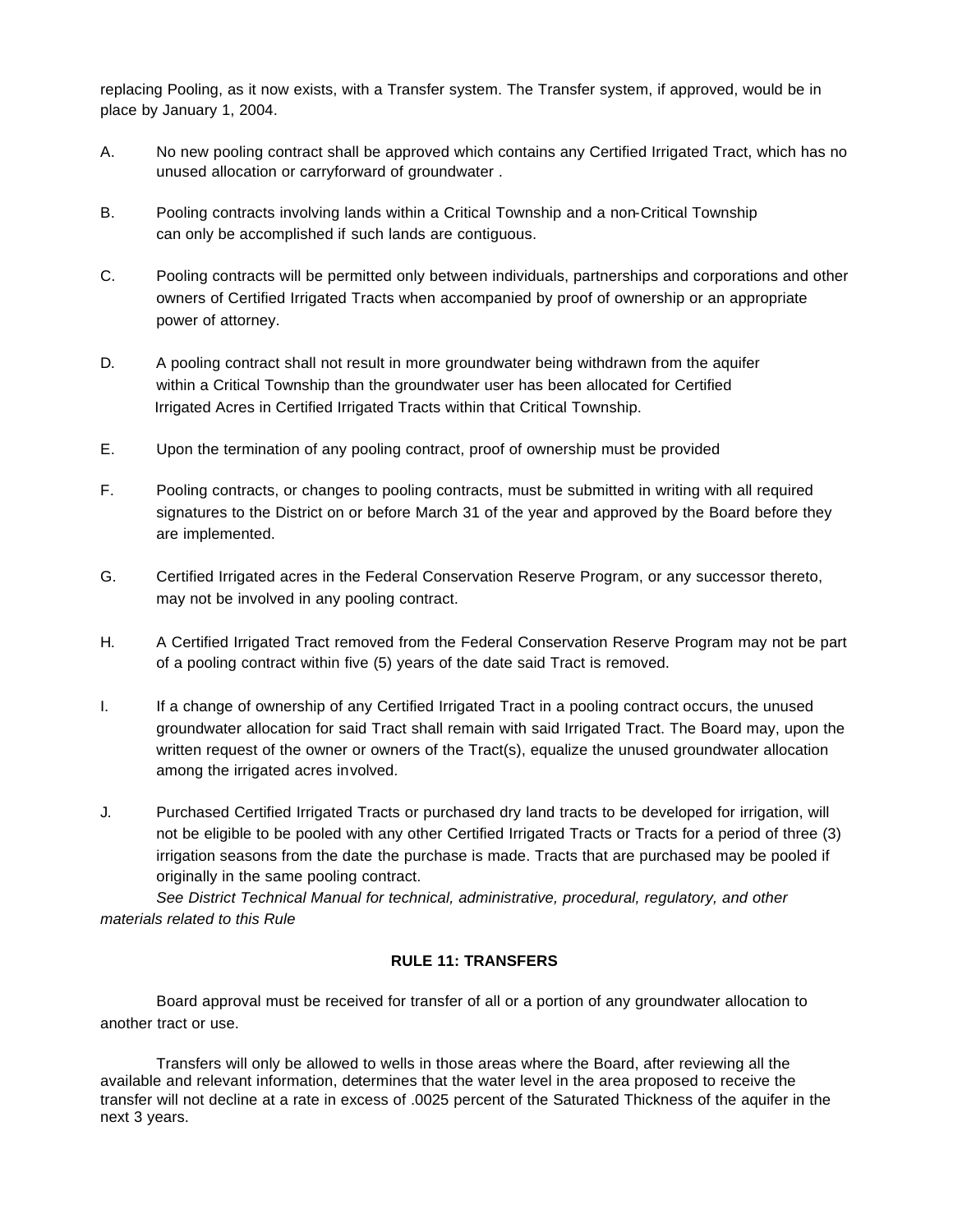replacing Pooling, as it now exists, with a Transfer system. The Transfer system, if approved, would be in place by January 1, 2004.

A. No new pooling contract shall be approved which contains any Certified Irrigated Tract, which has no unused allocation or carryforward of groundwater .

B. Pooling contracts involving lands within a Critical Township and a non-Critical Township can only be accomplished if such lands are contiguous.

C. Pooling contracts will be permitted only between individuals, partnerships and corporations and other owners of Certified Irrigated Tracts when accompanied by proof of ownership or an appropriate power of attorney.

D. A pooling contract shall not result in more groundwater being withdrawn from the aquifer within a Critical Township than the groundwater user has been allocated for Certified Irrigated Acres in Certified Irrigated Tracts within that Critical Township.

E. Upon the termination of any pooling contract, proof of ownership must be provided

F. Pooling contracts, or changes to pooling contracts, must be submitted in writing with all required signatures to the District on or before March 31 of the year and approved by the Board before they are implemented.

G. Certified Irrigated acres in the Federal Conservation Reserve Program, or any successor thereto, may not be involved in any pooling contract.

H. A Certified Irrigated Tract removed from the Federal Conservation Reserve Program may not be part of a pooling contract within five (5) years of the date said Tract is removed.

I. If a change of ownership of any Certified Irrigated Tract in a pooling contract occurs, the unused groundwater allocation for said Tract shall remain with said Irrigated Tract. The Board may, upon the written request of the owner or owners of the Tract(s), equalize the unused groundwater allocation among the irrigated acres involved.

J. Purchased Certified Irrigated Tracts or purchased dry land tracts to be developed for irrigation, will not be eligible to be pooled with any other Certified Irrigated Tracts or Tracts for a period of three (3) irrigation seasons from the date the purchase is made. Tracts that are purchased may be pooled if originally in the same pooling contract.

*See District Technical Manual for technical, administrative, procedural, regulatory, and other materials related to this Rule*

## RULE 11: TRANSFERS

Board approval must be received for transfer of all or a portion of any groundwater allocation to another tract or use.

Transfers will only be allowed to wells in those areas where the Board, after reviewing all the available and relevant information, determines that the water level in the area proposed to receive the transfer will not decline at a rate in excess of .0025 percent of the Saturated Thickness of the aquifer in the next 3 years.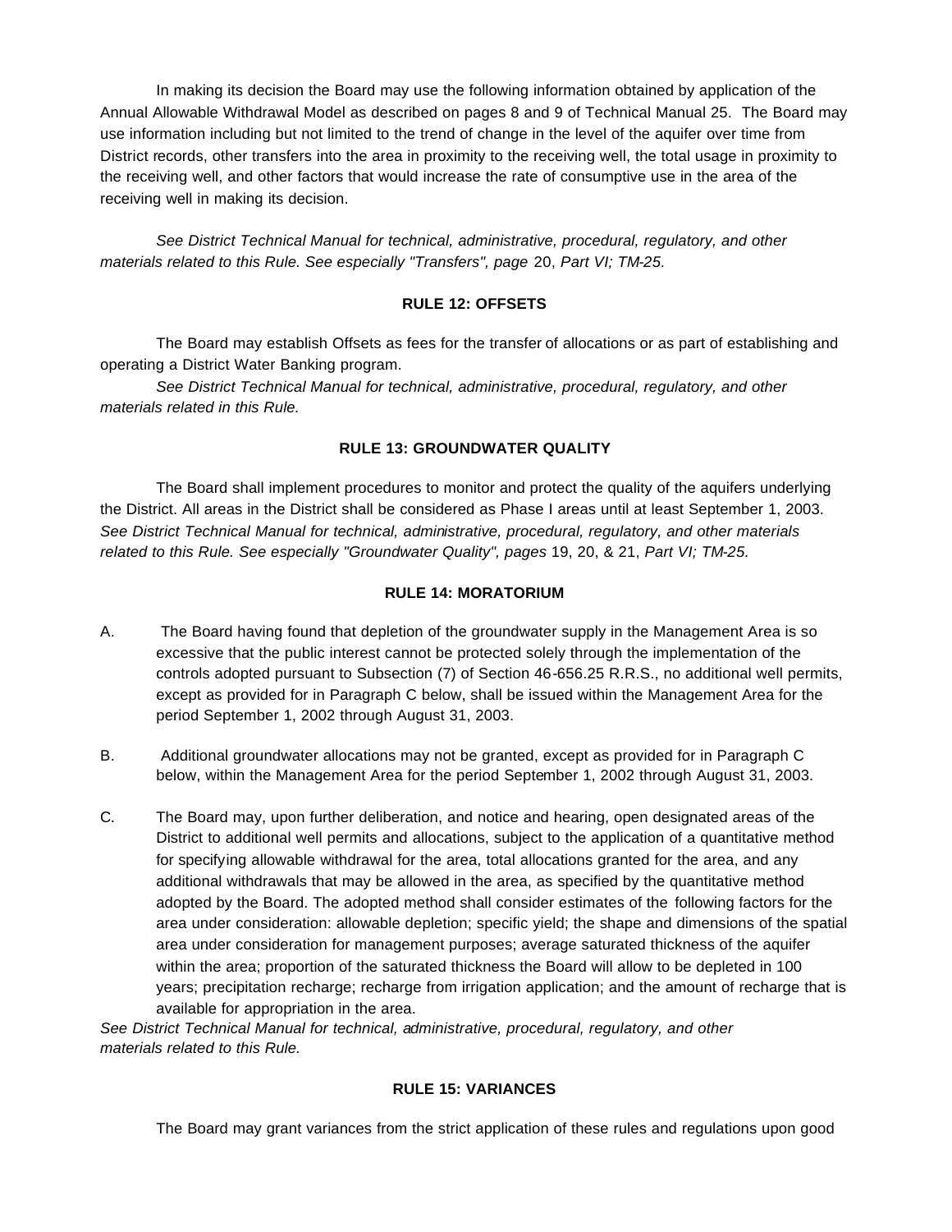In making its decision the Board may use the following information obtained by application of the Annual Allowable Withdrawal Model as described on pages 8 and 9 of Technical Manual 25. The Board may use information including but not limited to the trend of change in the level of the aquifer over time from District records, other transfers into the area in proximity to the receiving well, the total usage in proximity to the receiving well, and other factors that would increase the rate of consumptive use in the area of the receiving well in making its decision.

*See District Technical Manual for technical, administrative, procedural, regulatory, and other materials related to this Rule. See especially "Transfers", page* 20, *Part VI; TM-25.*

### RULE 12: OFFSETS

The Board may establish Offsets as fees for the transfer of allocations or as part of establishing and operating a District Water Banking program.

*See District Technical Manual for technical, administrative, procedural, regulatory, and other materials related in this Rule.*

### RULE 13: GROUNDWATER QUALITY

The Board shall implement procedures to monitor and protect the quality of the aquifers underlying the District. All areas in the District shall be considered as Phase I areas until at least September 1, 2003. *See District Technical Manual for technical, administrative, procedural, regulatory, and other materials related to this Rule. See especially "Groundwater Quality", pages* 19, 20, & 21, *Part VI; TM-25.*

### RULE 14: MORATORIUM

A. The Board having found that depletion of the groundwater supply in the Management Area is so excessive that the public interest cannot be protected solely through the implementation of the controls adopted pursuant to Subsection (7) of Section 46-656.25 R.R.S., no additional well permits, except as provided for in Paragraph C below, shall be issued within the Management Area for the period September 1, 2002 through August 31, 2003.

B. Additional groundwater allocations may not be granted, except as provided for in Paragraph C below, within the Management Area for the period September 1, 2002 through August 31, 2003.

C. The Board may, upon further deliberation, and notice and hearing, open designated areas of the District to additional well permits and allocations, subject to the application of a quantitative method for specifying allowable withdrawal for the area, total allocations granted for the area, and any additional withdrawals that may be allowed in the area, as specified by the quantitative method adopted by the Board. The adopted method shall consider estimates of the following factors for the area under consideration: allowable depletion; specific yield; the shape and dimensions of the spatial area under consideration for management purposes; average saturated thickness of the aquifer within the area; proportion of the saturated thickness the Board will allow to be depleted in 100 years; precipitation recharge; recharge from irrigation application; and the amount of recharge that is available for appropriation in the area.

*See District Technical Manual for technical, administrative, procedural, regulatory, and other materials related to this Rule.*

### RULE 15: VARIANCES

The Board may grant variances from the strict application of these rules and regulations upon good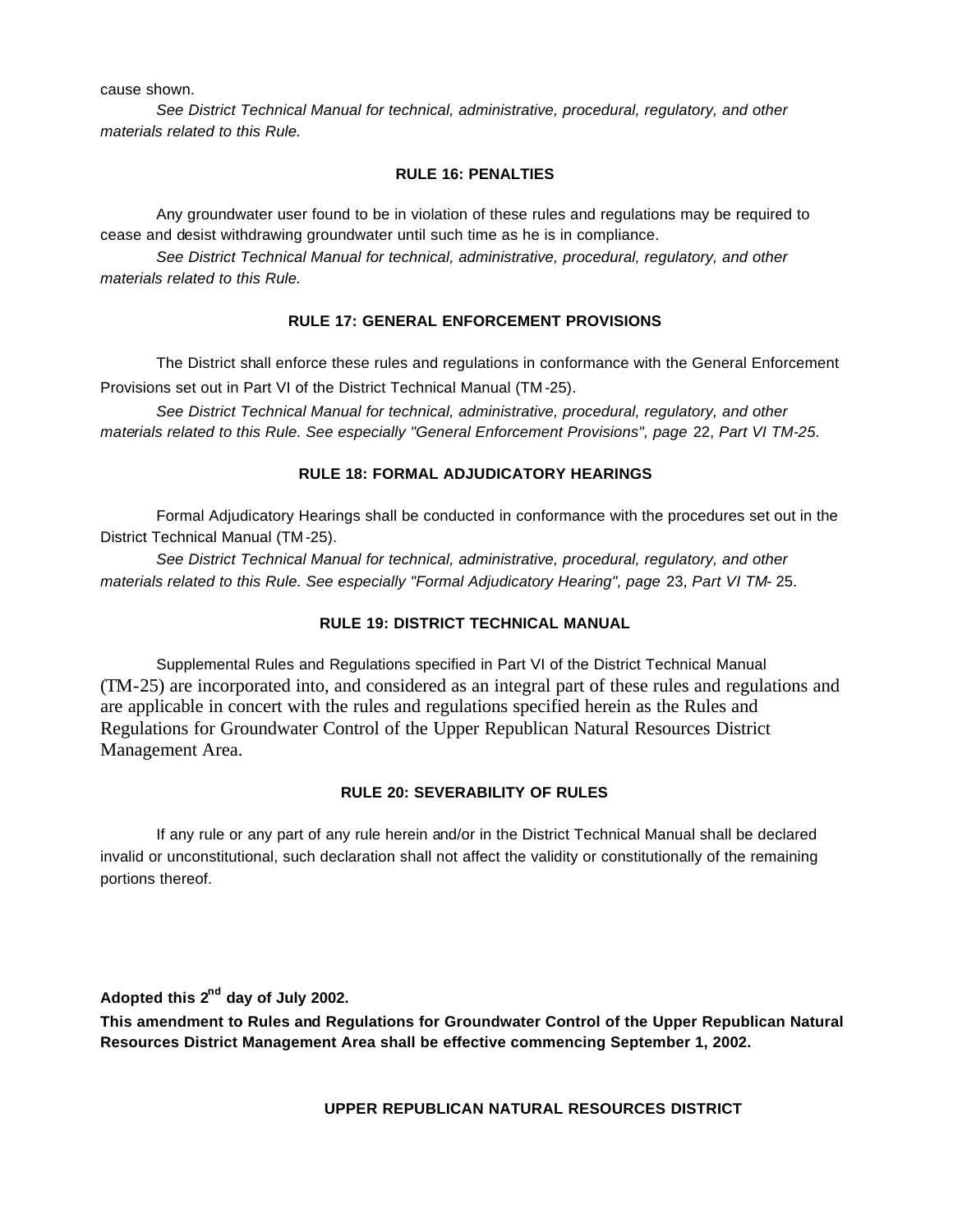cause shown.

*See District Technical Manual for technical, administrative, procedural, regulatory, and other materials related to this Rule.*

### RULE 16: PENALTIES

Any groundwater user found to be in violation of these rules and regulations may be required to cease and desist withdrawing groundwater until such time as he is in compliance.

*See District Technical Manual for technical, administrative, procedural, regulatory, and other materials related to this Rule.*

### RULE 17: GENERAL ENFORCEMENT PROVISIONS

The District shall enforce these rules and regulations in conformance with the General Enforcement Provisions set out in Part VI of the District Technical Manual (TM-25).

*See District Technical Manual for technical, administrative, procedural, regulatory, and other materials related to this Rule. See especially "General Enforcement Provisions", page* 22, *Part VI TM-25.*

### RULE 18: FORMAL ADJUDICATORY HEARINGS

Formal Adjudicatory Hearings shall be conducted in conformance with the procedures set out in the District Technical Manual (TM-25).

*See District Technical Manual for technical, administrative, procedural, regulatory, and other materials related to this Rule. See especially "Formal Adjudicatory Hearing", page* 23, *Part VI TM-* 25.

### RULE 19: DISTRICT TECHNICAL MANUAL

Supplemental Rules and Regulations specified in Part VI of the District Technical Manual (TM-25) are incorporated into, and considered as an integral part of these rules and regulations and are applicable in concert with the rules and regulations specified herein as the Rules and Regulations for Groundwater Control of the Upper Republican Natural Resources District Management Area.

### RULE 20: SEVERABILITY OF RULES

If any rule or any part of any rule herein and/or in the District Technical Manual shall be declared invalid or unconstitutional, such declaration shall not affect the validity or constitutionally of the remaining portions thereof.

**Adopted this 2nd day of July 2002.**

**This amendment to Rules and Regulations for Groundwater Control of the Upper Republican Natural Resources District Management Area shall be effective commencing September 1, 2002.**

**UPPER REPUBLICAN NATURAL RESOURCES DISTRICT**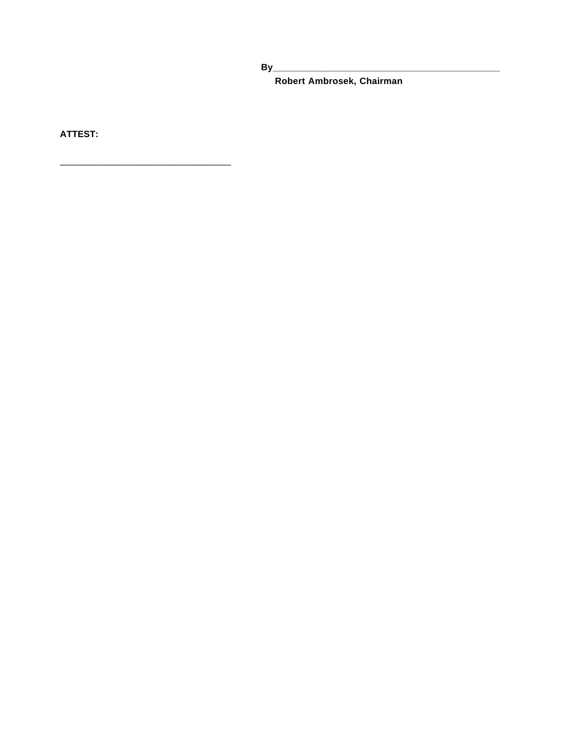**By**______________________________________________

**Robert Ambrosek, Chairman**

**ATTEST:**

________________________________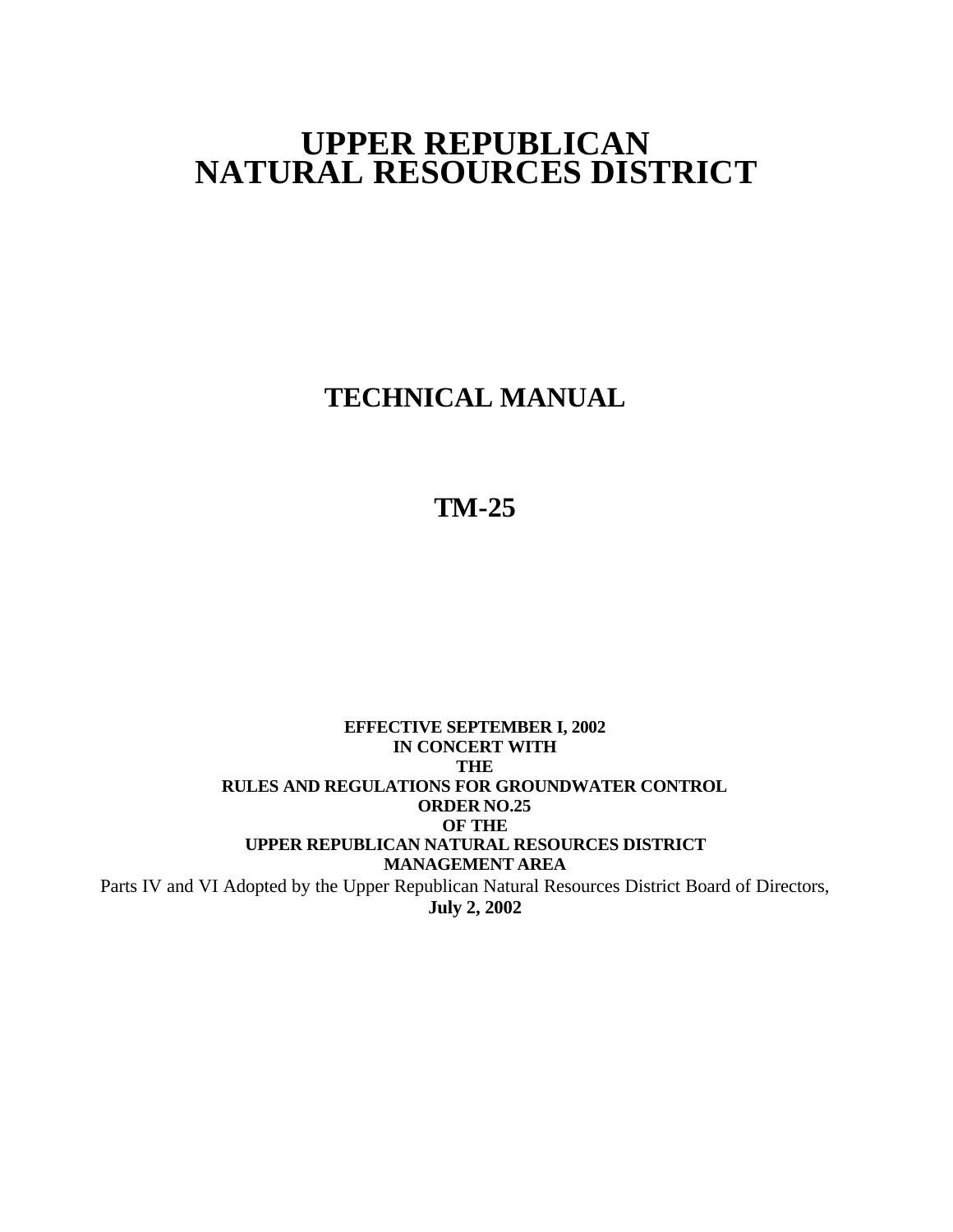# UPPER REPUBLICAN NATURAL RESOURCES DISTRICT

## TECHNICAL MANUAL

## TM-25

**EFFECTIVE SEPTEMBER I, 2002**
**IN CONCERT WITH**
**THE**
**RULES AND REGULATIONS FOR GROUNDWATER CONTROL**
**ORDER NO.25**
**OF THE**
**UPPER REPUBLICAN NATURAL RESOURCES DISTRICT**
**MANAGEMENT AREA**

Parts IV and VI Adopted by the Upper Republican Natural Resources District Board of Directors,
**July 2, 2002**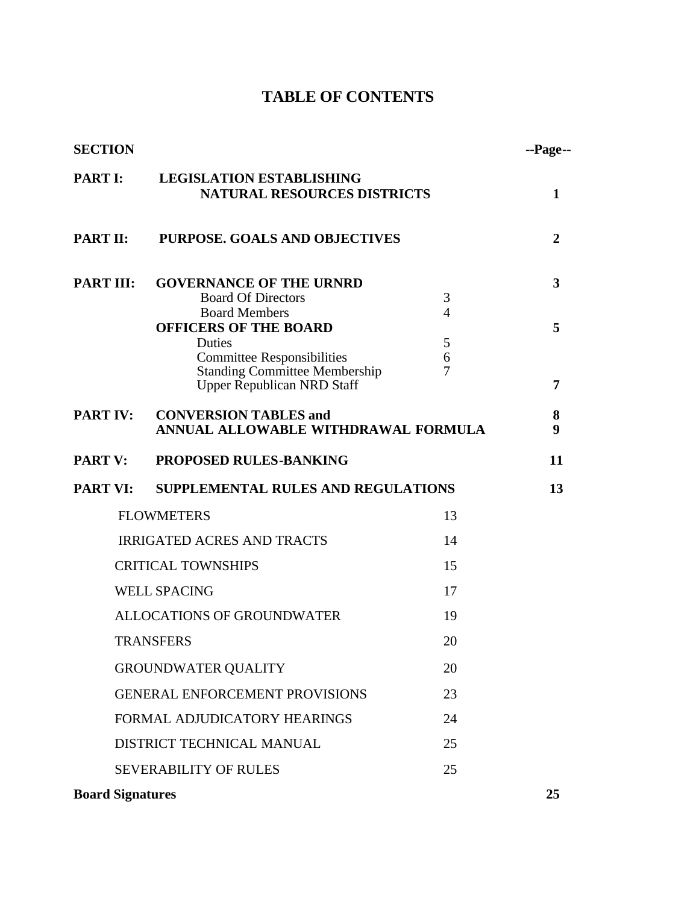# TABLE OF CONTENTS

| SECTION | | | --Page-- |
|---|---|---|---|
| **PART I:** | **LEGISLATION ESTABLISHING NATURAL RESOURCES DISTRICTS** | | **1** |
| **PART II:** | **PURPOSE. GOALS AND OBJECTIVES** | | **2** |
| **PART III:** | **GOVERNANCE OF THE URNRD** | | **3** |
| | Board Of Directors | 3 | |
| | Board Members | 4 | |
| | **OFFICERS OF THE BOARD** | | **5** |
| | Duties | 5 | |
| | Committee Responsibilities | 6 | |
| | Standing Committee Membership | 7 | |
| | Upper Republican NRD Staff | | **7** |
| **PART IV:** | **CONVERSION TABLES and** | | **8** |
| | **ANNUAL ALLOWABLE WITHDRAWAL FORMULA** | | **9** |
| **PART V:** | **PROPOSED RULES-BANKING** | | **11** |
| **PART VI:** | **SUPPLEMENTAL RULES AND REGULATIONS** | | **13** |
| | FLOWMETERS | 13 | |
| | IRRIGATED ACRES AND TRACTS | 14 | |
| | CRITICAL TOWNSHIPS | 15 | |
| | WELL SPACING | 17 | |
| | ALLOCATIONS OF GROUNDWATER | 19 | |
| | TRANSFERS | 20 | |
| | GROUNDWATER QUALITY | 20 | |
| | GENERAL ENFORCEMENT PROVISIONS | 23 | |
| | FORMAL ADJUDICATORY HEARINGS | 24 | |
| | DISTRICT TECHNICAL MANUAL | 25 | |
| | SEVERABILITY OF RULES | 25 | |
| **Board Signatures** | | | **25** |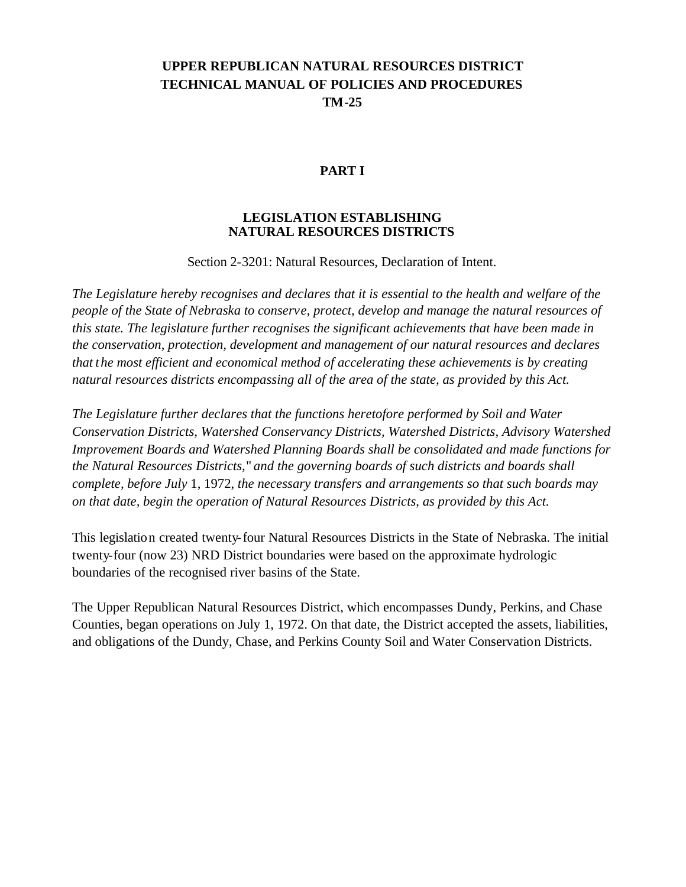**UPPER REPUBLICAN NATURAL RESOURCES DISTRICT**
**TECHNICAL MANUAL OF POLICIES AND PROCEDURES**
**TM-25**

# PART I

## LEGISLATION ESTABLISHING NATURAL RESOURCES DISTRICTS

Section 2-3201: Natural Resources, Declaration of Intent.

*The Legislature hereby recognises and declares that it is essential to the health and welfare of the people of the State of Nebraska to conserve, protect, develop and manage the natural resources of this state. The legislature further recognises the significant achievements that have been made in the conservation, protection, development and management of our natural resources and declares that the most efficient and economical method of accelerating these achievements is by creating natural resources districts encompassing all of the area of the state, as provided by this Act.*

*The Legislature further declares that the functions heretofore performed by Soil and Water Conservation Districts, Watershed Conservancy Districts, Watershed Districts, Advisory Watershed Improvement Boards and Watershed Planning Boards shall be consolidated and made functions for the Natural Resources Districts," and the governing boards of such districts and boards shall complete, before July* 1, 1972, *the necessary transfers and arrangements so that such boards may on that date, begin the operation of Natural Resources Districts, as provided by this Act.*

This legislation created twenty-four Natural Resources Districts in the State of Nebraska. The initial twenty-four (now 23) NRD District boundaries were based on the approximate hydrologic boundaries of the recognised river basins of the State.

The Upper Republican Natural Resources District, which encompasses Dundy, Perkins, and Chase Counties, began operations on July 1, 1972. On that date, the District accepted the assets, liabilities, and obligations of the Dundy, Chase, and Perkins County Soil and Water Conservation Districts.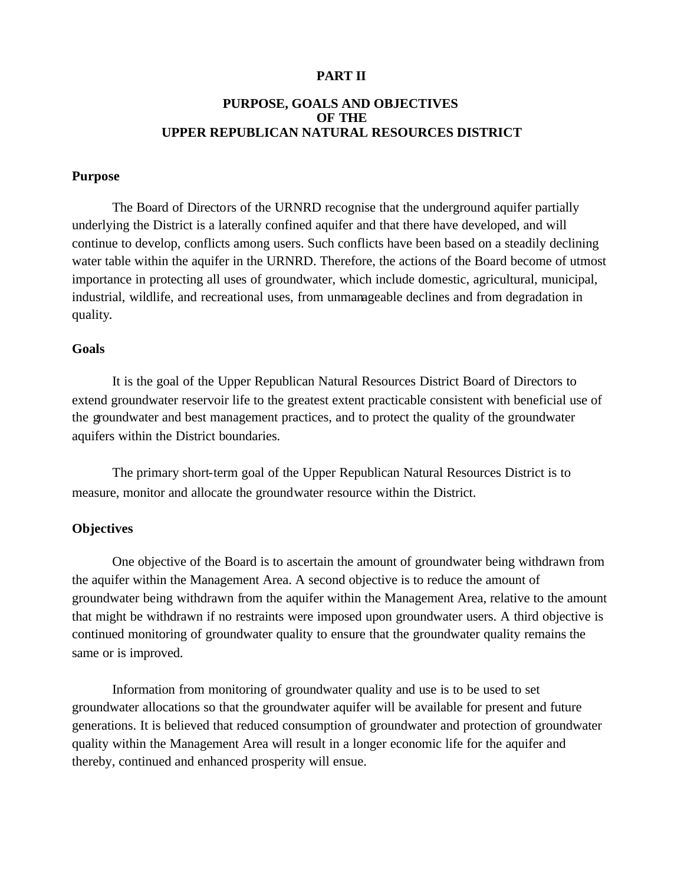# PART II

## PURPOSE, GOALS AND OBJECTIVES OF THE UPPER REPUBLICAN NATURAL RESOURCES DISTRICT

### Purpose

The Board of Directors of the URNRD recognise that the underground aquifer partially underlying the District is a laterally confined aquifer and that there have developed, and will continue to develop, conflicts among users. Such conflicts have been based on a steadily declining water table within the aquifer in the URNRD. Therefore, the actions of the Board become of utmost importance in protecting all uses of groundwater, which include domestic, agricultural, municipal, industrial, wildlife, and recreational uses, from unmanageable declines and from degradation in quality.

### Goals

It is the goal of the Upper Republican Natural Resources District Board of Directors to extend groundwater reservoir life to the greatest extent practicable consistent with beneficial use of the groundwater and best management practices, and to protect the quality of the groundwater aquifers within the District boundaries.

The primary short-term goal of the Upper Republican Natural Resources District is to measure, monitor and allocate the groundwater resource within the District.

### Objectives

One objective of the Board is to ascertain the amount of groundwater being withdrawn from the aquifer within the Management Area. A second objective is to reduce the amount of groundwater being withdrawn from the aquifer within the Management Area, relative to the amount that might be withdrawn if no restraints were imposed upon groundwater users. A third objective is continued monitoring of groundwater quality to ensure that the groundwater quality remains the same or is improved.

Information from monitoring of groundwater quality and use is to be used to set groundwater allocations so that the groundwater aquifer will be available for present and future generations. It is believed that reduced consumption of groundwater and protection of groundwater quality within the Management Area will result in a longer economic life for the aquifer and thereby, continued and enhanced prosperity will ensue.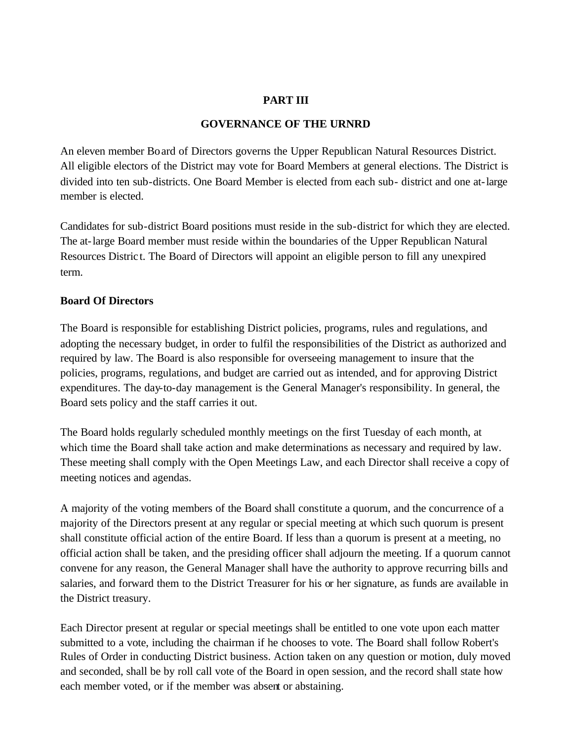# PART III

## GOVERNANCE OF THE URNRD

An eleven member Board of Directors governs the Upper Republican Natural Resources District. All eligible electors of the District may vote for Board Members at general elections. The District is divided into ten sub-districts. One Board Member is elected from each sub- district and one at-large member is elected.

Candidates for sub-district Board positions must reside in the sub-district for which they are elected. The at-large Board member must reside within the boundaries of the Upper Republican Natural Resources District. The Board of Directors will appoint an eligible person to fill any unexpired term.

### Board Of Directors

The Board is responsible for establishing District policies, programs, rules and regulations, and adopting the necessary budget, in order to fulfil the responsibilities of the District as authorized and required by law. The Board is also responsible for overseeing management to insure that the policies, programs, regulations, and budget are carried out as intended, and for approving District expenditures. The day-to-day management is the General Manager's responsibility. In general, the Board sets policy and the staff carries it out.

The Board holds regularly scheduled monthly meetings on the first Tuesday of each month, at which time the Board shall take action and make determinations as necessary and required by law. These meeting shall comply with the Open Meetings Law, and each Director shall receive a copy of meeting notices and agendas.

A majority of the voting members of the Board shall constitute a quorum, and the concurrence of a majority of the Directors present at any regular or special meeting at which such quorum is present shall constitute official action of the entire Board. If less than a quorum is present at a meeting, no official action shall be taken, and the presiding officer shall adjourn the meeting. If a quorum cannot convene for any reason, the General Manager shall have the authority to approve recurring bills and salaries, and forward them to the District Treasurer for his or her signature, as funds are available in the District treasury.

Each Director present at regular or special meetings shall be entitled to one vote upon each matter submitted to a vote, including the chairman if he chooses to vote. The Board shall follow Robert's Rules of Order in conducting District business. Action taken on any question or motion, duly moved and seconded, shall be by roll call vote of the Board in open session, and the record shall state how each member voted, or if the member was absent or abstaining.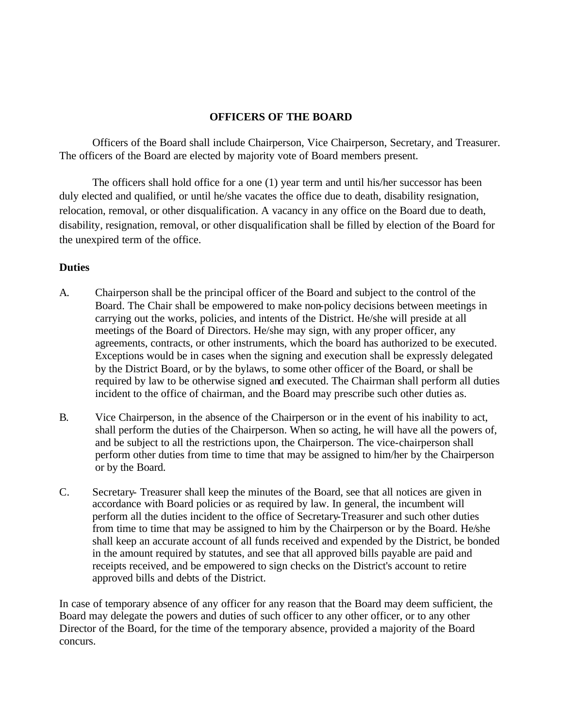## OFFICERS OF THE BOARD

Officers of the Board shall include Chairperson, Vice Chairperson, Secretary, and Treasurer. The officers of the Board are elected by majority vote of Board members present.

The officers shall hold office for a one (1) year term and until his/her successor has been duly elected and qualified, or until he/she vacates the office due to death, disability resignation, relocation, removal, or other disqualification. A vacancy in any office on the Board due to death, disability, resignation, removal, or other disqualification shall be filled by election of the Board for the unexpired term of the office.

**Duties**

A. Chairperson shall be the principal officer of the Board and subject to the control of the Board. The Chair shall be empowered to make non-policy decisions between meetings in carrying out the works, policies, and intents of the District. He/she will preside at all meetings of the Board of Directors. He/she may sign, with any proper officer, any agreements, contracts, or other instruments, which the board has authorized to be executed. Exceptions would be in cases when the signing and execution shall be expressly delegated by the District Board, or by the bylaws, to some other officer of the Board, or shall be required by law to be otherwise signed and executed. The Chairman shall perform all duties incident to the office of chairman, and the Board may prescribe such other duties as.

B. Vice Chairperson, in the absence of the Chairperson or in the event of his inability to act, shall perform the duties of the Chairperson. When so acting, he will have all the powers of, and be subject to all the restrictions upon, the Chairperson. The vice-chairperson shall perform other duties from time to time that may be assigned to him/her by the Chairperson or by the Board.

C. Secretary- Treasurer shall keep the minutes of the Board, see that all notices are given in accordance with Board policies or as required by law. In general, the incumbent will perform all the duties incident to the office of Secretary-Treasurer and such other duties from time to time that may be assigned to him by the Chairperson or by the Board. He/she shall keep an accurate account of all funds received and expended by the District, be bonded in the amount required by statutes, and see that all approved bills payable are paid and receipts received, and be empowered to sign checks on the District's account to retire approved bills and debts of the District.

In case of temporary absence of any officer for any reason that the Board may deem sufficient, the Board may delegate the powers and duties of such officer to any other officer, or to any other Director of the Board, for the time of the temporary absence, provided a majority of the Board concurs.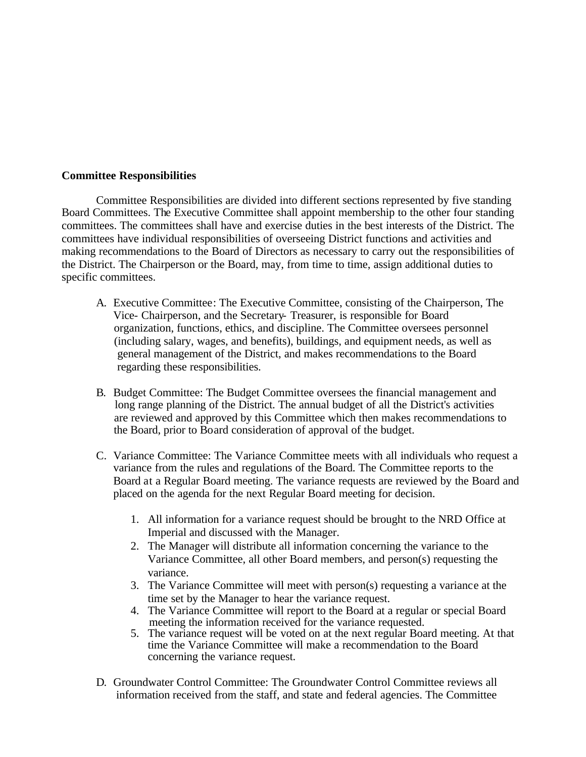**Committee Responsibilities**

Committee Responsibilities are divided into different sections represented by five standing Board Committees. The Executive Committee shall appoint membership to the other four standing committees. The committees shall have and exercise duties in the best interests of the District. The committees have individual responsibilities of overseeing District functions and activities and making recommendations to the Board of Directors as necessary to carry out the responsibilities of the District. The Chairperson or the Board, may, from time to time, assign additional duties to specific committees.

A. Executive Committee: The Executive Committee, consisting of the Chairperson, The Vice- Chairperson, and the Secretary- Treasurer, is responsible for Board organization, functions, ethics, and discipline. The Committee oversees personnel (including salary, wages, and benefits), buildings, and equipment needs, as well as general management of the District, and makes recommendations to the Board regarding these responsibilities.

B. Budget Committee: The Budget Committee oversees the financial management and long range planning of the District. The annual budget of all the District's activities are reviewed and approved by this Committee which then makes recommendations to the Board, prior to Board consideration of approval of the budget.

C. Variance Committee: The Variance Committee meets with all individuals who request a variance from the rules and regulations of the Board. The Committee reports to the Board at a Regular Board meeting. The variance requests are reviewed by the Board and placed on the agenda for the next Regular Board meeting for decision.

   1. All information for a variance request should be brought to the NRD Office at Imperial and discussed with the Manager.
   2. The Manager will distribute all information concerning the variance to the Variance Committee, all other Board members, and person(s) requesting the variance.
   3. The Variance Committee will meet with person(s) requesting a variance at the time set by the Manager to hear the variance request.
   4. The Variance Committee will report to the Board at a regular or special Board meeting the information received for the variance requested.
   5. The variance request will be voted on at the next regular Board meeting. At that time the Variance Committee will make a recommendation to the Board concerning the variance request.

D. Groundwater Control Committee: The Groundwater Control Committee reviews all information received from the staff, and state and federal agencies. The Committee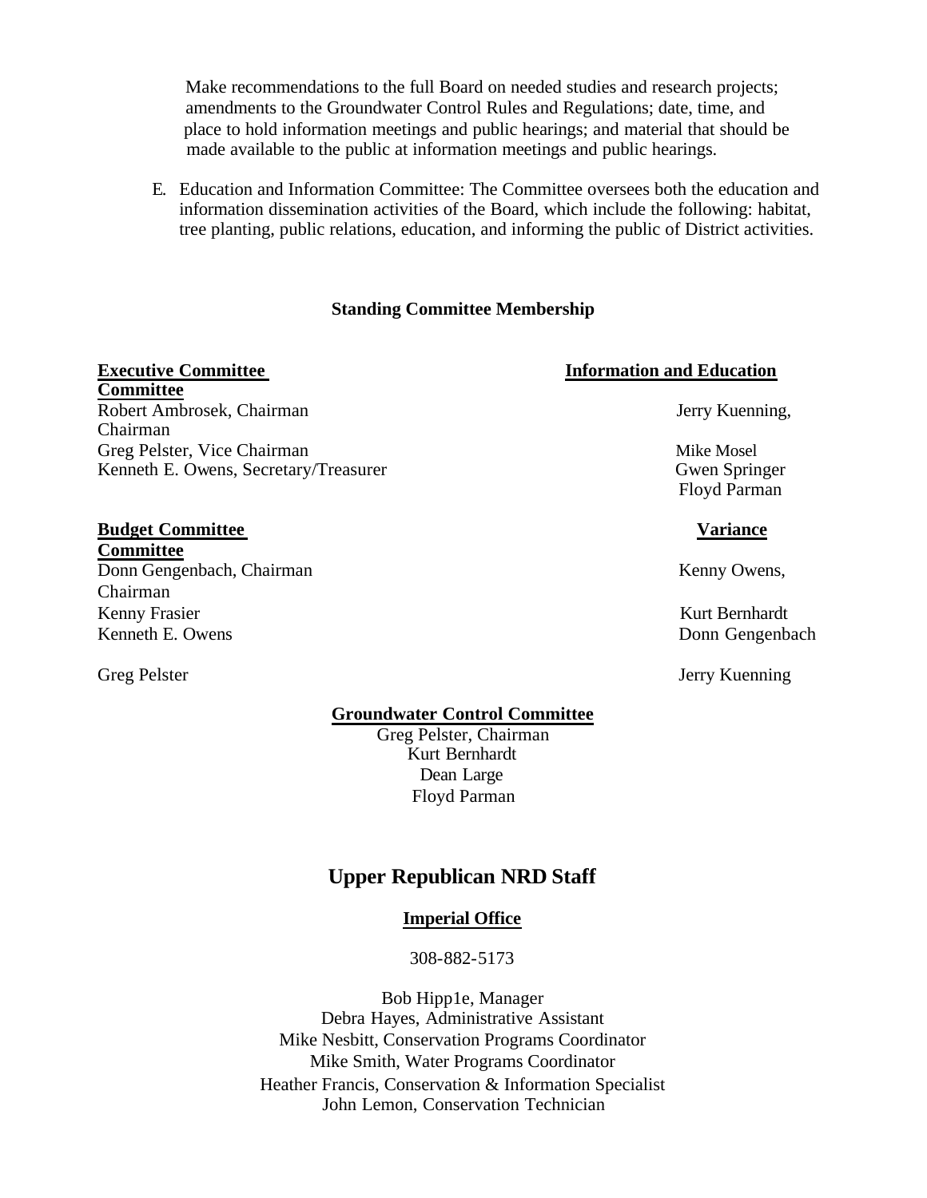Make recommendations to the full Board on needed studies and research projects; amendments to the Groundwater Control Rules and Regulations; date, time, and place to hold information meetings and public hearings; and material that should be made available to the public at information meetings and public hearings.

E. Education and Information Committee: The Committee oversees both the education and information dissemination activities of the Board, which include the following: habitat, tree planting, public relations, education, and informing the public of District activities.

**Standing Committee Membership**

**Executive Committee**

Robert Ambrosek, Chairman
Greg Pelster, Vice Chairman
Kenneth E. Owens, Secretary/Treasurer

**Information and Education Committee**

Jerry Kuenning, Chairman
Mike Mosel
Gwen Springer
Floyd Parman

**Budget Committee**

Donn Gengenbach, Chairman
Kenny Frasier
Kenneth E. Owens
Greg Pelster

**Variance Committee**

Kenny Owens, Chairman
Kurt Bernhardt
Donn Gengenbach
Jerry Kuenning

**Groundwater Control Committee**

Greg Pelster, Chairman
Kurt Bernhardt
Dean Large
Floyd Parman

## Upper Republican NRD Staff

**Imperial Office**

308-882-5173

Bob Hipp1e, Manager
Debra Hayes, Administrative Assistant
Mike Nesbitt, Conservation Programs Coordinator
Mike Smith, Water Programs Coordinator
Heather Francis, Conservation & Information Specialist
John Lemon, Conservation Technician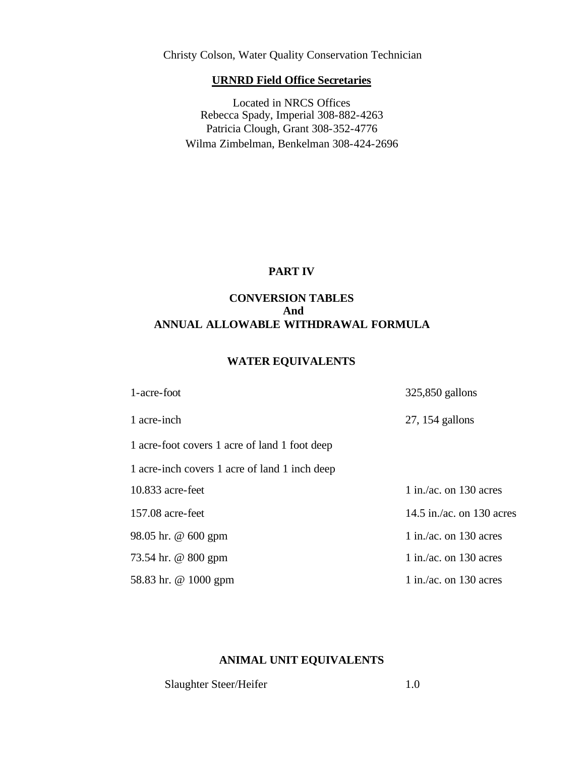Christy Colson, Water Quality Conservation Technician

**URNRD Field Office Secretaries**

Located in NRCS Offices
Rebecca Spady, Imperial 308-882-4263
Patricia Clough, Grant 308-352-4776
Wilma Zimbelman, Benkelman 308-424-2696

# PART IV

## CONVERSION TABLES And ANNUAL ALLOWABLE WITHDRAWAL FORMULA

### WATER EQUIVALENTS

| | |
|---|---|
| 1-acre-foot | 325,850 gallons |
| 1 acre-inch | 27, 154 gallons |
| 1 acre-foot covers 1 acre of land 1 foot deep | |
| 1 acre-inch covers 1 acre of land 1 inch deep | |
| 10.833 acre-feet | 1 in./ac. on 130 acres |
| 157.08 acre-feet | 14.5 in./ac. on 130 acres |
| 98.05 hr. @ 600 gpm | 1 in./ac. on 130 acres |
| 73.54 hr. @ 800 gpm | 1 in./ac. on 130 acres |
| 58.83 hr. @ 1000 gpm | 1 in./ac. on 130 acres |

### ANIMAL UNIT EQUIVALENTS

| | |
|---|---|
| Slaughter Steer/Heifer | 1.0 |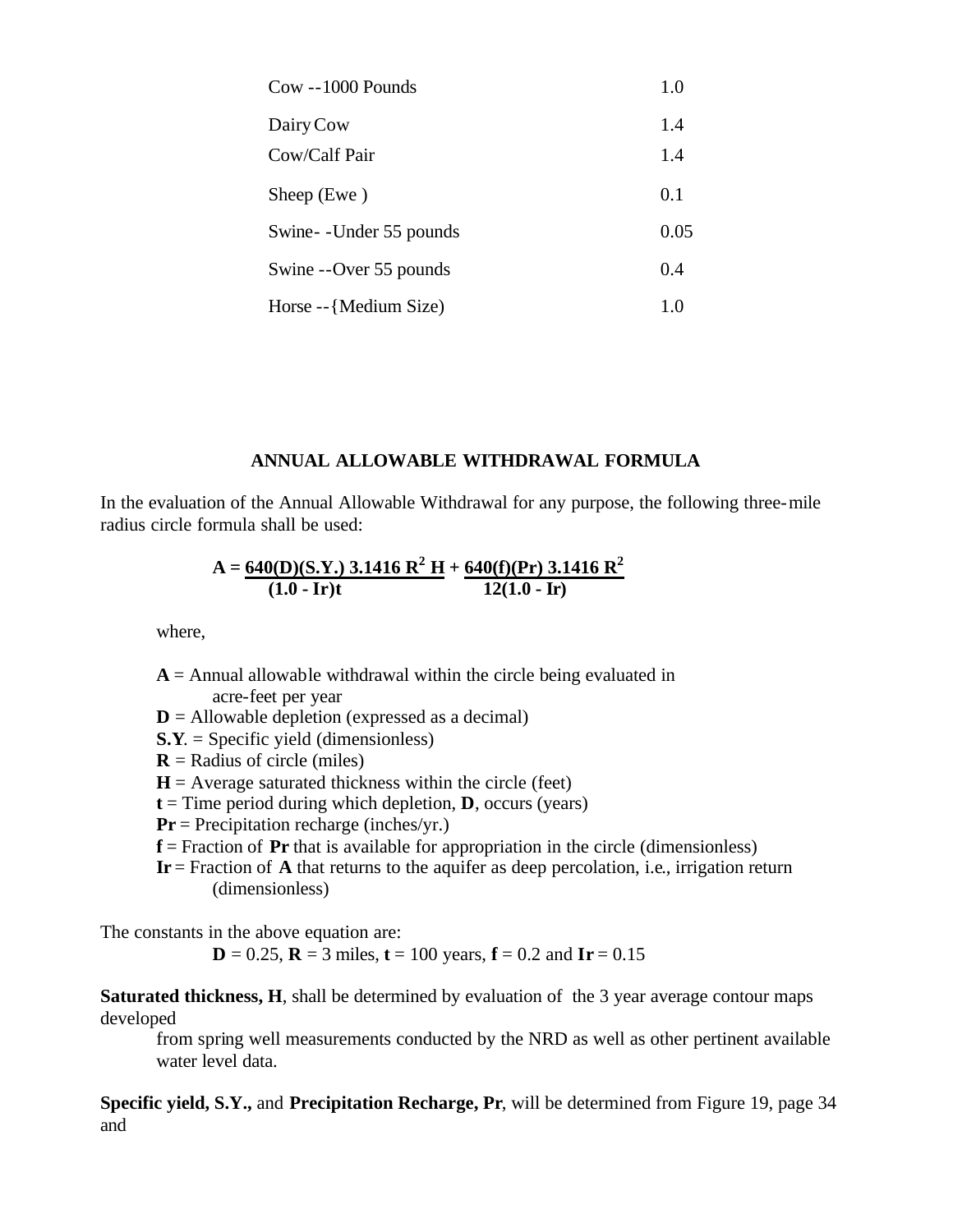| | |
|---|---|
| Cow --1000 Pounds | 1.0 |
| Dairy Cow | 1.4 |
| Cow/Calf Pair | 1.4 |
| Sheep (Ewe ) | 0.1 |
| Swine- -Under 55 pounds | 0.05 |
| Swine --Over 55 pounds | 0.4 |
| Horse --{Medium Size) | 1.0 |

## ANNUAL ALLOWABLE WITHDRAWAL FORMULA

In the evaluation of the Annual Allowable Withdrawal for any purpose, the following three-mile radius circle formula shall be used:

$$\mathbf{A = \frac{640(D)(S.Y.)\ 3.1416\ R^2\ H}{(1.0 - Ir)t} + \frac{640(f)(Pr)\ 3.1416\ R^2}{12(1.0 - Ir)}}$$

where,

**A** = Annual allowable withdrawal within the circle being evaluated in acre-feet per year
**D** = Allowable depletion (expressed as a decimal)
**S.Y**. = Specific yield (dimensionless)
**R** = Radius of circle (miles)
**H** = Average saturated thickness within the circle (feet)
**t** = Time period during which depletion, **D**, occurs (years)
**Pr** = Precipitation recharge (inches/yr.)
**f** = Fraction of **Pr** that is available for appropriation in the circle (dimensionless)
**Ir** = Fraction of **A** that returns to the aquifer as deep percolation, i.e., irrigation return (dimensionless)

The constants in the above equation are:

**D** = 0.25, **R** = 3 miles, **t** = 100 years, **f** = 0.2 and **Ir** = 0.15

**Saturated thickness, H**, shall be determined by evaluation of the 3 year average contour maps developed from spring well measurements conducted by the NRD as well as other pertinent available water level data.

**Specific yield, S.Y.,** and **Precipitation Recharge, Pr**, will be determined from Figure 19, page 34 and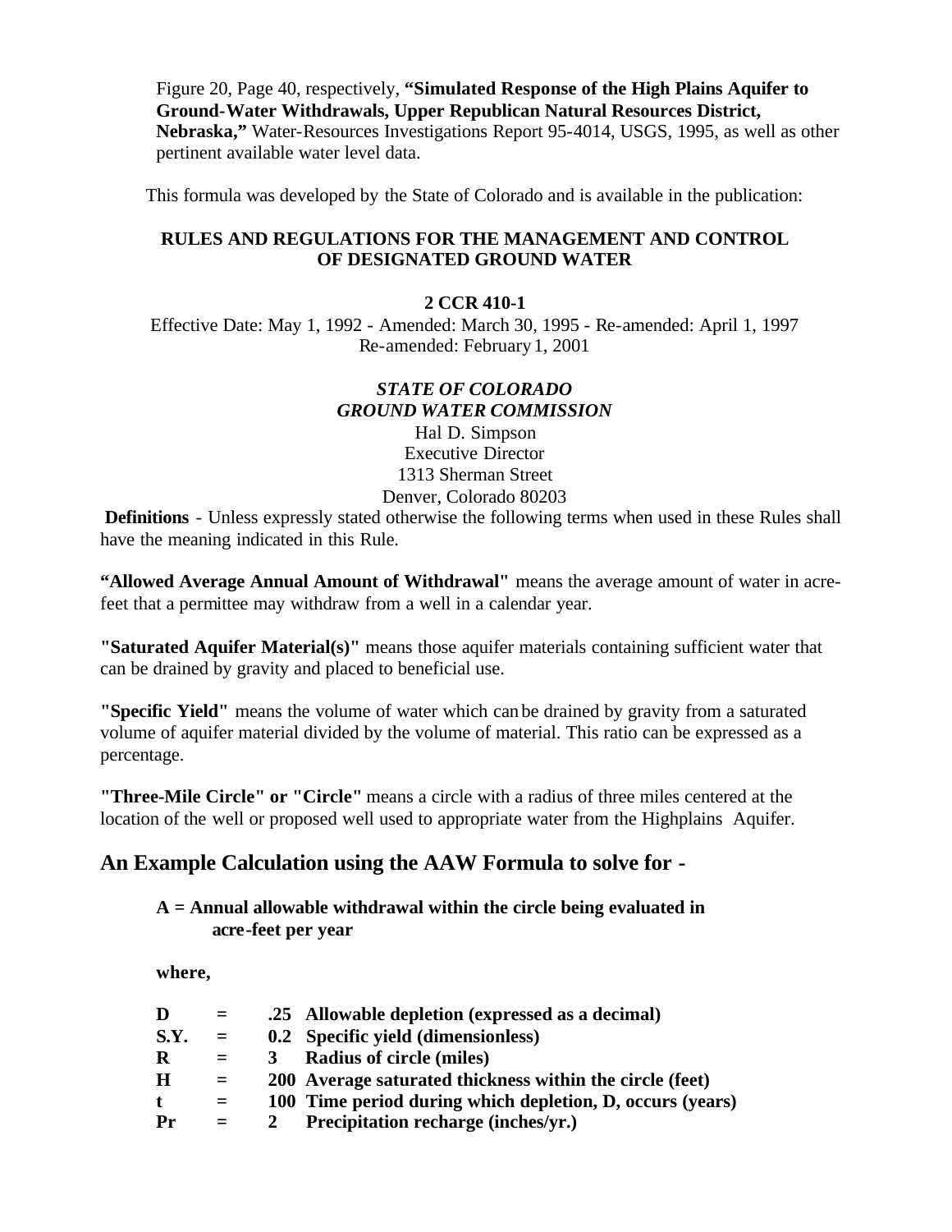Figure 20, Page 40, respectively, **"Simulated Response of the High Plains Aquifer to Ground-Water Withdrawals, Upper Republican Natural Resources District, Nebraska,"** Water-Resources Investigations Report 95-4014, USGS, 1995, as well as other pertinent available water level data.

This formula was developed by the State of Colorado and is available in the publication:

**RULES AND REGULATIONS FOR THE MANAGEMENT AND CONTROL OF DESIGNATED GROUND WATER**

**2 CCR 410-1**

Effective Date: May 1, 1992 - Amended: March 30, 1995 - Re-amended: April 1, 1997
Re-amended: February 1, 2001

***STATE OF COLORADO***
***GROUND WATER COMMISSION***
Hal D. Simpson
Executive Director
1313 Sherman Street
Denver, Colorado 80203

**Definitions** - Unless expressly stated otherwise the following terms when used in these Rules shall have the meaning indicated in this Rule.

**"Allowed Average Annual Amount of Withdrawal"** means the average amount of water in acre-feet that a permittee may withdraw from a well in a calendar year.

**"Saturated Aquifer Material(s)"** means those aquifer materials containing sufficient water that can be drained by gravity and placed to beneficial use.

**"Specific Yield"** means the volume of water which can be drained by gravity from a saturated volume of aquifer material divided by the volume of material. This ratio can be expressed as a percentage.

**"Three-Mile Circle" or "Circle"** means a circle with a radius of three miles centered at the location of the well or proposed well used to appropriate water from the Highplains Aquifer.

## An Example Calculation using the AAW Formula to solve for -

**A = Annual allowable withdrawal within the circle being evaluated in acre-feet per year**

**where,**

| | | | |
|---|---|---|---|
| **D** | **=** | **.25** | **Allowable depletion (expressed as a decimal)** |
| **S.Y.** | **=** | **0.2** | **Specific yield (dimensionless)** |
| **R** | **=** | **3** | **Radius of circle (miles)** |
| **H** | **=** | **200** | **Average saturated thickness within the circle (feet)** |
| **t** | **=** | **100** | **Time period during which depletion, D, occurs (years)** |
| **Pr** | **=** | **2** | **Precipitation recharge (inches/yr.)** |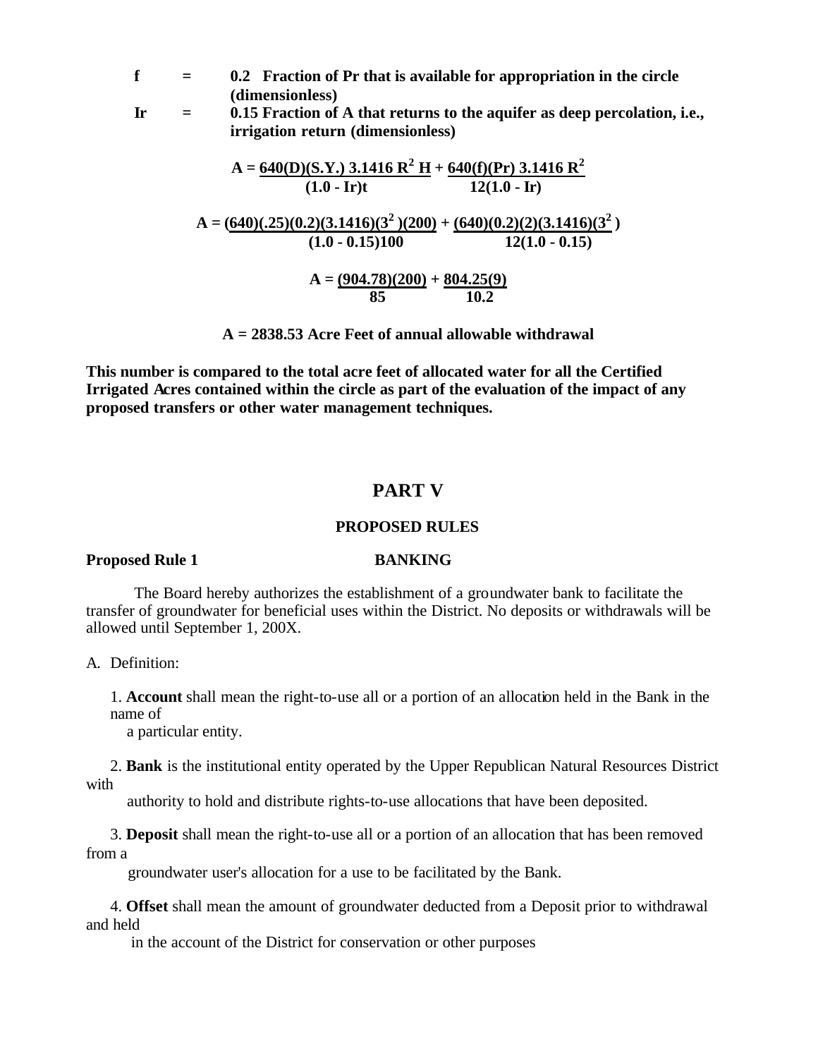**f = 0.2 Fraction of Pr that is available for appropriation in the circle (dimensionless)**

**Ir = 0.15 Fraction of A that returns to the aquifer as deep percolation, i.e., irrigation return (dimensionless)**

$$A = \frac{640(D)(S.Y.)\,3.1416\,R^2\,H}{(1.0 - Ir)t} + \frac{640(f)(Pr)\,3.1416\,R^2}{12(1.0 - Ir)}$$

$$A = \frac{(640)(.25)(0.2)(3.1416)(3^2)(200)}{(1.0 - 0.15)100} + \frac{(640)(0.2)(2)(3.1416)(3^2)}{12(1.0 - 0.15)}$$

$$A = \frac{(904.78)(200)}{85} + \frac{804.25(9)}{10.2}$$

**A = 2838.53 Acre Feet of annual allowable withdrawal**

**This number is compared to the total acre feet of allocated water for all the Certified Irrigated Acres contained within the circle as part of the evaluation of the impact of any proposed transfers or other water management techniques.**

# PART V

## PROPOSED RULES

**Proposed Rule 1 BANKING**

The Board hereby authorizes the establishment of a groundwater bank to facilitate the transfer of groundwater for beneficial uses within the District. No deposits or withdrawals will be allowed until September 1, 200X.

A. Definition:

1. **Account** shall mean the right-to-use all or a portion of an allocation held in the Bank in the name of a particular entity.

2. **Bank** is the institutional entity operated by the Upper Republican Natural Resources District with authority to hold and distribute rights-to-use allocations that have been deposited.

3. **Deposit** shall mean the right-to-use all or a portion of an allocation that has been removed from a groundwater user's allocation for a use to be facilitated by the Bank.

4. **Offset** shall mean the amount of groundwater deducted from a Deposit prior to withdrawal and held in the account of the District for conservation or other purposes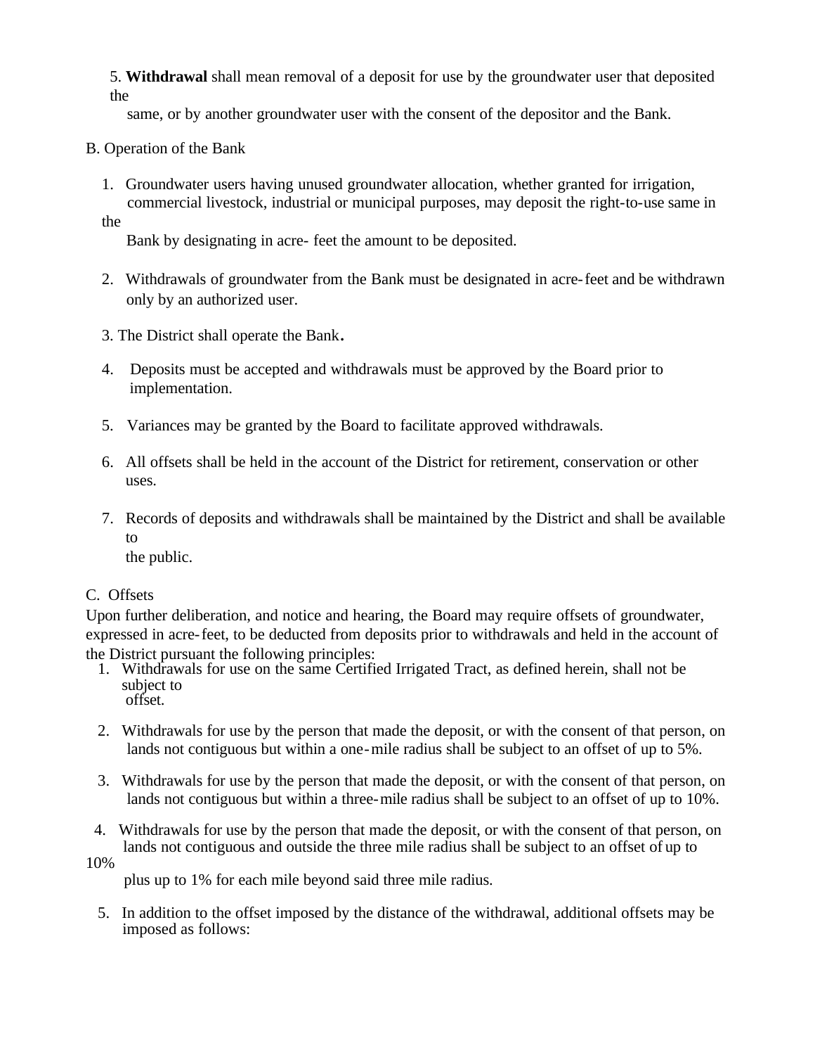5. **Withdrawal** shall mean removal of a deposit for use by the groundwater user that deposited the same, or by another groundwater user with the consent of the depositor and the Bank.

B. Operation of the Bank

1. Groundwater users having unused groundwater allocation, whether granted for irrigation, commercial livestock, industrial or municipal purposes, may deposit the right-to-use same in the Bank by designating in acre- feet the amount to be deposited.

2. Withdrawals of groundwater from the Bank must be designated in acre-feet and be withdrawn only by an authorized user.

3. The District shall operate the Bank.

4. Deposits must be accepted and withdrawals must be approved by the Board prior to implementation.

5. Variances may be granted by the Board to facilitate approved withdrawals.

6. All offsets shall be held in the account of the District for retirement, conservation or other uses.

7. Records of deposits and withdrawals shall be maintained by the District and shall be available to the public.

C. Offsets

Upon further deliberation, and notice and hearing, the Board may require offsets of groundwater, expressed in acre-feet, to be deducted from deposits prior to withdrawals and held in the account of the District pursuant the following principles:

1. Withdrawals for use on the same Certified Irrigated Tract, as defined herein, shall not be subject to offset.

2. Withdrawals for use by the person that made the deposit, or with the consent of that person, on lands not contiguous but within a one-mile radius shall be subject to an offset of up to 5%.

3. Withdrawals for use by the person that made the deposit, or with the consent of that person, on lands not contiguous but within a three-mile radius shall be subject to an offset of up to 10%.

4. Withdrawals for use by the person that made the deposit, or with the consent of that person, on lands not contiguous and outside the three mile radius shall be subject to an offset of up to 10% plus up to 1% for each mile beyond said three mile radius.

5. In addition to the offset imposed by the distance of the withdrawal, additional offsets may be imposed as follows: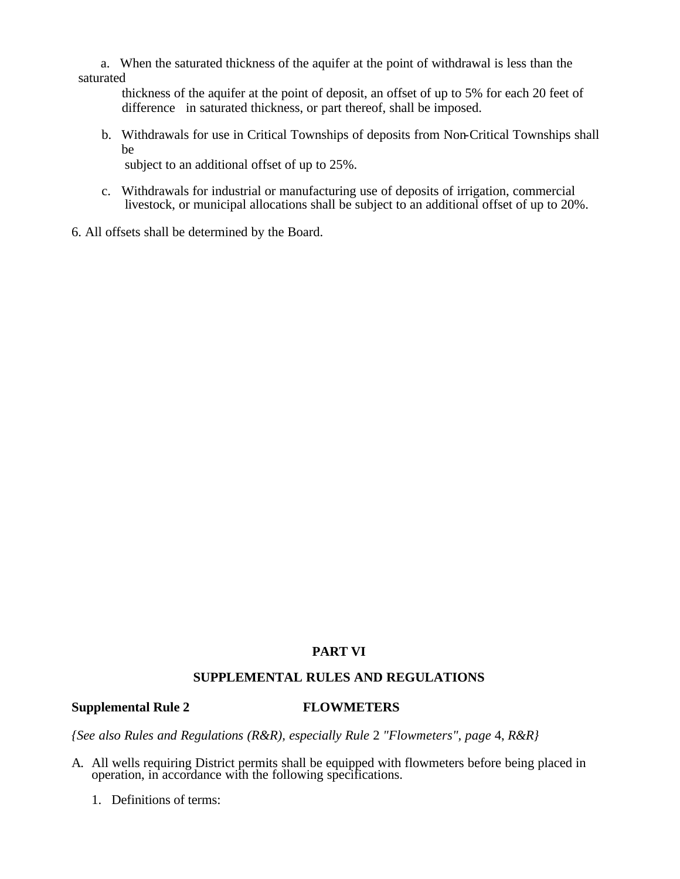a. When the saturated thickness of the aquifer at the point of withdrawal is less than the saturated thickness of the aquifer at the point of deposit, an offset of up to 5% for each 20 feet of difference in saturated thickness, or part thereof, shall be imposed.

b. Withdrawals for use in Critical Townships of deposits from Non-Critical Townships shall be subject to an additional offset of up to 25%.

c. Withdrawals for industrial or manufacturing use of deposits of irrigation, commercial livestock, or municipal allocations shall be subject to an additional offset of up to 20%.

6. All offsets shall be determined by the Board.

# PART VI

## SUPPLEMENTAL RULES AND REGULATIONS

### Supplemental Rule 2 FLOWMETERS

*{See also Rules and Regulations (R&R), especially Rule* 2 *"Flowmeters", page* 4*, R&R}*

A. All wells requiring District permits shall be equipped with flowmeters before being placed in operation, in accordance with the following specifications.

   1. Definitions of terms: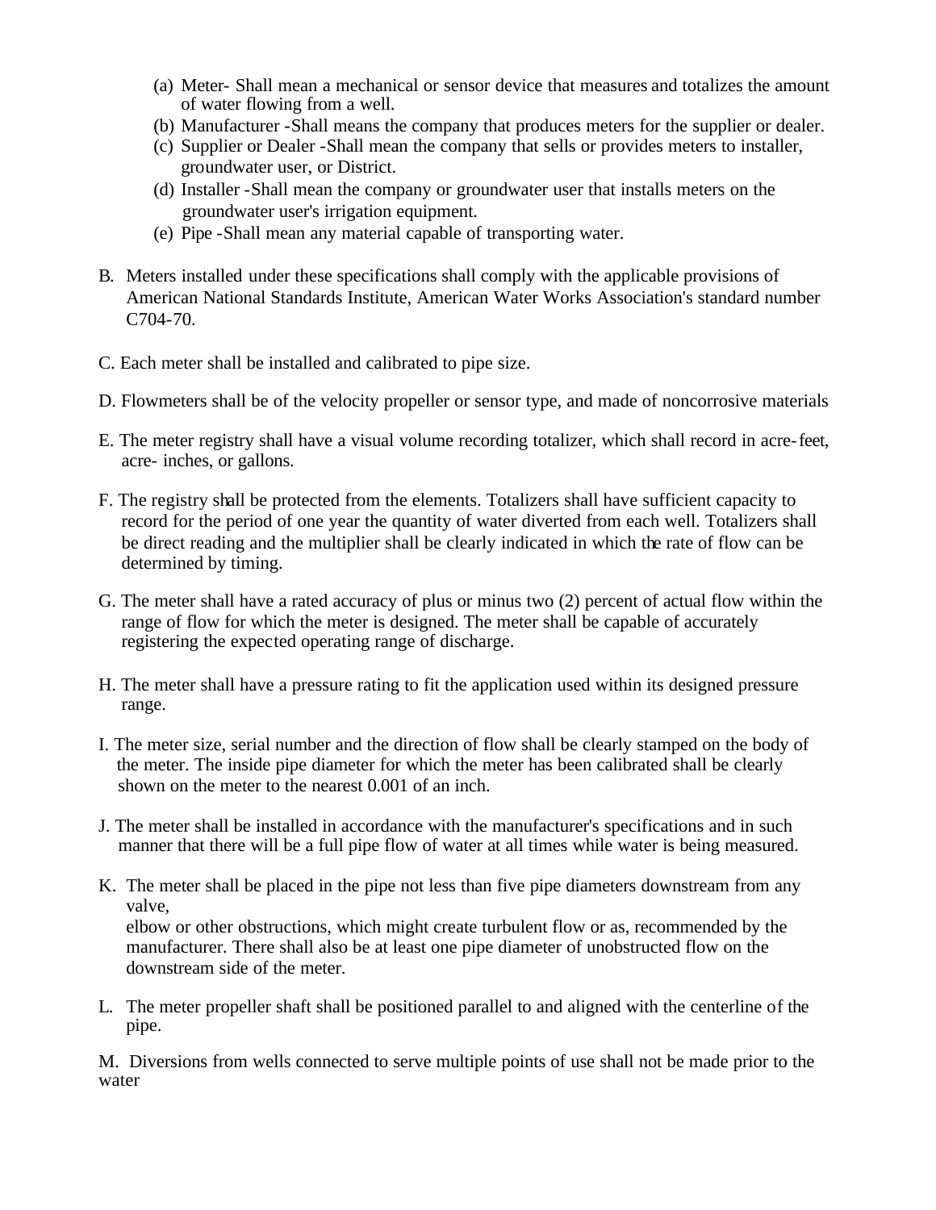(a) Meter- Shall mean a mechanical or sensor device that measures and totalizes the amount of water flowing from a well.
(b) Manufacturer -Shall means the company that produces meters for the supplier or dealer.
(c) Supplier or Dealer -Shall mean the company that sells or provides meters to installer, groundwater user, or District.
(d) Installer -Shall mean the company or groundwater user that installs meters on the groundwater user's irrigation equipment.
(e) Pipe -Shall mean any material capable of transporting water.

B. Meters installed under these specifications shall comply with the applicable provisions of American National Standards Institute, American Water Works Association's standard number C704-70.

C. Each meter shall be installed and calibrated to pipe size.

D. Flowmeters shall be of the velocity propeller or sensor type, and made of noncorrosive materials

E. The meter registry shall have a visual volume recording totalizer, which shall record in acre-feet, acre- inches, or gallons.

F. The registry shall be protected from the elements. Totalizers shall have sufficient capacity to record for the period of one year the quantity of water diverted from each well. Totalizers shall be direct reading and the multiplier shall be clearly indicated in which the rate of flow can be determined by timing.

G. The meter shall have a rated accuracy of plus or minus two (2) percent of actual flow within the range of flow for which the meter is designed. The meter shall be capable of accurately registering the expected operating range of discharge.

H. The meter shall have a pressure rating to fit the application used within its designed pressure range.

I. The meter size, serial number and the direction of flow shall be clearly stamped on the body of the meter. The inside pipe diameter for which the meter has been calibrated shall be clearly shown on the meter to the nearest 0.001 of an inch.

J. The meter shall be installed in accordance with the manufacturer's specifications and in such manner that there will be a full pipe flow of water at all times while water is being measured.

K. The meter shall be placed in the pipe not less than five pipe diameters downstream from any valve,
elbow or other obstructions, which might create turbulent flow or as, recommended by the manufacturer. There shall also be at least one pipe diameter of unobstructed flow on the downstream side of the meter.

L. The meter propeller shaft shall be positioned parallel to and aligned with the centerline of the pipe.

M. Diversions from wells connected to serve multiple points of use shall not be made prior to the water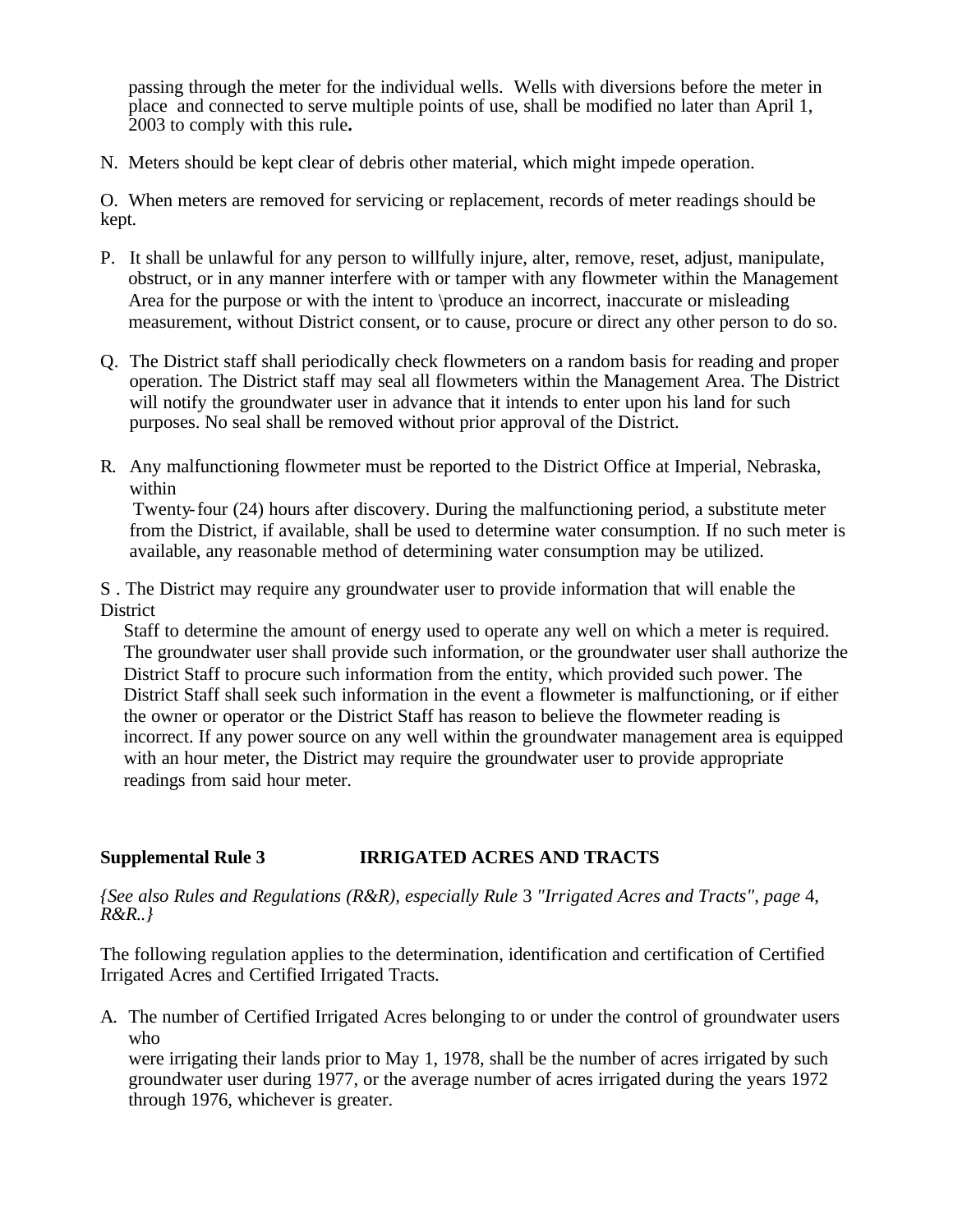passing through the meter for the individual wells. Wells with diversions before the meter in place and connected to serve multiple points of use, shall be modified no later than April 1, 2003 to comply with this rule**.**

N. Meters should be kept clear of debris other material, which might impede operation.

O. When meters are removed for servicing or replacement, records of meter readings should be kept.

P. It shall be unlawful for any person to willfully injure, alter, remove, reset, adjust, manipulate, obstruct, or in any manner interfere with or tamper with any flowmeter within the Management Area for the purpose or with the intent to \produce an incorrect, inaccurate or misleading measurement, without District consent, or to cause, procure or direct any other person to do so.

Q. The District staff shall periodically check flowmeters on a random basis for reading and proper operation. The District staff may seal all flowmeters within the Management Area. The District will notify the groundwater user in advance that it intends to enter upon his land for such purposes. No seal shall be removed without prior approval of the District.

R. Any malfunctioning flowmeter must be reported to the District Office at Imperial, Nebraska, within Twenty-four (24) hours after discovery. During the malfunctioning period, a substitute meter from the District, if available, shall be used to determine water consumption. If no such meter is available, any reasonable method of determining water consumption may be utilized.

S . The District may require any groundwater user to provide information that will enable the District Staff to determine the amount of energy used to operate any well on which a meter is required. The groundwater user shall provide such information, or the groundwater user shall authorize the District Staff to procure such information from the entity, which provided such power. The District Staff shall seek such information in the event a flowmeter is malfunctioning, or if either the owner or operator or the District Staff has reason to believe the flowmeter reading is incorrect. If any power source on any well within the groundwater management area is equipped with an hour meter, the District may require the groundwater user to provide appropriate readings from said hour meter.

## Supplemental Rule 3 IRRIGATED ACRES AND TRACTS

*{See also Rules and Regulations (R&R), especially Rule* 3 *"Irrigated Acres and Tracts", page* 4, *R&R..}*

The following regulation applies to the determination, identification and certification of Certified Irrigated Acres and Certified Irrigated Tracts.

A. The number of Certified Irrigated Acres belonging to or under the control of groundwater users who were irrigating their lands prior to May 1, 1978, shall be the number of acres irrigated by such groundwater user during 1977, or the average number of acres irrigated during the years 1972 through 1976, whichever is greater.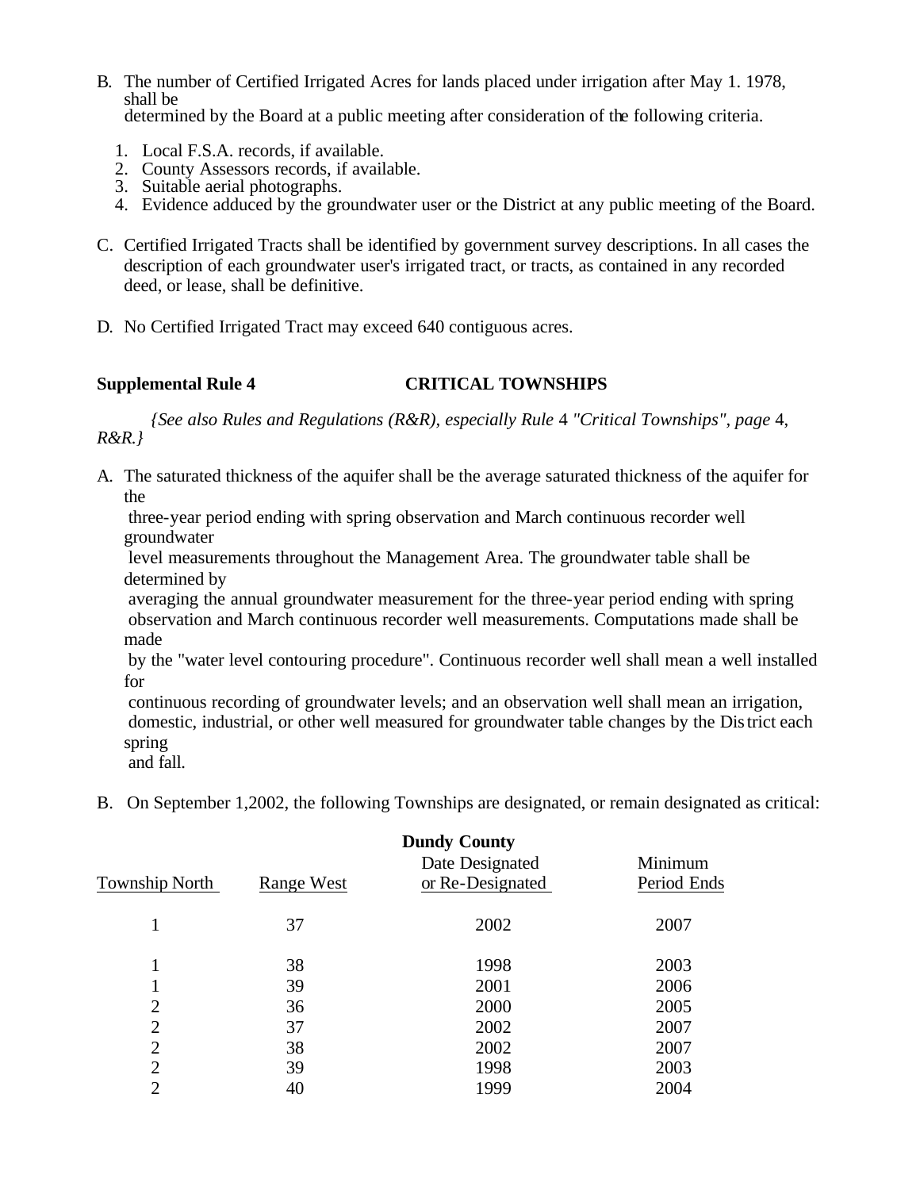B. The number of Certified Irrigated Acres for lands placed under irrigation after May 1. 1978, shall be determined by the Board at a public meeting after consideration of the following criteria.

1. Local F.S.A. records, if available.
2. County Assessors records, if available.
3. Suitable aerial photographs.
4. Evidence adduced by the groundwater user or the District at any public meeting of the Board.

C. Certified Irrigated Tracts shall be identified by government survey descriptions. In all cases the description of each groundwater user's irrigated tract, or tracts, as contained in any recorded deed, or lease, shall be definitive.

D. No Certified Irrigated Tract may exceed 640 contiguous acres.

**Supplemental Rule 4 CRITICAL TOWNSHIPS**

*{See also Rules and Regulations (R&R), especially Rule* 4 *"Critical Townships", page* 4, *R&R.}*

A. The saturated thickness of the aquifer shall be the average saturated thickness of the aquifer for the three-year period ending with spring observation and March continuous recorder well groundwater level measurements throughout the Management Area. The groundwater table shall be determined by averaging the annual groundwater measurement for the three-year period ending with spring observation and March continuous recorder well measurements. Computations made shall be made by the "water level contouring procedure". Continuous recorder well shall mean a well installed for continuous recording of groundwater levels; and an observation well shall mean an irrigation, domestic, industrial, or other well measured for groundwater table changes by the District each spring and fall.

B. On September 1,2002, the following Townships are designated, or remain designated as critical:

**Dundy County**

| Township North | Range West | Date Designated or Re-Designated | Minimum Period Ends |
|---|---|---|---|
| 1 | 37 | 2002 | 2007 |
| 1 | 38 | 1998 | 2003 |
| 1 | 39 | 2001 | 2006 |
| 2 | 36 | 2000 | 2005 |
| 2 | 37 | 2002 | 2007 |
| 2 | 38 | 2002 | 2007 |
| 2 | 39 | 1998 | 2003 |
| 2 | 40 | 1999 | 2004 |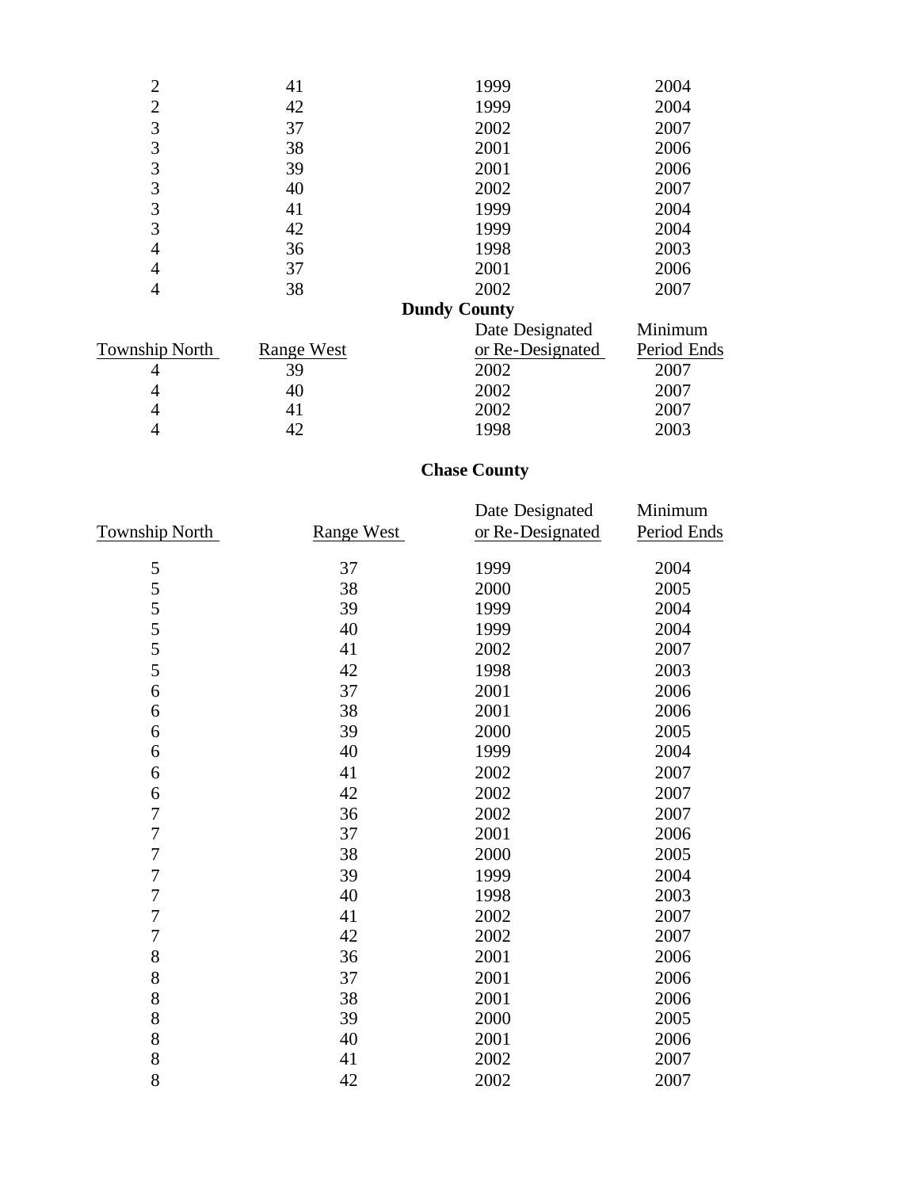| | | | |
|---|---|---|---|
| 2 | 41 | 1999 | 2004 |
| 2 | 42 | 1999 | 2004 |
| 3 | 37 | 2002 | 2007 |
| 3 | 38 | 2001 | 2006 |
| 3 | 39 | 2001 | 2006 |
| 3 | 40 | 2002 | 2007 |
| 3 | 41 | 1999 | 2004 |
| 3 | 42 | 1999 | 2004 |
| 4 | 36 | 1998 | 2003 |
| 4 | 37 | 2001 | 2006 |
| 4 | 38 | 2002 | 2007 |

**Dundy County**

| Township North | Range West | Date Designated or Re-Designated | Minimum Period Ends |
|---|---|---|---|
| 4 | 39 | 2002 | 2007 |
| 4 | 40 | 2002 | 2007 |
| 4 | 41 | 2002 | 2007 |
| 4 | 42 | 1998 | 2003 |

**Chase County**

| Township North | Range West | Date Designated or Re-Designated | Minimum Period Ends |
|---|---|---|---|
| 5 | 37 | 1999 | 2004 |
| 5 | 38 | 2000 | 2005 |
| 5 | 39 | 1999 | 2004 |
| 5 | 40 | 1999 | 2004 |
| 5 | 41 | 2002 | 2007 |
| 5 | 42 | 1998 | 2003 |
| 6 | 37 | 2001 | 2006 |
| 6 | 38 | 2001 | 2006 |
| 6 | 39 | 2000 | 2005 |
| 6 | 40 | 1999 | 2004 |
| 6 | 41 | 2002 | 2007 |
| 6 | 42 | 2002 | 2007 |
| 7 | 36 | 2002 | 2007 |
| 7 | 37 | 2001 | 2006 |
| 7 | 38 | 2000 | 2005 |
| 7 | 39 | 1999 | 2004 |
| 7 | 40 | 1998 | 2003 |
| 7 | 41 | 2002 | 2007 |
| 7 | 42 | 2002 | 2007 |
| 8 | 36 | 2001 | 2006 |
| 8 | 37 | 2001 | 2006 |
| 8 | 38 | 2001 | 2006 |
| 8 | 39 | 2000 | 2005 |
| 8 | 40 | 2001 | 2006 |
| 8 | 41 | 2002 | 2007 |
| 8 | 42 | 2002 | 2007 |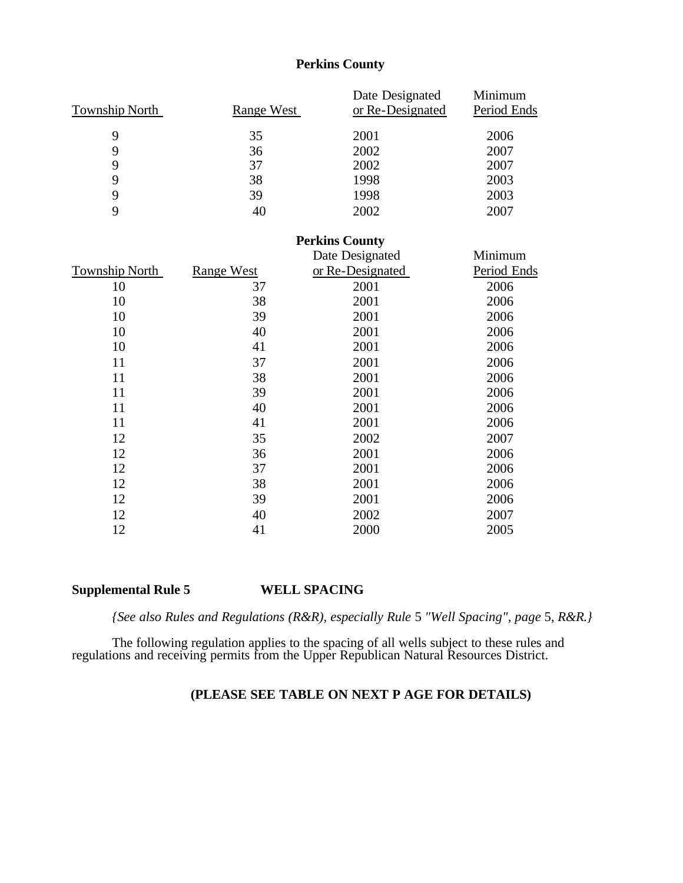**Perkins County**

| Township North | Range West | Date Designated or Re-Designated | Minimum Period Ends |
|---|---|---|---|
| 9 | 35 | 2001 | 2006 |
| 9 | 36 | 2002 | 2007 |
| 9 | 37 | 2002 | 2007 |
| 9 | 38 | 1998 | 2003 |
| 9 | 39 | 1998 | 2003 |
| 9 | 40 | 2002 | 2007 |

**Perkins County**

| Township North | Range West | Date Designated or Re-Designated | Minimum Period Ends |
|---|---|---|---|
| 10 | 37 | 2001 | 2006 |
| 10 | 38 | 2001 | 2006 |
| 10 | 39 | 2001 | 2006 |
| 10 | 40 | 2001 | 2006 |
| 10 | 41 | 2001 | 2006 |
| 11 | 37 | 2001 | 2006 |
| 11 | 38 | 2001 | 2006 |
| 11 | 39 | 2001 | 2006 |
| 11 | 40 | 2001 | 2006 |
| 11 | 41 | 2001 | 2006 |
| 12 | 35 | 2002 | 2007 |
| 12 | 36 | 2001 | 2006 |
| 12 | 37 | 2001 | 2006 |
| 12 | 38 | 2001 | 2006 |
| 12 | 39 | 2001 | 2006 |
| 12 | 40 | 2002 | 2007 |
| 12 | 41 | 2000 | 2005 |

## Supplemental Rule 5 WELL SPACING

*{See also Rules and Regulations (R&R), especially Rule* 5 *"Well Spacing", page* 5, *R&R.}*

The following regulation applies to the spacing of all wells subject to these rules and regulations and receiving permits from the Upper Republican Natural Resources District.

**(PLEASE SEE TABLE ON NEXT P AGE FOR DETAILS)**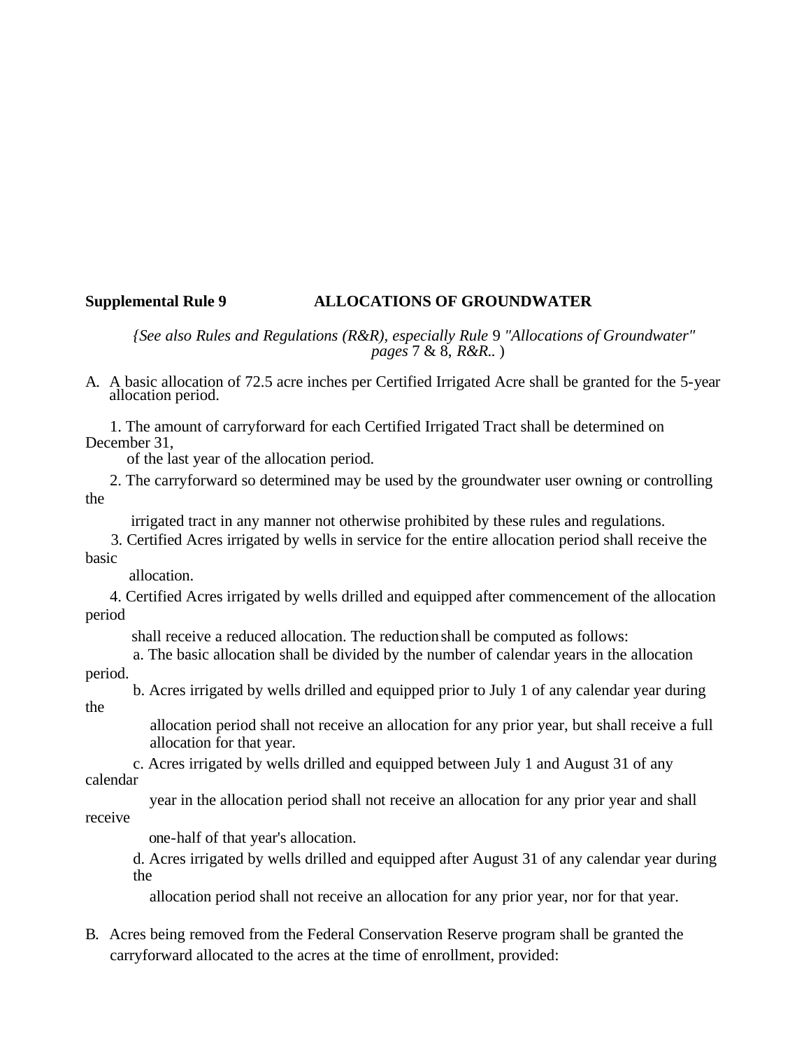**Supplemental Rule 9 ALLOCATIONS OF GROUNDWATER**

*{See also Rules and Regulations (R&R), especially Rule* 9 *"Allocations of Groundwater" pages* 7 & 8, *R&R..* )

A. A basic allocation of 72.5 acre inches per Certified Irrigated Acre shall be granted for the 5-year allocation period.

1. The amount of carryforward for each Certified Irrigated Tract shall be determined on December 31, of the last year of the allocation period.

2. The carryforward so determined may be used by the groundwater user owning or controlling the irrigated tract in any manner not otherwise prohibited by these rules and regulations.

3. Certified Acres irrigated by wells in service for the entire allocation period shall receive the basic allocation.

4. Certified Acres irrigated by wells drilled and equipped after commencement of the allocation period shall receive a reduced allocation. The reduction shall be computed as follows:

   a. The basic allocation shall be divided by the number of calendar years in the allocation period.

   b. Acres irrigated by wells drilled and equipped prior to July 1 of any calendar year during the allocation period shall not receive an allocation for any prior year, but shall receive a full allocation for that year.

   c. Acres irrigated by wells drilled and equipped between July 1 and August 31 of any calendar year in the allocation period shall not receive an allocation for any prior year and shall receive one-half of that year's allocation.

   d. Acres irrigated by wells drilled and equipped after August 31 of any calendar year during the allocation period shall not receive an allocation for any prior year, nor for that year.

B. Acres being removed from the Federal Conservation Reserve program shall be granted the carryforward allocated to the acres at the time of enrollment, provided: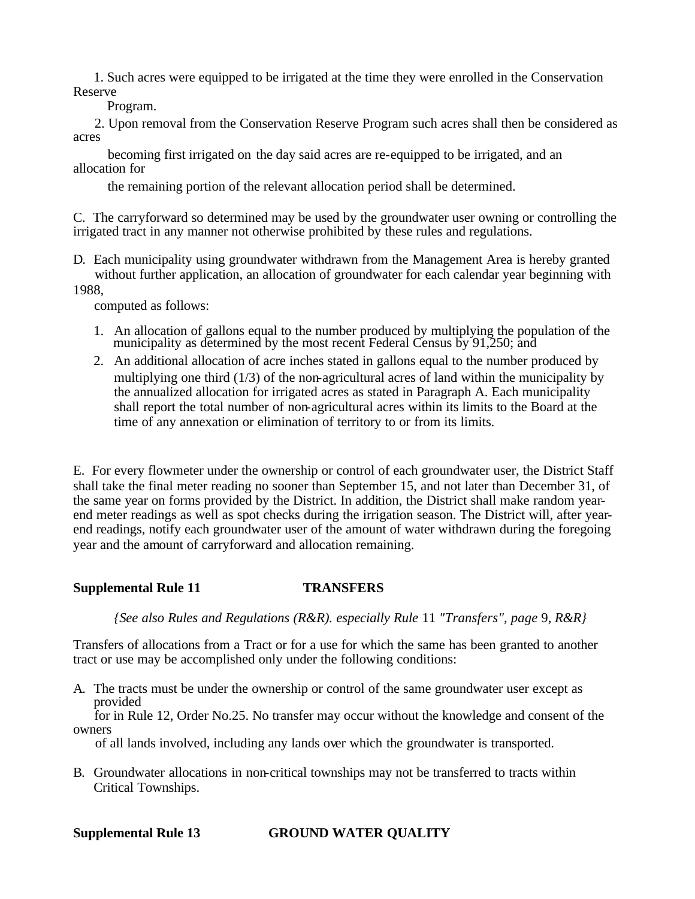1. Such acres were equipped to be irrigated at the time they were enrolled in the Conservation Reserve Program.
2. Upon removal from the Conservation Reserve Program such acres shall then be considered as acres becoming first irrigated on the day said acres are re-equipped to be irrigated, and an allocation for the remaining portion of the relevant allocation period shall be determined.

C. The carryforward so determined may be used by the groundwater user owning or controlling the irrigated tract in any manner not otherwise prohibited by these rules and regulations.

D. Each municipality using groundwater withdrawn from the Management Area is hereby granted without further application, an allocation of groundwater for each calendar year beginning with 1988, computed as follows:

1. An allocation of gallons equal to the number produced by multiplying the population of the municipality as determined by the most recent Federal Census by 91,250; and
2. An additional allocation of acre inches stated in gallons equal to the number produced by multiplying one third (1/3) of the non-agricultural acres of land within the municipality by the annualized allocation for irrigated acres as stated in Paragraph A. Each municipality shall report the total number of non-agricultural acres within its limits to the Board at the time of any annexation or elimination of territory to or from its limits.

E. For every flowmeter under the ownership or control of each groundwater user, the District Staff shall take the final meter reading no sooner than September 15, and not later than December 31, of the same year on forms provided by the District. In addition, the District shall make random year-end meter readings as well as spot checks during the irrigation season. The District will, after year-end readings, notify each groundwater user of the amount of water withdrawn during the foregoing year and the amount of carryforward and allocation remaining.

**Supplemental Rule 11 TRANSFERS**

*{See also Rules and Regulations (R&R). especially Rule 11 "Transfers", page 9, R&R}*

Transfers of allocations from a Tract or for a use for which the same has been granted to another tract or use may be accomplished only under the following conditions:

A. The tracts must be under the ownership or control of the same groundwater user except as provided for in Rule 12, Order No.25. No transfer may occur without the knowledge and consent of the owners of all lands involved, including any lands over which the groundwater is transported.

B. Groundwater allocations in non-critical townships may not be transferred to tracts within Critical Townships.

**Supplemental Rule 13 GROUND WATER QUALITY**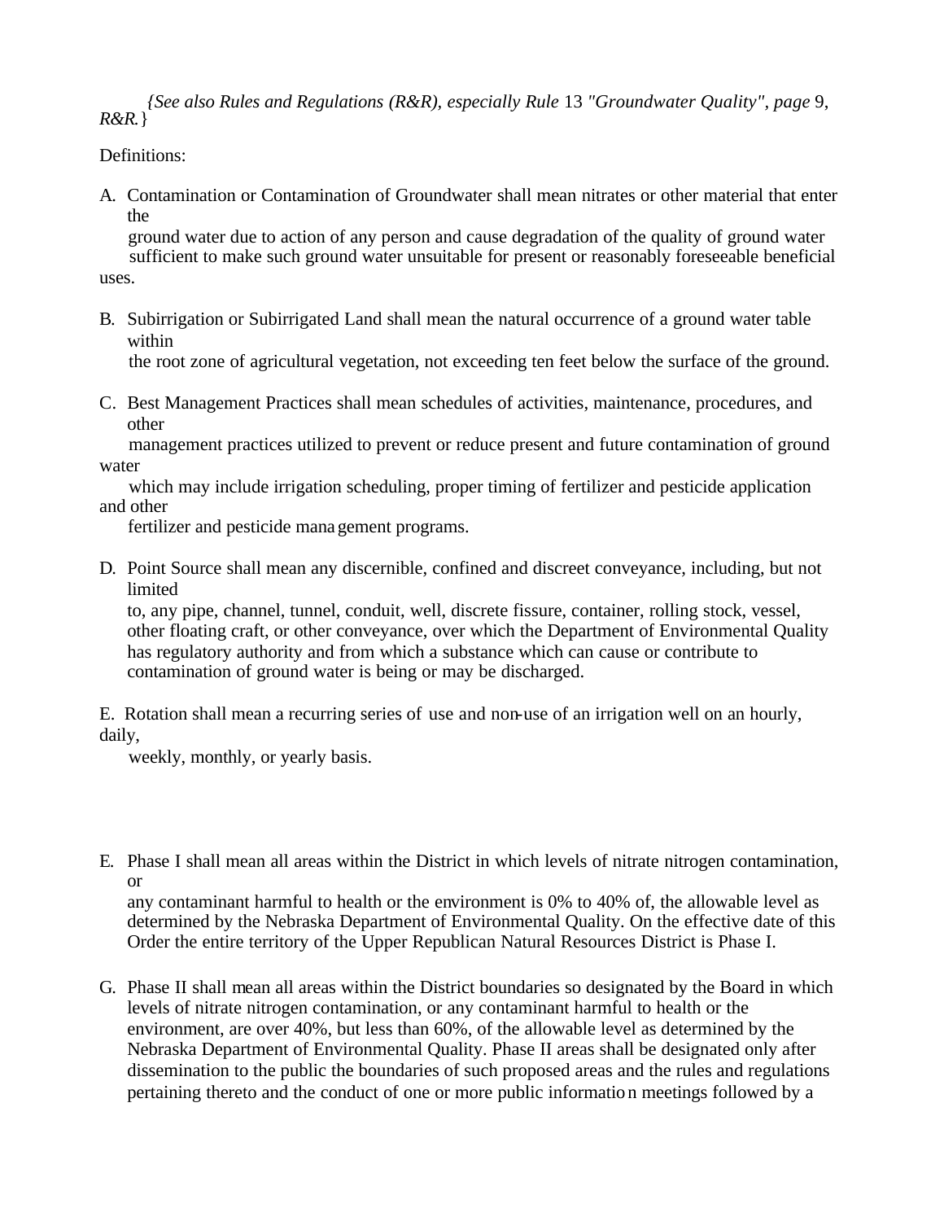*{See also Rules and Regulations (R&R), especially Rule* 13 *"Groundwater Quality", page* 9, *R&R.*}

Definitions:

A. Contamination or Contamination of Groundwater shall mean nitrates or other material that enter the ground water due to action of any person and cause degradation of the quality of ground water sufficient to make such ground water unsuitable for present or reasonably foreseeable beneficial uses.

B. Subirrigation or Subirrigated Land shall mean the natural occurrence of a ground water table within the root zone of agricultural vegetation, not exceeding ten feet below the surface of the ground.

C. Best Management Practices shall mean schedules of activities, maintenance, procedures, and other management practices utilized to prevent or reduce present and future contamination of ground water which may include irrigation scheduling, proper timing of fertilizer and pesticide application and other fertilizer and pesticide management programs.

D. Point Source shall mean any discernible, confined and discreet conveyance, including, but not limited to, any pipe, channel, tunnel, conduit, well, discrete fissure, container, rolling stock, vessel, other floating craft, or other conveyance, over which the Department of Environmental Quality has regulatory authority and from which a substance which can cause or contribute to contamination of ground water is being or may be discharged.

E. Rotation shall mean a recurring series of use and non-use of an irrigation well on an hourly, daily, weekly, monthly, or yearly basis.

E. Phase I shall mean all areas within the District in which levels of nitrate nitrogen contamination, or any contaminant harmful to health or the environment is 0% to 40% of, the allowable level as determined by the Nebraska Department of Environmental Quality. On the effective date of this Order the entire territory of the Upper Republican Natural Resources District is Phase I.

G. Phase II shall mean all areas within the District boundaries so designated by the Board in which levels of nitrate nitrogen contamination, or any contaminant harmful to health or the environment, are over 40%, but less than 60%, of the allowable level as determined by the Nebraska Department of Environmental Quality. Phase II areas shall be designated only after dissemination to the public the boundaries of such proposed areas and the rules and regulations pertaining thereto and the conduct of one or more public information meetings followed by a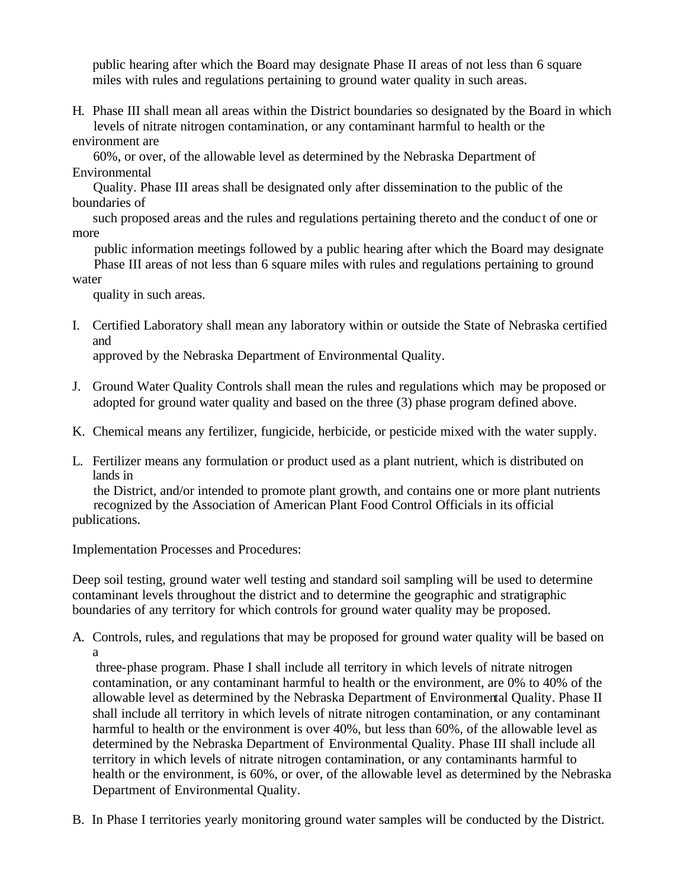public hearing after which the Board may designate Phase II areas of not less than 6 square miles with rules and regulations pertaining to ground water quality in such areas.

H. Phase III shall mean all areas within the District boundaries so designated by the Board in which levels of nitrate nitrogen contamination, or any contaminant harmful to health or the environment are 60%, or over, of the allowable level as determined by the Nebraska Department of Environmental Quality. Phase III areas shall be designated only after dissemination to the public of the boundaries of such proposed areas and the rules and regulations pertaining thereto and the conduct of one or more public information meetings followed by a public hearing after which the Board may designate Phase III areas of not less than 6 square miles with rules and regulations pertaining to ground water quality in such areas.

I. Certified Laboratory shall mean any laboratory within or outside the State of Nebraska certified and approved by the Nebraska Department of Environmental Quality.

J. Ground Water Quality Controls shall mean the rules and regulations which may be proposed or adopted for ground water quality and based on the three (3) phase program defined above.

K. Chemical means any fertilizer, fungicide, herbicide, or pesticide mixed with the water supply.

L. Fertilizer means any formulation or product used as a plant nutrient, which is distributed on lands in the District, and/or intended to promote plant growth, and contains one or more plant nutrients recognized by the Association of American Plant Food Control Officials in its official publications.

Implementation Processes and Procedures:

Deep soil testing, ground water well testing and standard soil sampling will be used to determine contaminant levels throughout the district and to determine the geographic and stratigraphic boundaries of any territory for which controls for ground water quality may be proposed.

A. Controls, rules, and regulations that may be proposed for ground water quality will be based on a three-phase program. Phase I shall include all territory in which levels of nitrate nitrogen contamination, or any contaminant harmful to health or the environment, are 0% to 40% of the allowable level as determined by the Nebraska Department of Environmental Quality. Phase II shall include all territory in which levels of nitrate nitrogen contamination, or any contaminant harmful to health or the environment is over 40%, but less than 60%, of the allowable level as determined by the Nebraska Department of Environmental Quality. Phase III shall include all territory in which levels of nitrate nitrogen contamination, or any contaminants harmful to health or the environment, is 60%, or over, of the allowable level as determined by the Nebraska Department of Environmental Quality.

B. In Phase I territories yearly monitoring ground water samples will be conducted by the District.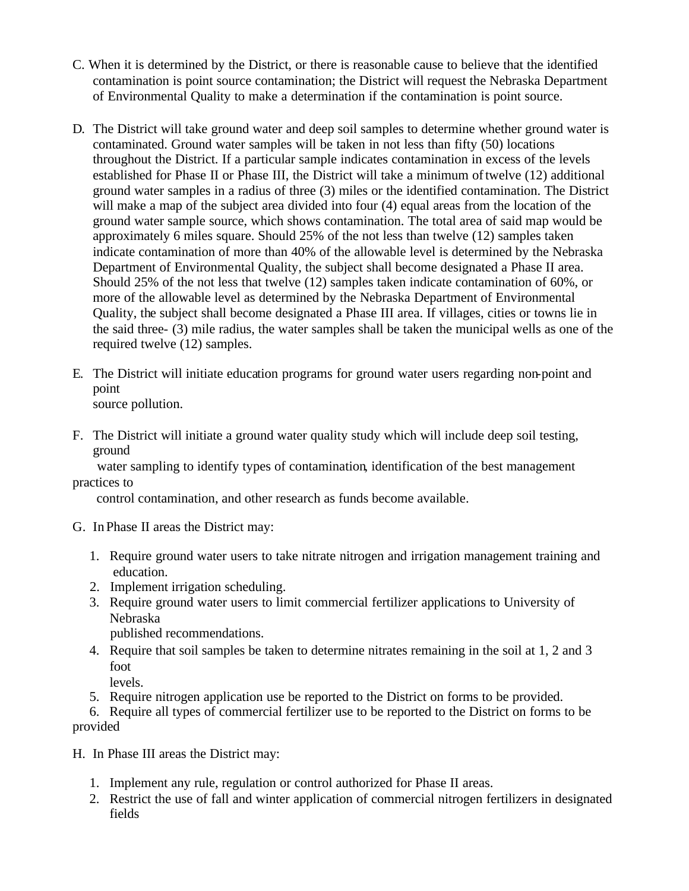C. When it is determined by the District, or there is reasonable cause to believe that the identified contamination is point source contamination; the District will request the Nebraska Department of Environmental Quality to make a determination if the contamination is point source.

D. The District will take ground water and deep soil samples to determine whether ground water is contaminated. Ground water samples will be taken in not less than fifty (50) locations throughout the District. If a particular sample indicates contamination in excess of the levels established for Phase II or Phase III, the District will take a minimum of twelve (12) additional ground water samples in a radius of three (3) miles or the identified contamination. The District will make a map of the subject area divided into four (4) equal areas from the location of the ground water sample source, which shows contamination. The total area of said map would be approximately 6 miles square. Should 25% of the not less than twelve (12) samples taken indicate contamination of more than 40% of the allowable level is determined by the Nebraska Department of Environmental Quality, the subject shall become designated a Phase II area. Should 25% of the not less that twelve (12) samples taken indicate contamination of 60%, or more of the allowable level as determined by the Nebraska Department of Environmental Quality, the subject shall become designated a Phase III area. If villages, cities or towns lie in the said three- (3) mile radius, the water samples shall be taken the municipal wells as one of the required twelve (12) samples.

E. The District will initiate education programs for ground water users regarding non-point and point source pollution.

F. The District will initiate a ground water quality study which will include deep soil testing, ground water sampling to identify types of contamination, identification of the best management practices to control contamination, and other research as funds become available.

G. In Phase II areas the District may:

1. Require ground water users to take nitrate nitrogen and irrigation management training and education.
2. Implement irrigation scheduling.
3. Require ground water users to limit commercial fertilizer applications to University of Nebraska published recommendations.
4. Require that soil samples be taken to determine nitrates remaining in the soil at 1, 2 and 3 foot levels.
5. Require nitrogen application use be reported to the District on forms to be provided.
6. Require all types of commercial fertilizer use to be reported to the District on forms to be provided

H. In Phase III areas the District may:

1. Implement any rule, regulation or control authorized for Phase II areas.
2. Restrict the use of fall and winter application of commercial nitrogen fertilizers in designated fields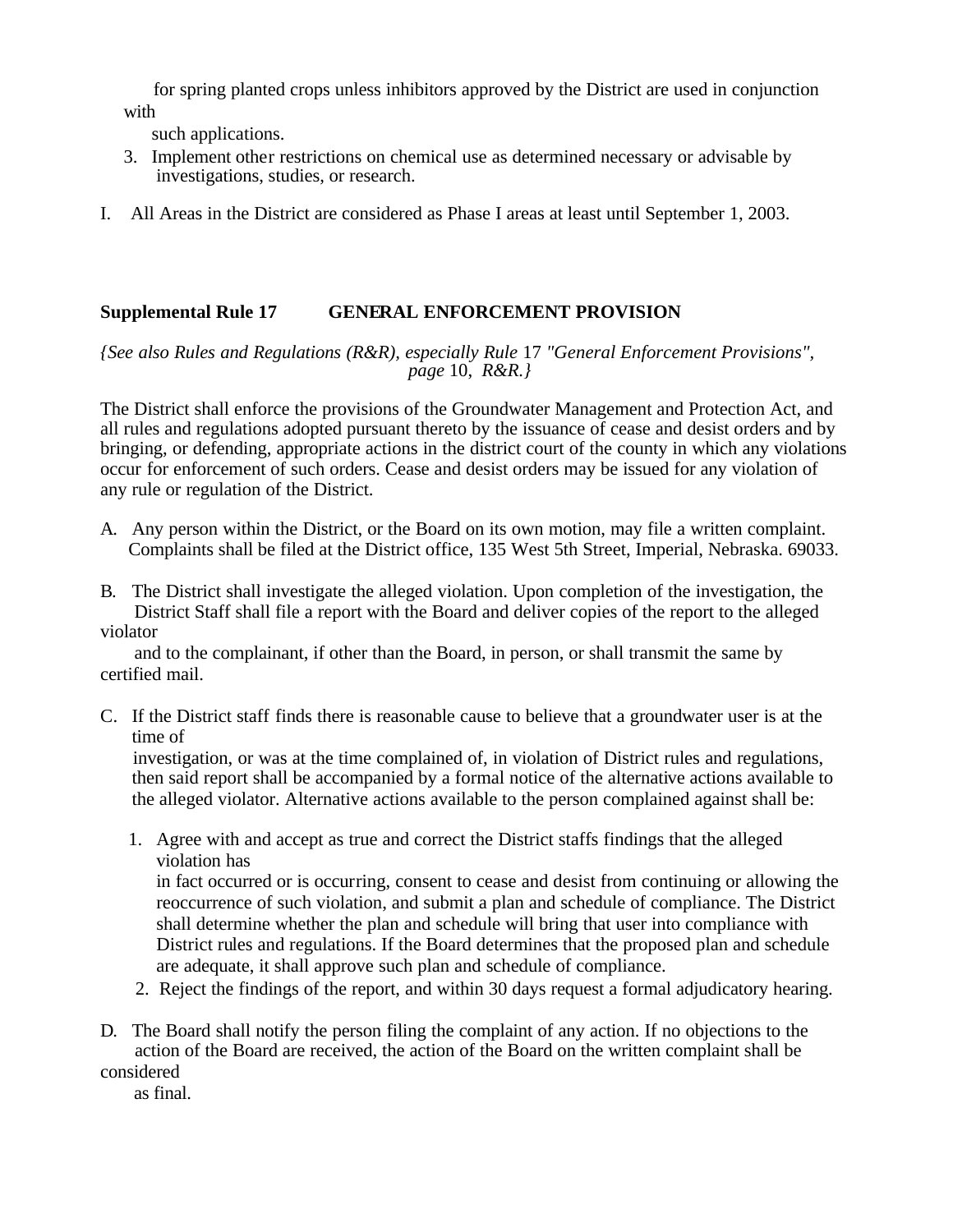for spring planted crops unless inhibitors approved by the District are used in conjunction with such applications.

3. Implement other restrictions on chemical use as determined necessary or advisable by investigations, studies, or research.

I. All Areas in the District are considered as Phase I areas at least until September 1, 2003.

## Supplemental Rule 17 GENERAL ENFORCEMENT PROVISION

*{See also Rules and Regulations (R&R), especially Rule* 17 *"General Enforcement Provisions", page* 10, *R&R.}*

The District shall enforce the provisions of the Groundwater Management and Protection Act, and all rules and regulations adopted pursuant thereto by the issuance of cease and desist orders and by bringing, or defending, appropriate actions in the district court of the county in which any violations occur for enforcement of such orders. Cease and desist orders may be issued for any violation of any rule or regulation of the District.

A. Any person within the District, or the Board on its own motion, may file a written complaint. Complaints shall be filed at the District office, 135 West 5th Street, Imperial, Nebraska. 69033.

B. The District shall investigate the alleged violation. Upon completion of the investigation, the District Staff shall file a report with the Board and deliver copies of the report to the alleged violator and to the complainant, if other than the Board, in person, or shall transmit the same by certified mail.

C. If the District staff finds there is reasonable cause to believe that a groundwater user is at the time of investigation, or was at the time complained of, in violation of District rules and regulations, then said report shall be accompanied by a formal notice of the alternative actions available to the alleged violator. Alternative actions available to the person complained against shall be:

   1. Agree with and accept as true and correct the District staffs findings that the alleged violation has in fact occurred or is occurring, consent to cease and desist from continuing or allowing the reoccurrence of such violation, and submit a plan and schedule of compliance. The District shall determine whether the plan and schedule will bring that user into compliance with District rules and regulations. If the Board determines that the proposed plan and schedule are adequate, it shall approve such plan and schedule of compliance.
   2. Reject the findings of the report, and within 30 days request a formal adjudicatory hearing.

D. The Board shall notify the person filing the complaint of any action. If no objections to the action of the Board are received, the action of the Board on the written complaint shall be considered as final.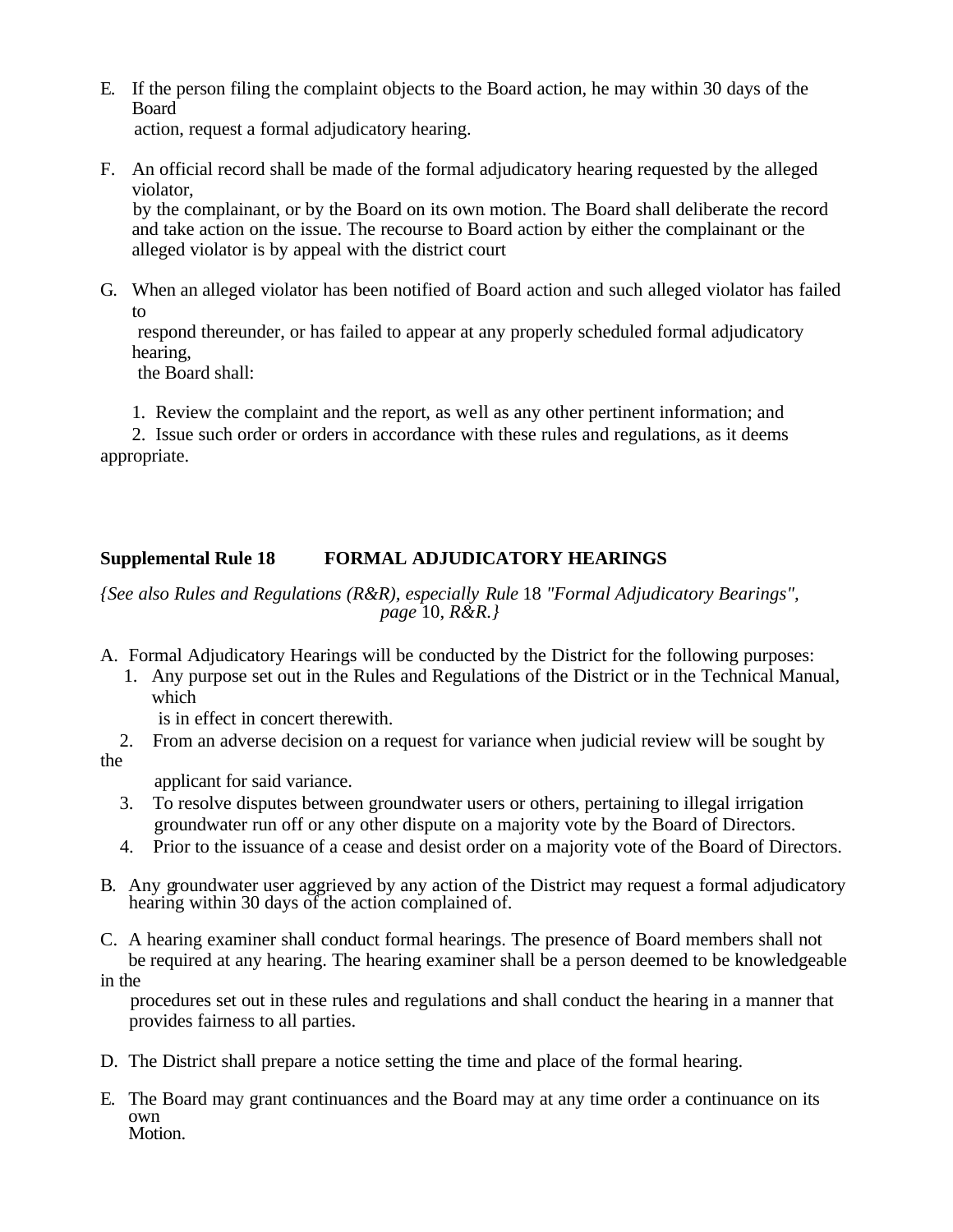E. If the person filing the complaint objects to the Board action, he may within 30 days of the Board action, request a formal adjudicatory hearing.

F. An official record shall be made of the formal adjudicatory hearing requested by the alleged violator, by the complainant, or by the Board on its own motion. The Board shall deliberate the record and take action on the issue. The recourse to Board action by either the complainant or the alleged violator is by appeal with the district court

G. When an alleged violator has been notified of Board action and such alleged violator has failed to respond thereunder, or has failed to appear at any properly scheduled formal adjudicatory hearing, the Board shall:

1. Review the complaint and the report, as well as any other pertinent information; and
2. Issue such order or orders in accordance with these rules and regulations, as it deems appropriate.

**Supplemental Rule 18 FORMAL ADJUDICATORY HEARINGS**

*{See also Rules and Regulations (R&R), especially Rule* 18 *"Formal Adjudicatory Bearings", page* 10, *R&R.}*

A. Formal Adjudicatory Hearings will be conducted by the District for the following purposes:
   1. Any purpose set out in the Rules and Regulations of the District or in the Technical Manual, which is in effect in concert therewith.
   2. From an adverse decision on a request for variance when judicial review will be sought by the applicant for said variance.
   3. To resolve disputes between groundwater users or others, pertaining to illegal irrigation groundwater run off or any other dispute on a majority vote by the Board of Directors.
   4. Prior to the issuance of a cease and desist order on a majority vote of the Board of Directors.

B. Any groundwater user aggrieved by any action of the District may request a formal adjudicatory hearing within 30 days of the action complained of.

C. A hearing examiner shall conduct formal hearings. The presence of Board members shall not be required at any hearing. The hearing examiner shall be a person deemed to be knowledgeable in the procedures set out in these rules and regulations and shall conduct the hearing in a manner that provides fairness to all parties.

D. The District shall prepare a notice setting the time and place of the formal hearing.

E. The Board may grant continuances and the Board may at any time order a continuance on its own Motion.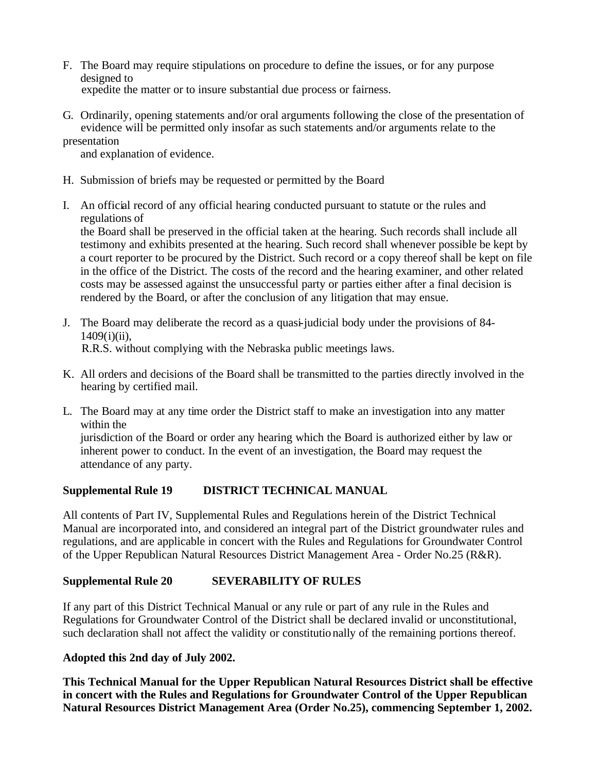F. The Board may require stipulations on procedure to define the issues, or for any purpose designed to expedite the matter or to insure substantial due process or fairness.

G. Ordinarily, opening statements and/or oral arguments following the close of the presentation of evidence will be permitted only insofar as such statements and/or arguments relate to the presentation and explanation of evidence.

H. Submission of briefs may be requested or permitted by the Board

I. An official record of any official hearing conducted pursuant to statute or the rules and regulations of the Board shall be preserved in the official taken at the hearing. Such records shall include all testimony and exhibits presented at the hearing. Such record shall whenever possible be kept by a court reporter to be procured by the District. Such record or a copy thereof shall be kept on file in the office of the District. The costs of the record and the hearing examiner, and other related costs may be assessed against the unsuccessful party or parties either after a final decision is rendered by the Board, or after the conclusion of any litigation that may ensue.

J. The Board may deliberate the record as a quasi-judicial body under the provisions of 84-1409(i)(ii), R.R.S. without complying with the Nebraska public meetings laws.

K. All orders and decisions of the Board shall be transmitted to the parties directly involved in the hearing by certified mail.

L. The Board may at any time order the District staff to make an investigation into any matter within the jurisdiction of the Board or order any hearing which the Board is authorized either by law or inherent power to conduct. In the event of an investigation, the Board may request the attendance of any party.

**Supplemental Rule 19 DISTRICT TECHNICAL MANUAL**

All contents of Part IV, Supplemental Rules and Regulations herein of the District Technical Manual are incorporated into, and considered an integral part of the District groundwater rules and regulations, and are applicable in concert with the Rules and Regulations for Groundwater Control of the Upper Republican Natural Resources District Management Area - Order No.25 (R&R).

**Supplemental Rule 20 SEVERABILITY OF RULES**

If any part of this District Technical Manual or any rule or part of any rule in the Rules and Regulations for Groundwater Control of the District shall be declared invalid or unconstitutional, such declaration shall not affect the validity or constitutionally of the remaining portions thereof.

**Adopted this 2nd day of July 2002.**

**This Technical Manual for the Upper Republican Natural Resources District shall be effective in concert with the Rules and Regulations for Groundwater Control of the Upper Republican Natural Resources District Management Area (Order No.25), commencing September 1, 2002.**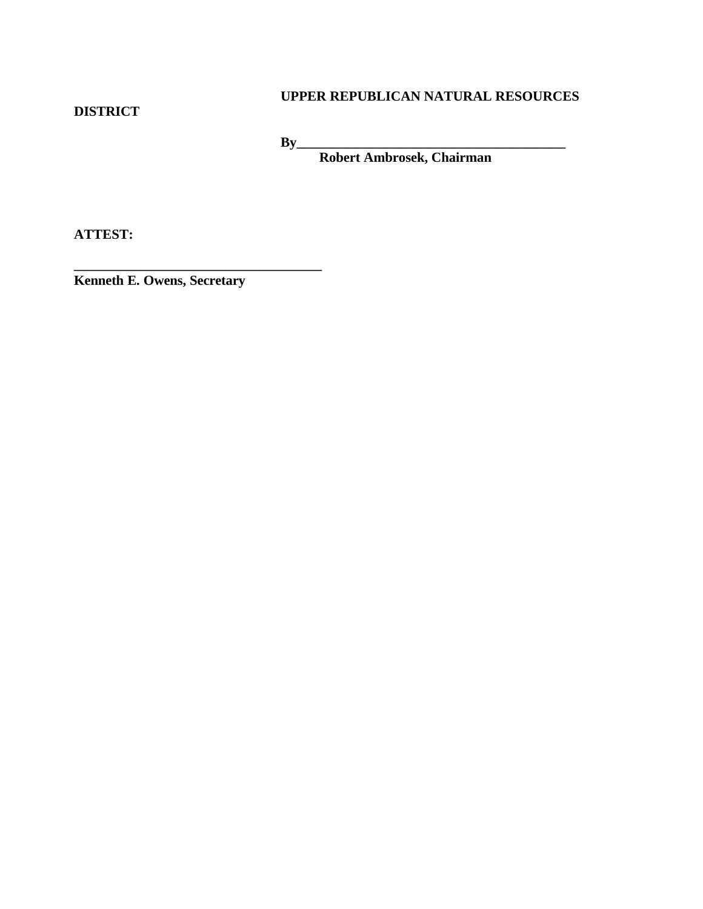**UPPER REPUBLICAN NATURAL RESOURCES DISTRICT**

**By_________________________________________**
**Robert Ambrosek, Chairman**

**ATTEST:**

**_____________________________________**
**Kenneth E. Owens, Secretary**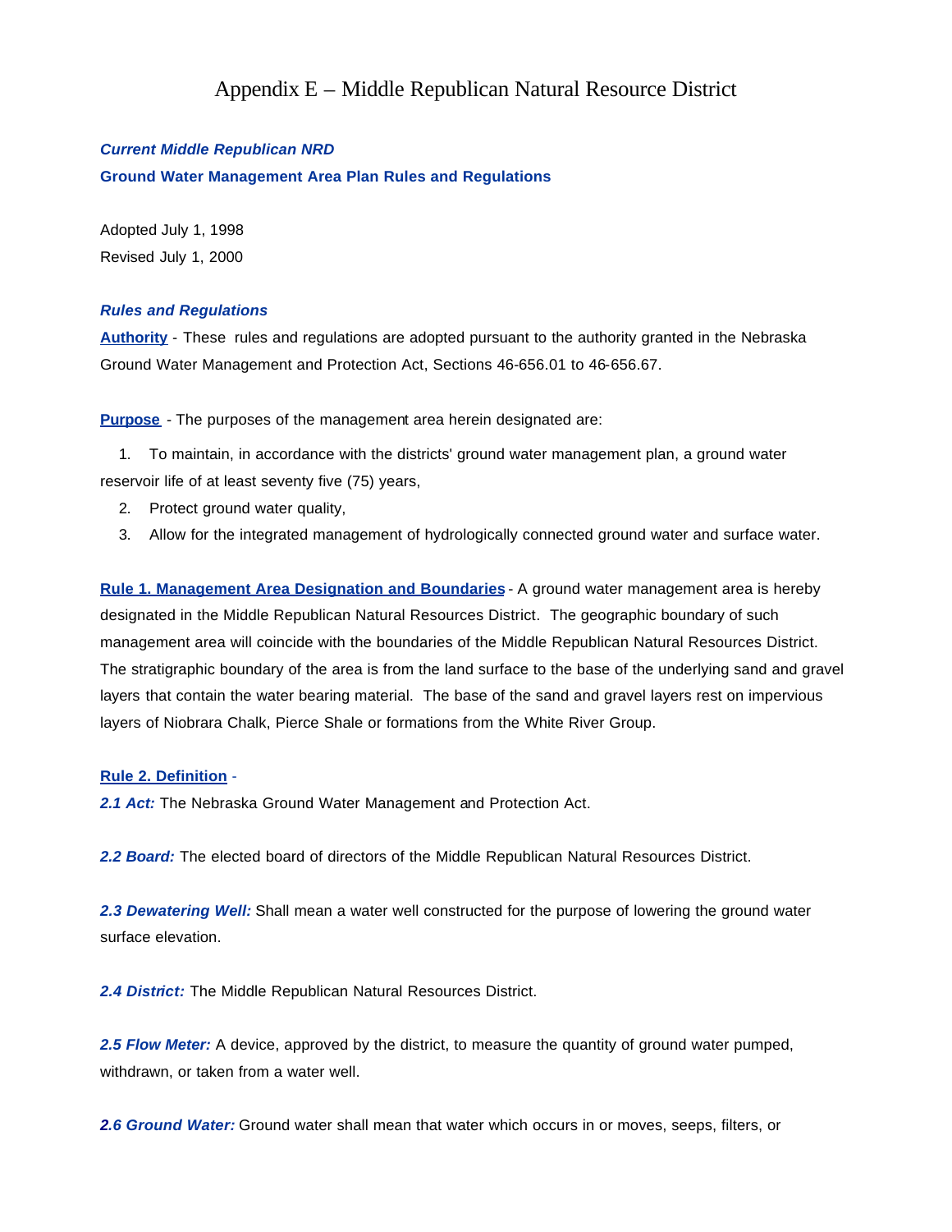# Appendix E – Middle Republican Natural Resource District

***Current Middle Republican NRD***

**Ground Water Management Area Plan Rules and Regulations**

Adopted July 1, 1998

Revised July 1, 2000

***Rules and Regulations***

**Authority** - These rules and regulations are adopted pursuant to the authority granted in the Nebraska Ground Water Management and Protection Act, Sections 46-656.01 to 46-656.67.

**Purpose** - The purposes of the management area herein designated are:

1. To maintain, in accordance with the districts' ground water management plan, a ground water reservoir life of at least seventy five (75) years,
2. Protect ground water quality,
3. Allow for the integrated management of hydrologically connected ground water and surface water.

**Rule 1. Management Area Designation and Boundaries** - A ground water management area is hereby designated in the Middle Republican Natural Resources District. The geographic boundary of such management area will coincide with the boundaries of the Middle Republican Natural Resources District. The stratigraphic boundary of the area is from the land surface to the base of the underlying sand and gravel layers that contain the water bearing material. The base of the sand and gravel layers rest on impervious layers of Niobrara Chalk, Pierce Shale or formations from the White River Group.

**Rule 2. Definition** -

***2.1 Act:*** The Nebraska Ground Water Management and Protection Act.

***2.2 Board:*** The elected board of directors of the Middle Republican Natural Resources District.

***2.3 Dewatering Well:*** Shall mean a water well constructed for the purpose of lowering the ground water surface elevation.

***2.4 District:*** The Middle Republican Natural Resources District.

***2.5 Flow Meter:*** A device, approved by the district, to measure the quantity of ground water pumped, withdrawn, or taken from a water well.

***2.6 Ground Water:*** Ground water shall mean that water which occurs in or moves, seeps, filters, or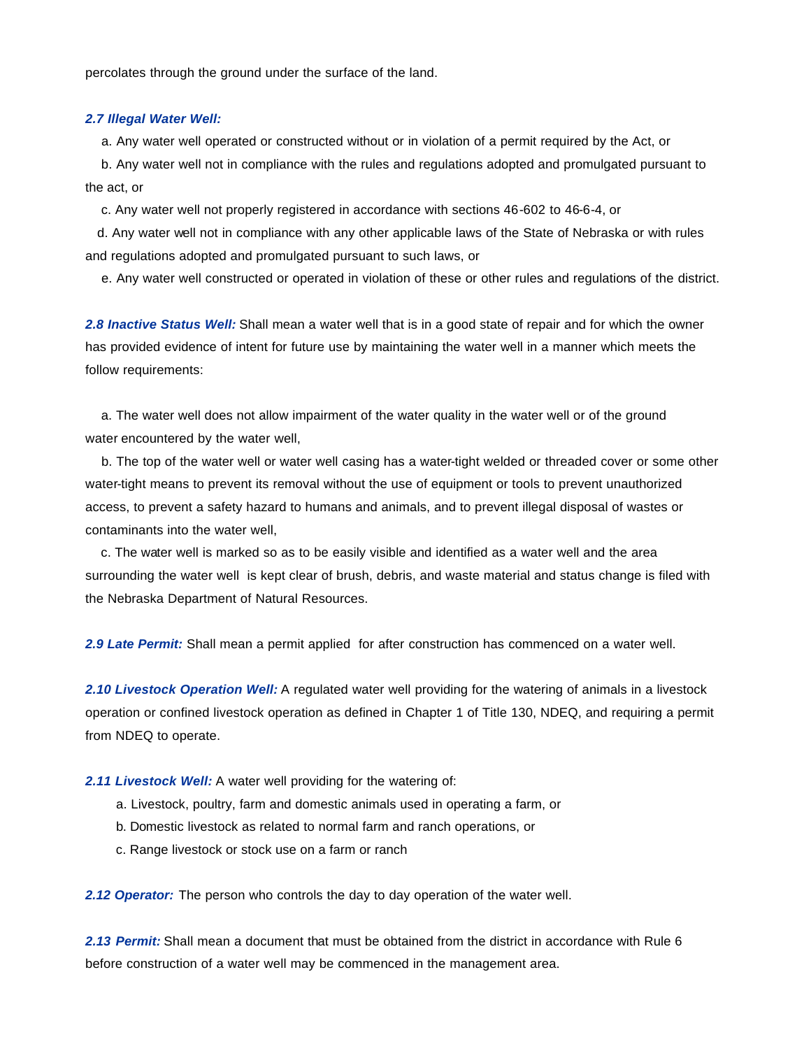percolates through the ground under the surface of the land.

***2.7 Illegal Water Well:***

a. Any water well operated or constructed without or in violation of a permit required by the Act, or

b. Any water well not in compliance with the rules and regulations adopted and promulgated pursuant to the act, or

c. Any water well not properly registered in accordance with sections 46-602 to 46-6-4, or

d. Any water well not in compliance with any other applicable laws of the State of Nebraska or with rules and regulations adopted and promulgated pursuant to such laws, or

e. Any water well constructed or operated in violation of these or other rules and regulations of the district.

***2.8 Inactive Status Well:*** Shall mean a water well that is in a good state of repair and for which the owner has provided evidence of intent for future use by maintaining the water well in a manner which meets the follow requirements:

a. The water well does not allow impairment of the water quality in the water well or of the ground water encountered by the water well,

b. The top of the water well or water well casing has a water-tight welded or threaded cover or some other water-tight means to prevent its removal without the use of equipment or tools to prevent unauthorized access, to prevent a safety hazard to humans and animals, and to prevent illegal disposal of wastes or contaminants into the water well,

c. The water well is marked so as to be easily visible and identified as a water well and the area surrounding the water well is kept clear of brush, debris, and waste material and status change is filed with the Nebraska Department of Natural Resources.

***2.9 Late Permit:*** Shall mean a permit applied for after construction has commenced on a water well.

***2.10 Livestock Operation Well:*** A regulated water well providing for the watering of animals in a livestock operation or confined livestock operation as defined in Chapter 1 of Title 130, NDEQ, and requiring a permit from NDEQ to operate.

***2.11 Livestock Well:*** A water well providing for the watering of:

a. Livestock, poultry, farm and domestic animals used in operating a farm, or

b. Domestic livestock as related to normal farm and ranch operations, or

c. Range livestock or stock use on a farm or ranch

***2.12 Operator:*** The person who controls the day to day operation of the water well.

***2.13 Permit:*** Shall mean a document that must be obtained from the district in accordance with Rule 6 before construction of a water well may be commenced in the management area.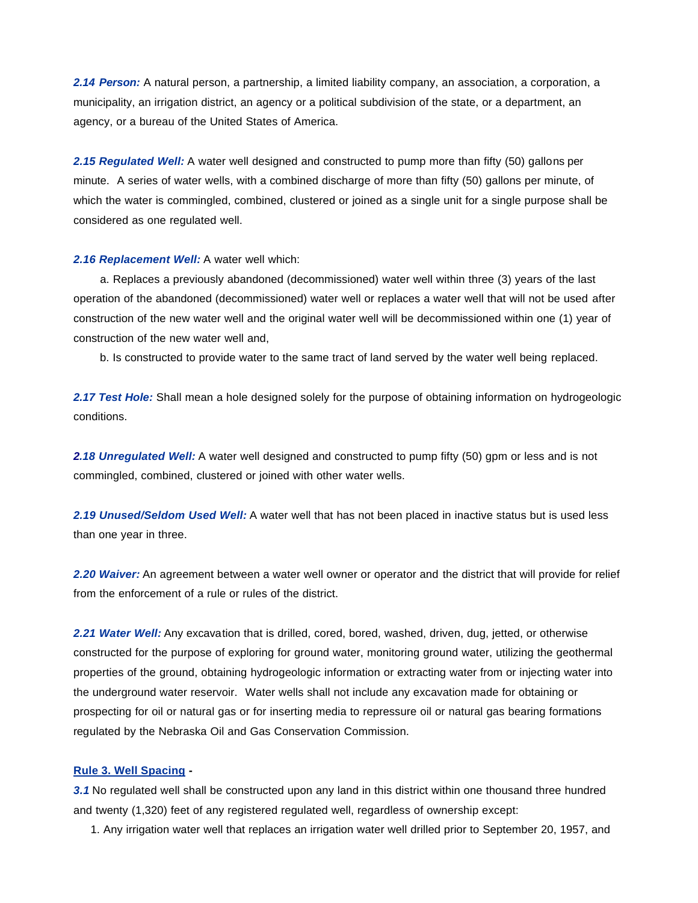***2.14 Person:*** A natural person, a partnership, a limited liability company, an association, a corporation, a municipality, an irrigation district, an agency or a political subdivision of the state, or a department, an agency, or a bureau of the United States of America.

***2.15 Regulated Well:*** A water well designed and constructed to pump more than fifty (50) gallons per minute. A series of water wells, with a combined discharge of more than fifty (50) gallons per minute, of which the water is commingled, combined, clustered or joined as a single unit for a single purpose shall be considered as one regulated well.

***2.16 Replacement Well:*** A water well which:

a. Replaces a previously abandoned (decommissioned) water well within three (3) years of the last operation of the abandoned (decommissioned) water well or replaces a water well that will not be used after construction of the new water well and the original water well will be decommissioned within one (1) year of construction of the new water well and,

b. Is constructed to provide water to the same tract of land served by the water well being replaced.

***2.17 Test Hole:*** Shall mean a hole designed solely for the purpose of obtaining information on hydrogeologic conditions.

***2.18 Unregulated Well:*** A water well designed and constructed to pump fifty (50) gpm or less and is not commingled, combined, clustered or joined with other water wells.

***2.19 Unused/Seldom Used Well:*** A water well that has not been placed in inactive status but is used less than one year in three.

***2.20 Waiver:*** An agreement between a water well owner or operator and the district that will provide for relief from the enforcement of a rule or rules of the district.

***2.21 Water Well:*** Any excavation that is drilled, cored, bored, washed, driven, dug, jetted, or otherwise constructed for the purpose of exploring for ground water, monitoring ground water, utilizing the geothermal properties of the ground, obtaining hydrogeologic information or extracting water from or injecting water into the underground water reservoir. Water wells shall not include any excavation made for obtaining or prospecting for oil or natural gas or for inserting media to repressure oil or natural gas bearing formations regulated by the Nebraska Oil and Gas Conservation Commission.

**Rule 3. Well Spacing -**

***3.1*** No regulated well shall be constructed upon any land in this district within one thousand three hundred and twenty (1,320) feet of any registered regulated well, regardless of ownership except:

1. Any irrigation water well that replaces an irrigation water well drilled prior to September 20, 1957, and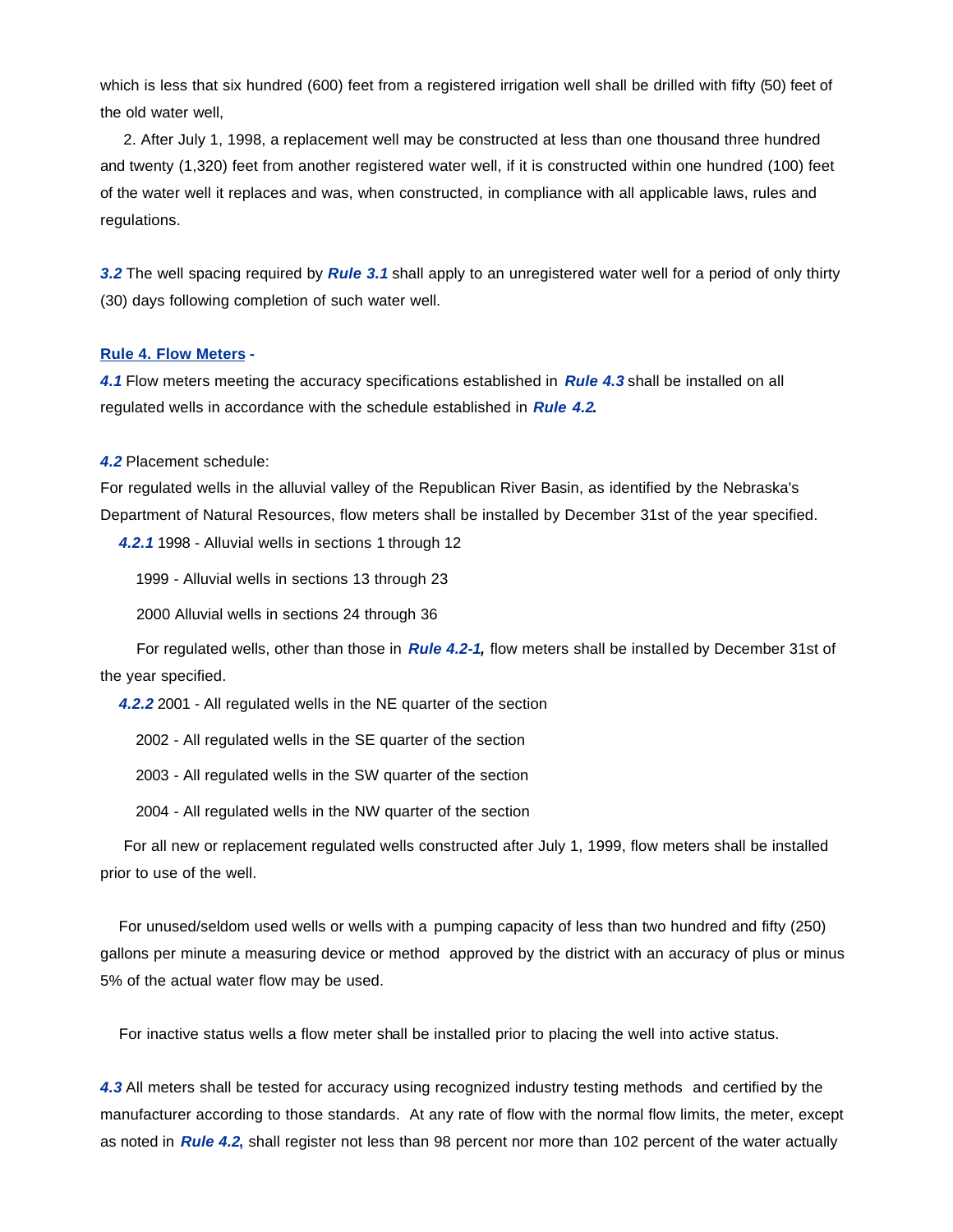which is less that six hundred (600) feet from a registered irrigation well shall be drilled with fifty (50) feet of the old water well,

2. After July 1, 1998, a replacement well may be constructed at less than one thousand three hundred and twenty (1,320) feet from another registered water well, if it is constructed within one hundred (100) feet of the water well it replaces and was, when constructed, in compliance with all applicable laws, rules and regulations.

***3.2*** The well spacing required by ***Rule 3.1*** shall apply to an unregistered water well for a period of only thirty (30) days following completion of such water well.

**Rule 4. Flow Meters -**

***4.1*** Flow meters meeting the accuracy specifications established in ***Rule 4.3*** shall be installed on all regulated wells in accordance with the schedule established in ***Rule 4.2.***

***4.2*** Placement schedule:
For regulated wells in the alluvial valley of the Republican River Basin, as identified by the Nebraska's Department of Natural Resources, flow meters shall be installed by December 31st of the year specified.

***4.2.1*** 1998 - Alluvial wells in sections 1 through 12

1999 - Alluvial wells in sections 13 through 23

2000 Alluvial wells in sections 24 through 36

For regulated wells, other than those in ***Rule 4.2-1,*** flow meters shall be installed by December 31st of the year specified.

***4.2.2*** 2001 - All regulated wells in the NE quarter of the section

2002 - All regulated wells in the SE quarter of the section

2003 - All regulated wells in the SW quarter of the section

2004 - All regulated wells in the NW quarter of the section

For all new or replacement regulated wells constructed after July 1, 1999, flow meters shall be installed prior to use of the well.

For unused/seldom used wells or wells with a pumping capacity of less than two hundred and fifty (250) gallons per minute a measuring device or method approved by the district with an accuracy of plus or minus 5% of the actual water flow may be used.

For inactive status wells a flow meter shall be installed prior to placing the well into active status.

***4.3*** All meters shall be tested for accuracy using recognized industry testing methods and certified by the manufacturer according to those standards. At any rate of flow with the normal flow limits, the meter, except as noted in ***Rule 4.2,*** shall register not less than 98 percent nor more than 102 percent of the water actually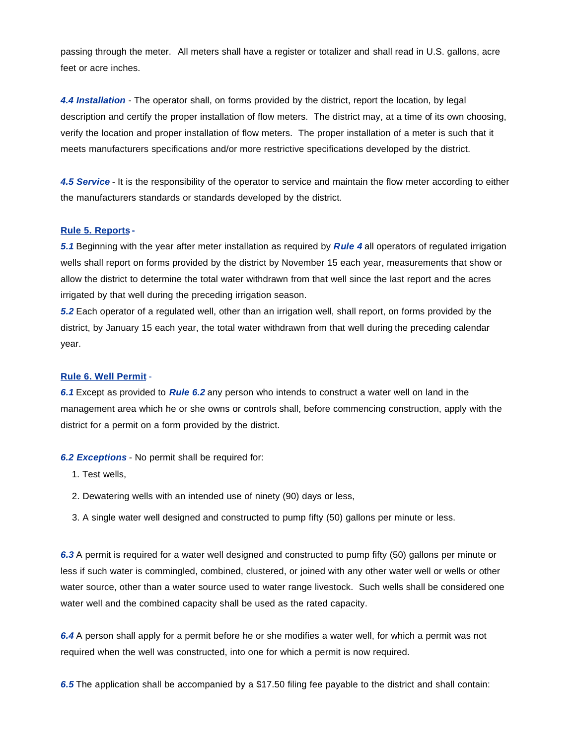passing through the meter. All meters shall have a register or totalizer and shall read in U.S. gallons, acre feet or acre inches.

***4.4 Installation*** - The operator shall, on forms provided by the district, report the location, by legal description and certify the proper installation of flow meters. The district may, at a time of its own choosing, verify the location and proper installation of flow meters. The proper installation of a meter is such that it meets manufacturers specifications and/or more restrictive specifications developed by the district.

***4.5 Service*** - It is the responsibility of the operator to service and maintain the flow meter according to either the manufacturers standards or standards developed by the district.

### Rule 5. Reports -

***5.1*** Beginning with the year after meter installation as required by ***Rule 4*** all operators of regulated irrigation wells shall report on forms provided by the district by November 15 each year, measurements that show or allow the district to determine the total water withdrawn from that well since the last report and the acres irrigated by that well during the preceding irrigation season.

***5.2*** Each operator of a regulated well, other than an irrigation well, shall report, on forms provided by the district, by January 15 each year, the total water withdrawn from that well during the preceding calendar year.

### Rule 6. Well Permit -

***6.1*** Except as provided to ***Rule 6.2*** any person who intends to construct a water well on land in the management area which he or she owns or controls shall, before commencing construction, apply with the district for a permit on a form provided by the district.

***6.2 Exceptions*** - No permit shall be required for:

1. Test wells,
2. Dewatering wells with an intended use of ninety (90) days or less,
3. A single water well designed and constructed to pump fifty (50) gallons per minute or less.

***6.3*** A permit is required for a water well designed and constructed to pump fifty (50) gallons per minute or less if such water is commingled, combined, clustered, or joined with any other water well or wells or other water source, other than a water source used to water range livestock. Such wells shall be considered one water well and the combined capacity shall be used as the rated capacity.

***6.4*** A person shall apply for a permit before he or she modifies a water well, for which a permit was not required when the well was constructed, into one for which a permit is now required.

***6.5*** The application shall be accompanied by a $17.50 filing fee payable to the district and shall contain: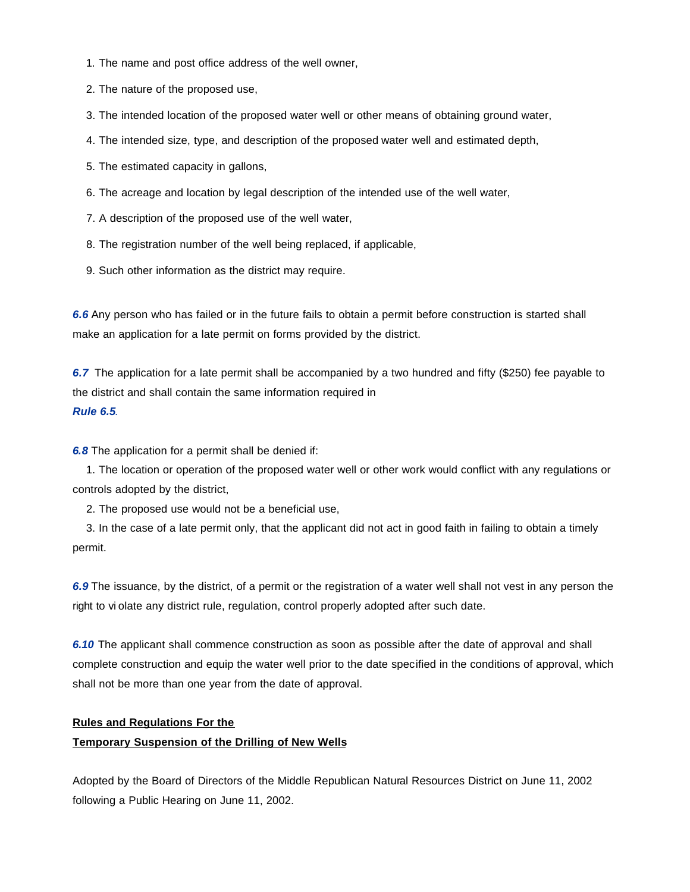1. The name and post office address of the well owner,
2. The nature of the proposed use,
3. The intended location of the proposed water well or other means of obtaining ground water,
4. The intended size, type, and description of the proposed water well and estimated depth,
5. The estimated capacity in gallons,
6. The acreage and location by legal description of the intended use of the well water,
7. A description of the proposed use of the well water,
8. The registration number of the well being replaced, if applicable,
9. Such other information as the district may require.

***6.6*** Any person who has failed or in the future fails to obtain a permit before construction is started shall make an application for a late permit on forms provided by the district.

***6.7*** The application for a late permit shall be accompanied by a two hundred and fifty ($250) fee payable to the district and shall contain the same information required in ***Rule 6.5***.

***6.8*** The application for a permit shall be denied if:

1. The location or operation of the proposed water well or other work would conflict with any regulations or controls adopted by the district,
2. The proposed use would not be a beneficial use,
3. In the case of a late permit only, that the applicant did not act in good faith in failing to obtain a timely permit.

***6.9*** The issuance, by the district, of a permit or the registration of a water well shall not vest in any person the right to vi olate any district rule, regulation, control properly adopted after such date.

***6.10*** The applicant shall commence construction as soon as possible after the date of approval and shall complete construction and equip the water well prior to the date specified in the conditions of approval, which shall not be more than one year from the date of approval.

**Rules and Regulations For the**
**Temporary Suspension of the Drilling of New Wells**

Adopted by the Board of Directors of the Middle Republican Natural Resources District on June 11, 2002 following a Public Hearing on June 11, 2002.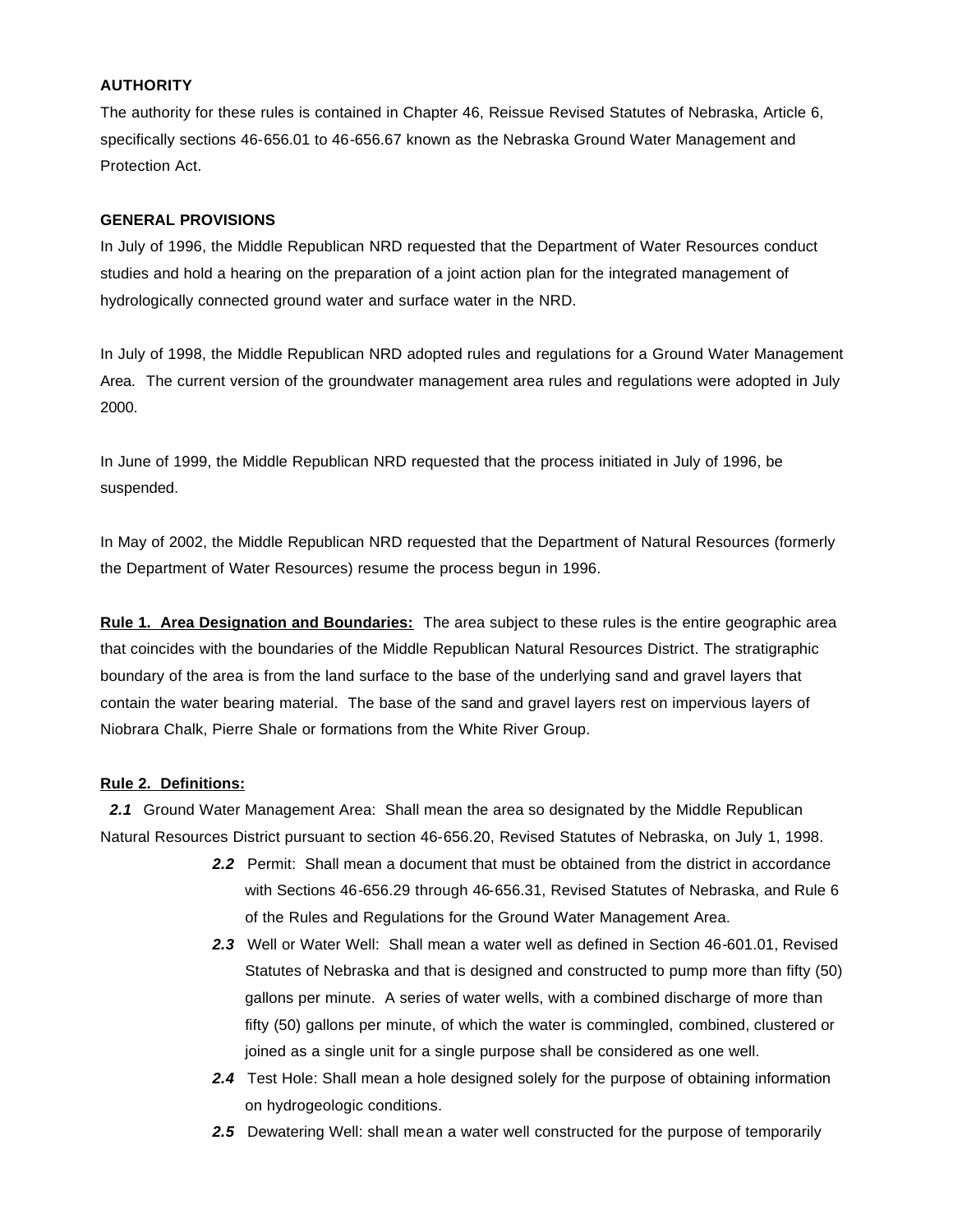**AUTHORITY**

The authority for these rules is contained in Chapter 46, Reissue Revised Statutes of Nebraska, Article 6, specifically sections 46-656.01 to 46-656.67 known as the Nebraska Ground Water Management and Protection Act.

**GENERAL PROVISIONS**

In July of 1996, the Middle Republican NRD requested that the Department of Water Resources conduct studies and hold a hearing on the preparation of a joint action plan for the integrated management of hydrologically connected ground water and surface water in the NRD.

In July of 1998, the Middle Republican NRD adopted rules and regulations for a Ground Water Management Area. The current version of the groundwater management area rules and regulations were adopted in July 2000.

In June of 1999, the Middle Republican NRD requested that the process initiated in July of 1996, be suspended.

In May of 2002, the Middle Republican NRD requested that the Department of Natural Resources (formerly the Department of Water Resources) resume the process begun in 1996.

**<u>Rule 1. Area Designation and Boundaries:</u>** The area subject to these rules is the entire geographic area that coincides with the boundaries of the Middle Republican Natural Resources District. The stratigraphic boundary of the area is from the land surface to the base of the underlying sand and gravel layers that contain the water bearing material. The base of the sand and gravel layers rest on impervious layers of Niobrara Chalk, Pierre Shale or formations from the White River Group.

**<u>Rule 2. Definitions:</u>**

***2.1*** Ground Water Management Area: Shall mean the area so designated by the Middle Republican Natural Resources District pursuant to section 46-656.20, Revised Statutes of Nebraska, on July 1, 1998.

***2.2*** Permit: Shall mean a document that must be obtained from the district in accordance with Sections 46-656.29 through 46-656.31, Revised Statutes of Nebraska, and Rule 6 of the Rules and Regulations for the Ground Water Management Area.

***2.3*** Well or Water Well: Shall mean a water well as defined in Section 46-601.01, Revised Statutes of Nebraska and that is designed and constructed to pump more than fifty (50) gallons per minute. A series of water wells, with a combined discharge of more than fifty (50) gallons per minute, of which the water is commingled, combined, clustered or joined as a single unit for a single purpose shall be considered as one well.

***2.4*** Test Hole: Shall mean a hole designed solely for the purpose of obtaining information on hydrogeologic conditions.

***2.5*** Dewatering Well: shall mean a water well constructed for the purpose of temporarily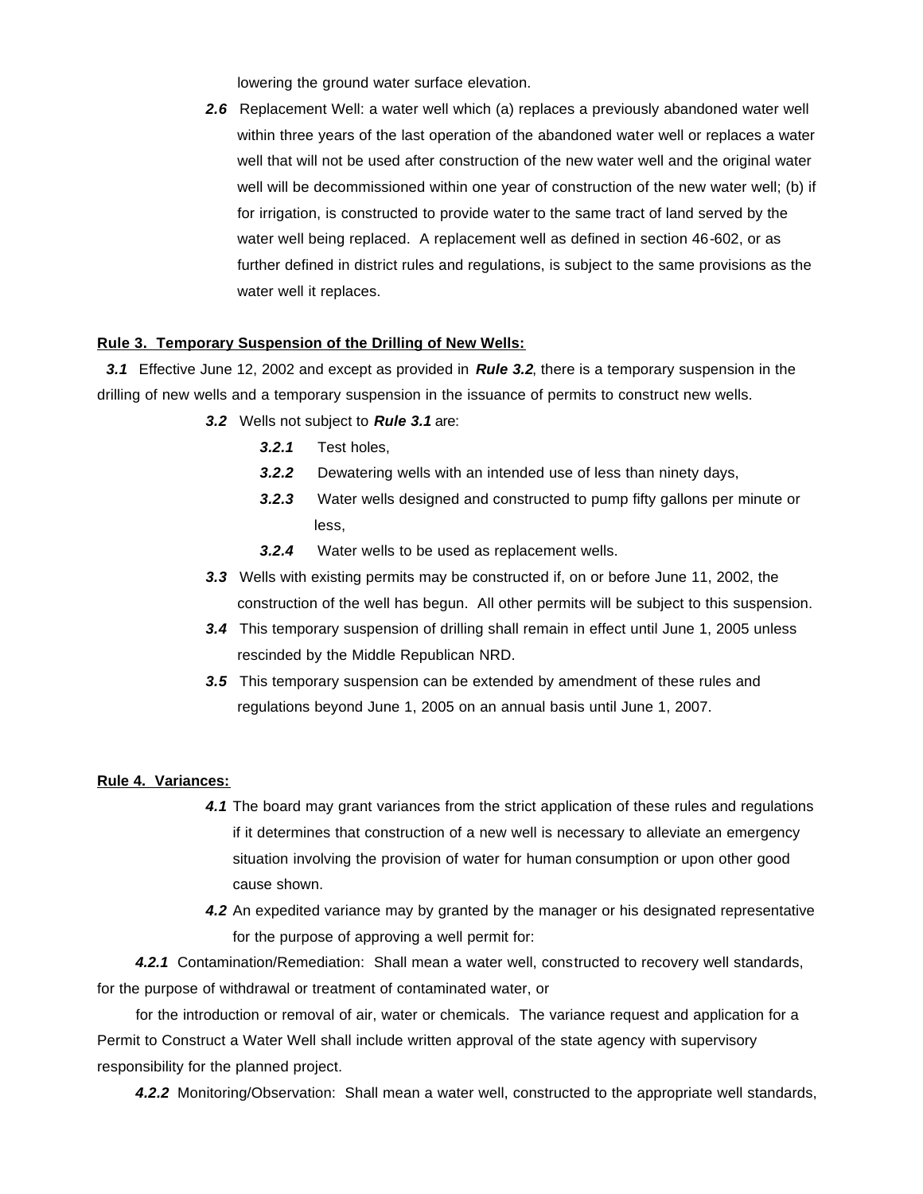lowering the ground water surface elevation.

***2.6*** Replacement Well: a water well which (a) replaces a previously abandoned water well within three years of the last operation of the abandoned water well or replaces a water well that will not be used after construction of the new water well and the original water well will be decommissioned within one year of construction of the new water well; (b) if for irrigation, is constructed to provide water to the same tract of land served by the water well being replaced. A replacement well as defined in section 46-602, or as further defined in district rules and regulations, is subject to the same provisions as the water well it replaces.

**Rule 3. Temporary Suspension of the Drilling of New Wells:**

***3.1*** Effective June 12, 2002 and except as provided in ***Rule 3.2***, there is a temporary suspension in the drilling of new wells and a temporary suspension in the issuance of permits to construct new wells.

***3.2*** Wells not subject to ***Rule 3.1*** are:

- ***3.2.1*** Test holes,
- ***3.2.2*** Dewatering wells with an intended use of less than ninety days,
- ***3.2.3*** Water wells designed and constructed to pump fifty gallons per minute or less,
- ***3.2.4*** Water wells to be used as replacement wells.

***3.3*** Wells with existing permits may be constructed if, on or before June 11, 2002, the construction of the well has begun. All other permits will be subject to this suspension.

***3.4*** This temporary suspension of drilling shall remain in effect until June 1, 2005 unless rescinded by the Middle Republican NRD.

***3.5*** This temporary suspension can be extended by amendment of these rules and regulations beyond June 1, 2005 on an annual basis until June 1, 2007.

**Rule 4. Variances:**

***4.1*** The board may grant variances from the strict application of these rules and regulations if it determines that construction of a new well is necessary to alleviate an emergency situation involving the provision of water for human consumption or upon other good cause shown.

***4.2*** An expedited variance may by granted by the manager or his designated representative for the purpose of approving a well permit for:

***4.2.1*** Contamination/Remediation: Shall mean a water well, constructed to recovery well standards, for the purpose of withdrawal or treatment of contaminated water, or

for the introduction or removal of air, water or chemicals. The variance request and application for a Permit to Construct a Water Well shall include written approval of the state agency with supervisory responsibility for the planned project.

***4.2.2*** Monitoring/Observation: Shall mean a water well, constructed to the appropriate well standards,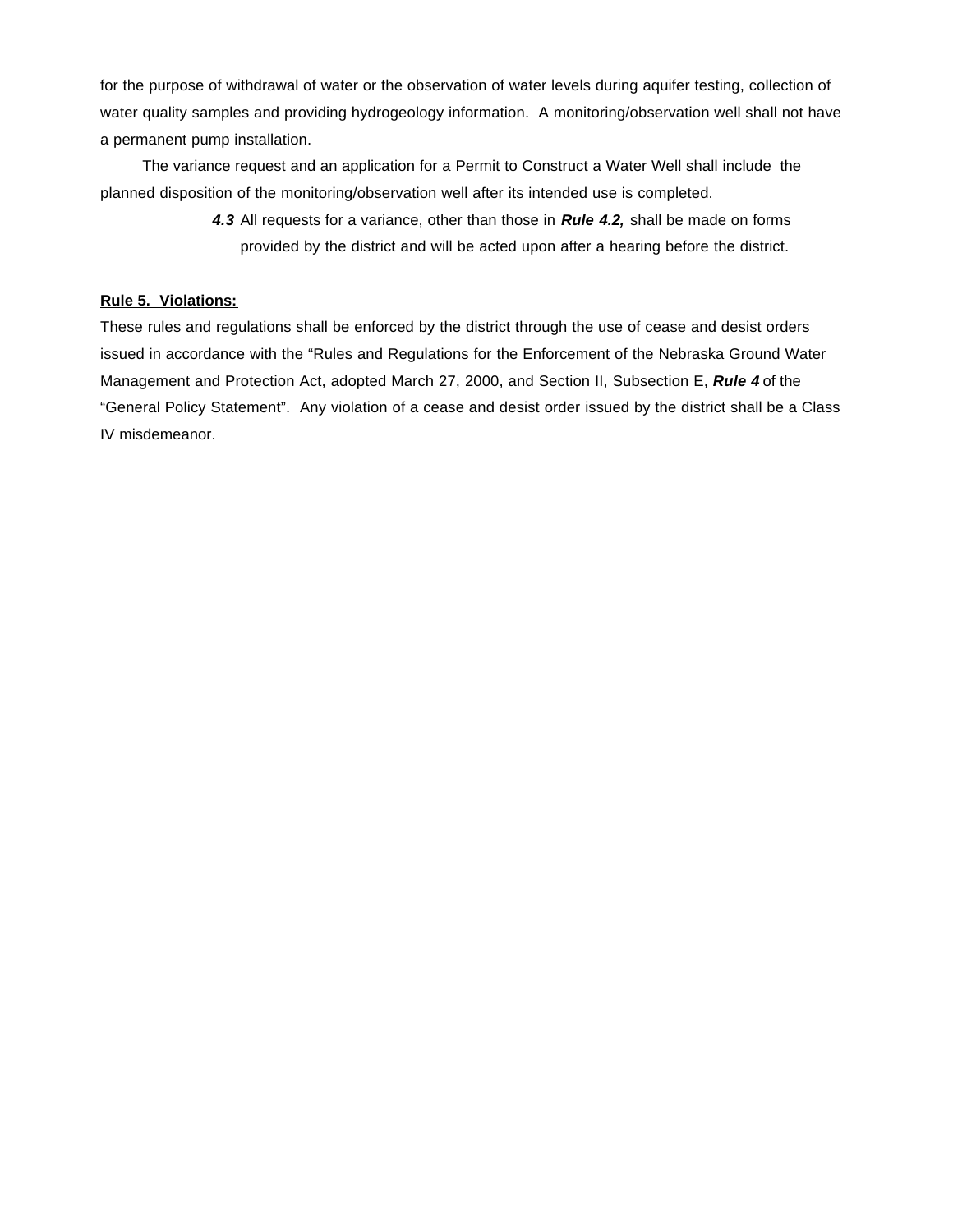for the purpose of withdrawal of water or the observation of water levels during aquifer testing, collection of water quality samples and providing hydrogeology information.  A monitoring/observation well shall not have a permanent pump installation.

The variance request and an application for a Permit to Construct a Water Well shall include the planned disposition of the monitoring/observation well after its intended use is completed.

***4.3*** All requests for a variance, other than those in ***Rule 4.2,*** shall be made on forms provided by the district and will be acted upon after a hearing before the district.

**Rule 5.  Violations:**

These rules and regulations shall be enforced by the district through the use of cease and desist orders issued in accordance with the "Rules and Regulations for the Enforcement of the Nebraska Ground Water Management and Protection Act, adopted March 27, 2000, and Section II, Subsection E, ***Rule 4*** of the "General Policy Statement".  Any violation of a cease and desist order issued by the district shall be a Class IV misdemeanor.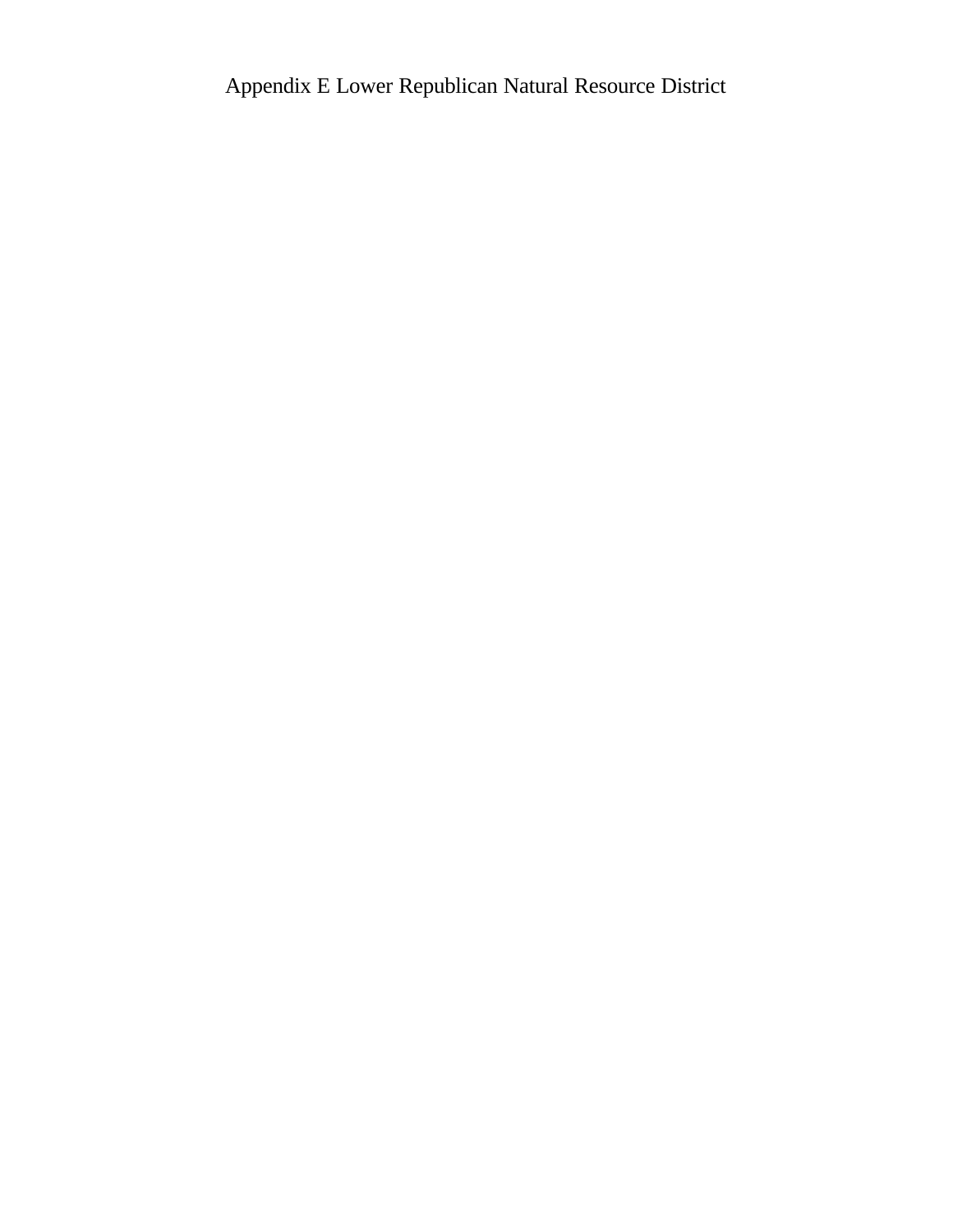# Appendix E Lower Republican Natural Resource District